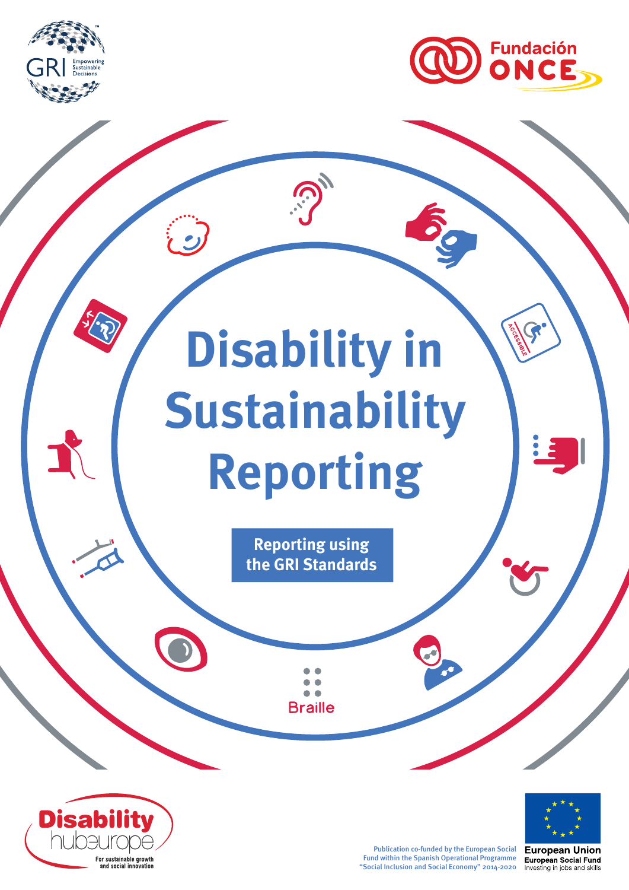GRI Empowering Sustainable Decisions

Fundación ONCE

# Disability in Sustainability Reporting

Reporting using the GRI Standards

Braille

Disability hubeurope
For sustainable growth and social innovation

Publication co-funded by the European Social Fund within the Spanish Operational Programme "Social Inclusion and Social Economy" 2014-2020

European Union
European Social Fund
Investing in jobs and skills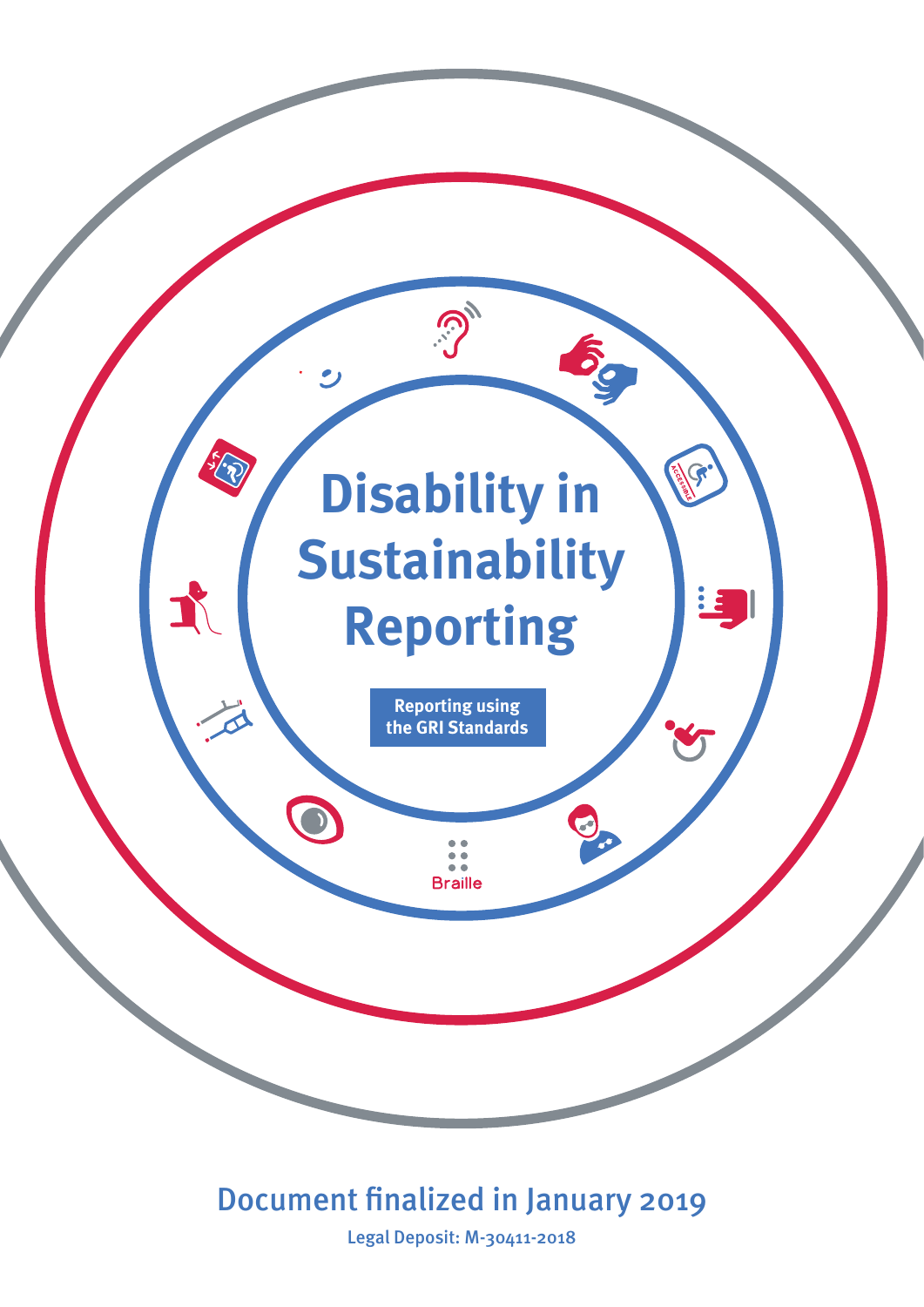# Disability in Sustainability Reporting

**Reporting using the GRI Standards**

Braille

Document finalized in January 2019

Legal Deposit: M-30411-2018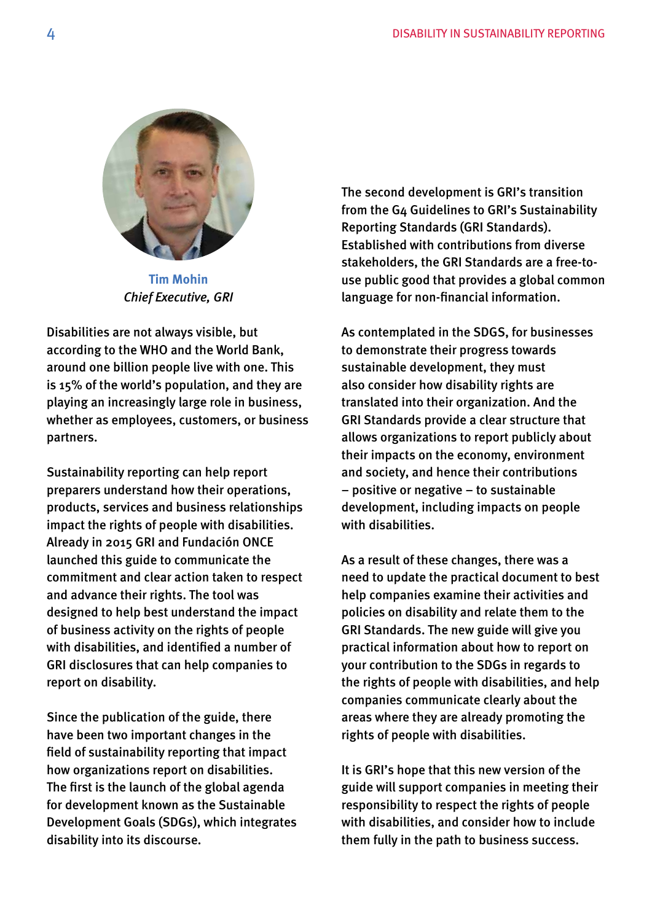**Tim Mohin**
*Chief Executive, GRI*

Disabilities are not always visible, but according to the WHO and the World Bank, around one billion people live with one. This is 15% of the world's population, and they are playing an increasingly large role in business, whether as employees, customers, or business partners.

Sustainability reporting can help report preparers understand how their operations, products, services and business relationships impact the rights of people with disabilities. Already in 2015 GRI and Fundación ONCE launched this guide to communicate the commitment and clear action taken to respect and advance their rights. The tool was designed to help best understand the impact of business activity on the rights of people with disabilities, and identified a number of GRI disclosures that can help companies to report on disability.

Since the publication of the guide, there have been two important changes in the field of sustainability reporting that impact how organizations report on disabilities. The first is the launch of the global agenda for development known as the Sustainable Development Goals (SDGs), which integrates disability into its discourse.

The second development is GRI's transition from the G4 Guidelines to GRI's Sustainability Reporting Standards (GRI Standards). Established with contributions from diverse stakeholders, the GRI Standards are a free-to-use public good that provides a global common language for non-financial information.

As contemplated in the SDGS, for businesses to demonstrate their progress towards sustainable development, they must also consider how disability rights are translated into their organization. And the GRI Standards provide a clear structure that allows organizations to report publicly about their impacts on the economy, environment and society, and hence their contributions – positive or negative – to sustainable development, including impacts on people with disabilities.

As a result of these changes, there was a need to update the practical document to best help companies examine their activities and policies on disability and relate them to the GRI Standards. The new guide will give you practical information about how to report on your contribution to the SDGs in regards to the rights of people with disabilities, and help companies communicate clearly about the areas where they are already promoting the rights of people with disabilities.

It is GRI's hope that this new version of the guide will support companies in meeting their responsibility to respect the rights of people with disabilities, and consider how to include them fully in the path to business success.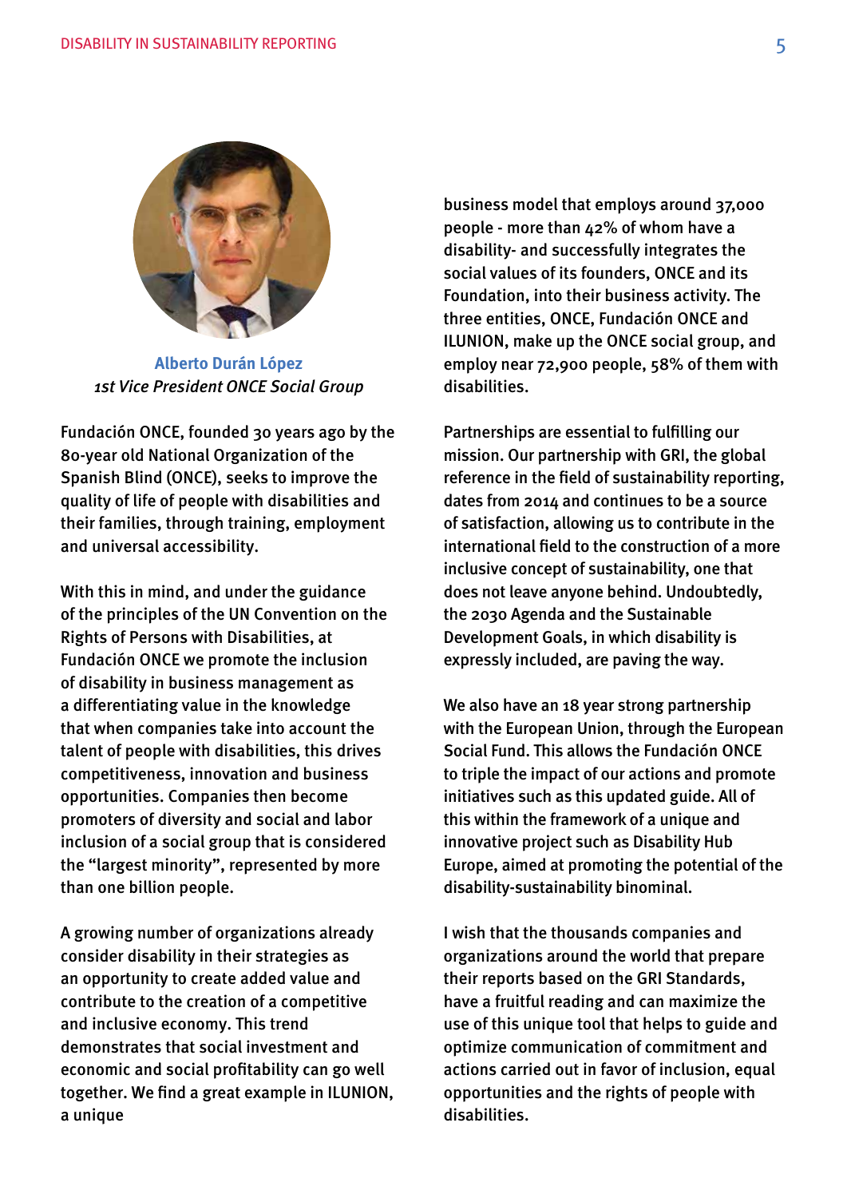**Alberto Durán López**
*1st Vice President ONCE Social Group*

Fundación ONCE, founded 30 years ago by the 80-year old National Organization of the Spanish Blind (ONCE), seeks to improve the quality of life of people with disabilities and their families, through training, employment and universal accessibility.

With this in mind, and under the guidance of the principles of the UN Convention on the Rights of Persons with Disabilities, at Fundación ONCE we promote the inclusion of disability in business management as a differentiating value in the knowledge that when companies take into account the talent of people with disabilities, this drives competitiveness, innovation and business opportunities. Companies then become promoters of diversity and social and labor inclusion of a social group that is considered the "largest minority", represented by more than one billion people.

A growing number of organizations already consider disability in their strategies as an opportunity to create added value and contribute to the creation of a competitive and inclusive economy. This trend demonstrates that social investment and economic and social profitability can go well together. We find a great example in ILUNION, a unique business model that employs around 37,000 people - more than 42% of whom have a disability- and successfully integrates the social values of its founders, ONCE and its Foundation, into their business activity. The three entities, ONCE, Fundación ONCE and ILUNION, make up the ONCE social group, and employ near 72,900 people, 58% of them with disabilities.

Partnerships are essential to fulfilling our mission. Our partnership with GRI, the global reference in the field of sustainability reporting, dates from 2014 and continues to be a source of satisfaction, allowing us to contribute in the international field to the construction of a more inclusive concept of sustainability, one that does not leave anyone behind. Undoubtedly, the 2030 Agenda and the Sustainable Development Goals, in which disability is expressly included, are paving the way.

We also have an 18 year strong partnership with the European Union, through the European Social Fund. This allows the Fundación ONCE to triple the impact of our actions and promote initiatives such as this updated guide. All of this within the framework of a unique and innovative project such as Disability Hub Europe, aimed at promoting the potential of the disability-sustainability binominal.

I wish that the thousands companies and organizations around the world that prepare their reports based on the GRI Standards, have a fruitful reading and can maximize the use of this unique tool that helps to guide and optimize communication of commitment and actions carried out in favor of inclusion, equal opportunities and the rights of people with disabilities.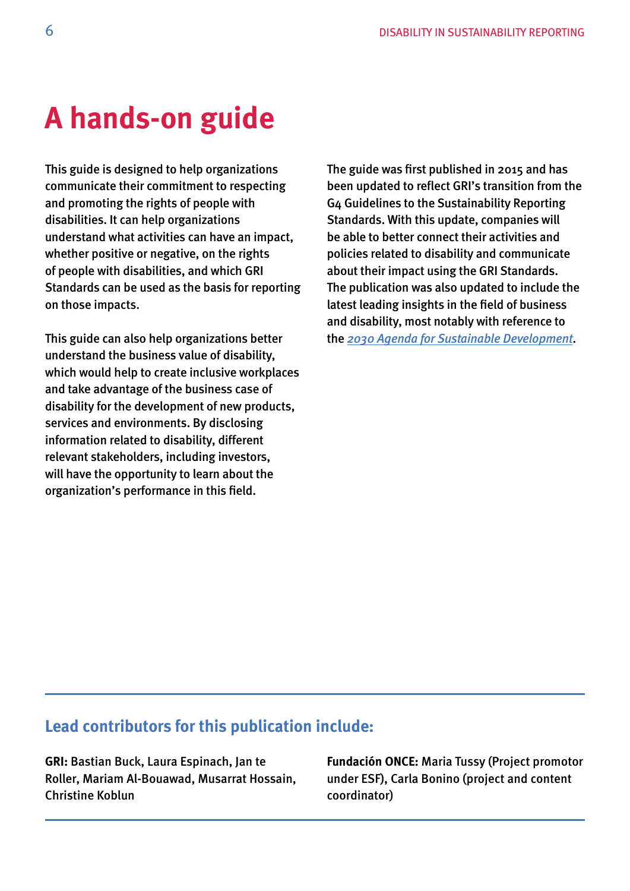# A hands-on guide

This guide is designed to help organizations communicate their commitment to respecting and promoting the rights of people with disabilities. It can help organizations understand what activities can have an impact, whether positive or negative, on the rights of people with disabilities, and which GRI Standards can be used as the basis for reporting on those impacts.

This guide can also help organizations better understand the business value of disability, which would help to create inclusive workplaces and take advantage of the business case of disability for the development of new products, services and environments. By disclosing information related to disability, different relevant stakeholders, including investors, will have the opportunity to learn about the organization's performance in this field.

The guide was first published in 2015 and has been updated to reflect GRI's transition from the G4 Guidelines to the Sustainability Reporting Standards. With this update, companies will be able to better connect their activities and policies related to disability and communicate about their impact using the GRI Standards. The publication was also updated to include the latest leading insights in the field of business and disability, most notably with reference to the *2030 Agenda for Sustainable Development*.

## Lead contributors for this publication include:

**GRI:** Bastian Buck, Laura Espinach, Jan te Roller, Mariam Al-Bouawad, Musarrat Hossain, Christine Koblun

**Fundación ONCE:** Maria Tussy (Project promotor under ESF), Carla Bonino (project and content coordinator)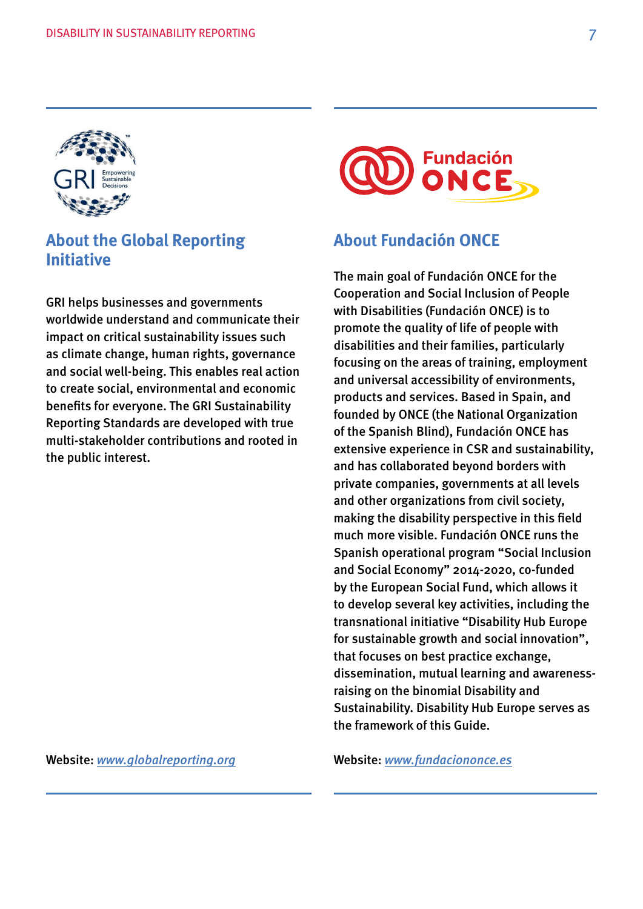## About the Global Reporting Initiative

GRI helps businesses and governments worldwide understand and communicate their impact on critical sustainability issues such as climate change, human rights, governance and social well-being. This enables real action to create social, environmental and economic benefits for everyone. The GRI Sustainability Reporting Standards are developed with true multi-stakeholder contributions and rooted in the public interest.

Website: *www.globalreporting.org*

## About Fundación ONCE

The main goal of Fundación ONCE for the Cooperation and Social Inclusion of People with Disabilities (Fundación ONCE) is to promote the quality of life of people with disabilities and their families, particularly focusing on the areas of training, employment and universal accessibility of environments, products and services. Based in Spain, and founded by ONCE (the National Organization of the Spanish Blind), Fundación ONCE has extensive experience in CSR and sustainability, and has collaborated beyond borders with private companies, governments at all levels and other organizations from civil society, making the disability perspective in this field much more visible. Fundación ONCE runs the Spanish operational program “Social Inclusion and Social Economy” 2014-2020, co-funded by the European Social Fund, which allows it to develop several key activities, including the transnational initiative “Disability Hub Europe for sustainable growth and social innovation”, that focuses on best practice exchange, dissemination, mutual learning and awareness-raising on the binomial Disability and Sustainability. Disability Hub Europe serves as the framework of this Guide.

Website: *www.fundaciononce.es*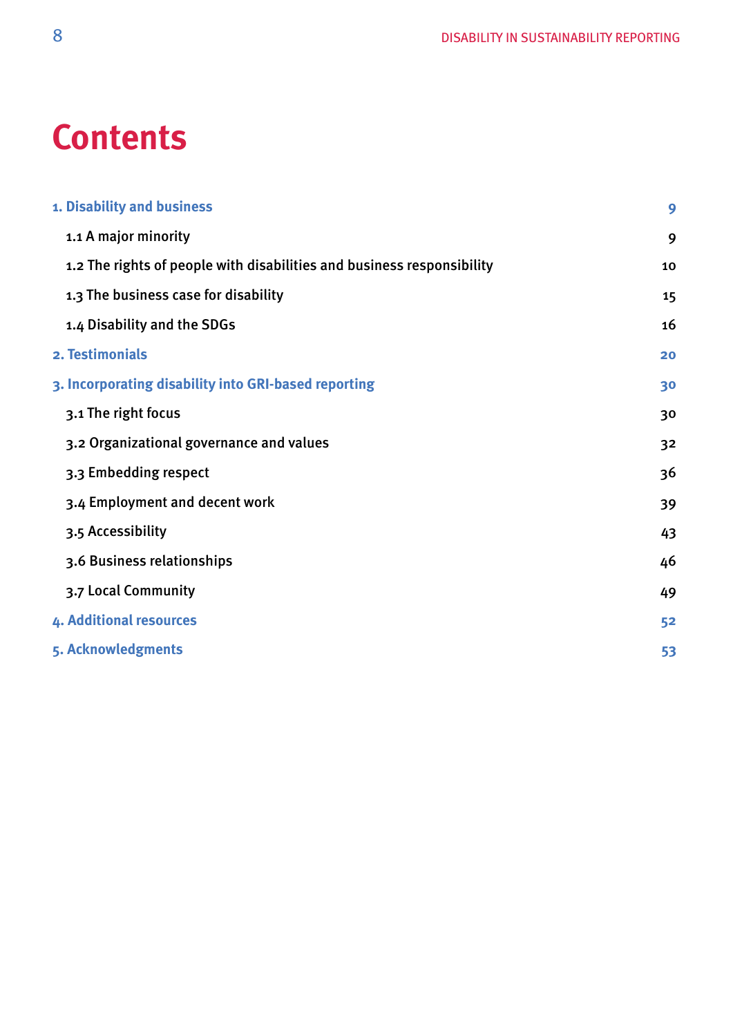# Contents

| | |
|---|---|
| **1. Disability and business** | **9** |
| 1.1 A major minority | 9 |
| 1.2 The rights of people with disabilities and business responsibility | 10 |
| 1.3 The business case for disability | 15 |
| 1.4 Disability and the SDGs | 16 |
| **2. Testimonials** | **20** |
| **3. Incorporating disability into GRI-based reporting** | **30** |
| 3.1 The right focus | 30 |
| 3.2 Organizational governance and values | 32 |
| 3.3 Embedding respect | 36 |
| 3.4 Employment and decent work | 39 |
| 3.5 Accessibility | 43 |
| 3.6 Business relationships | 46 |
| 3.7 Local Community | 49 |
| **4. Additional resources** | **52** |
| **5. Acknowledgments** | **53** |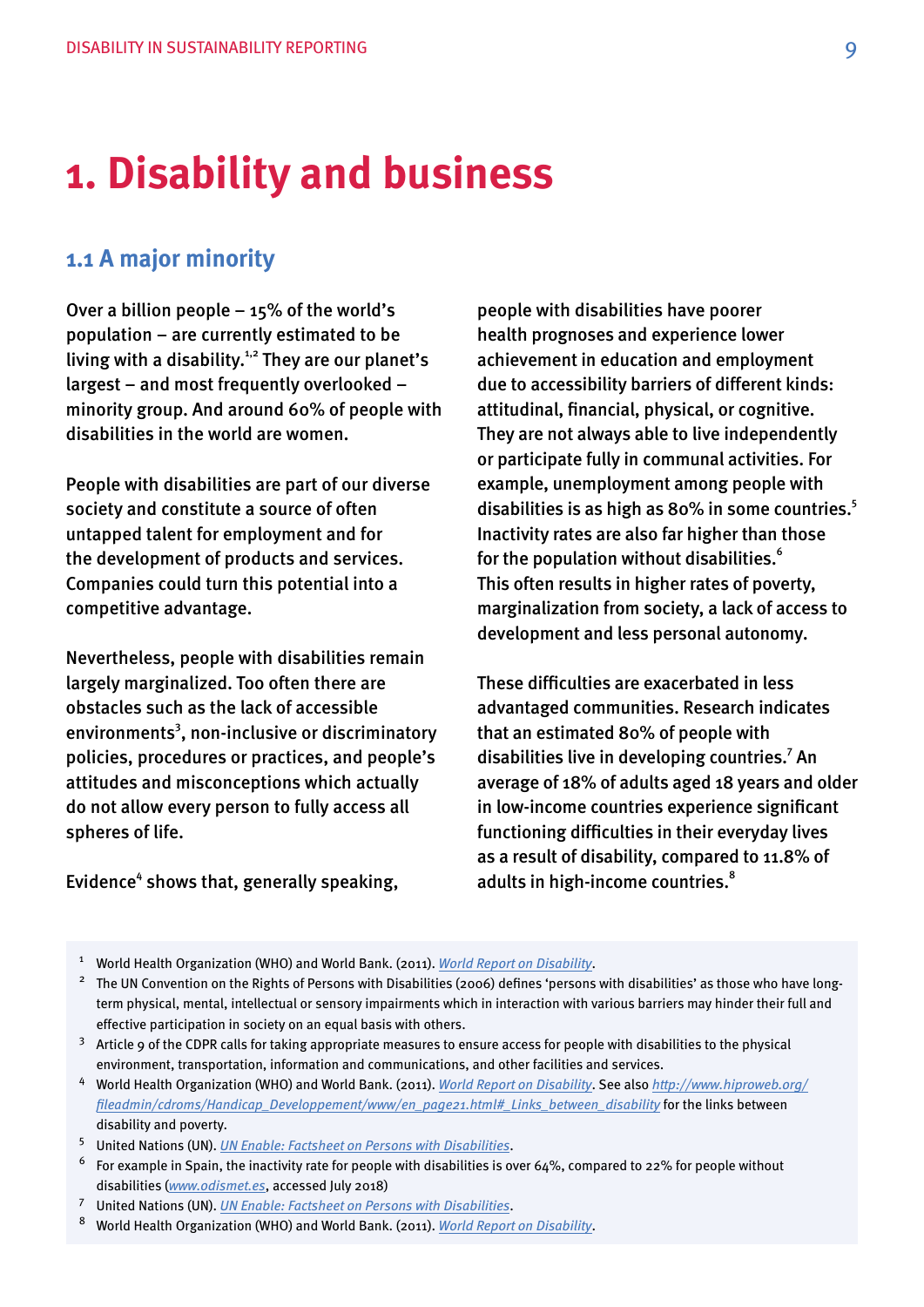# 1. Disability and business

## 1.1 A major minority

Over a billion people – 15% of the world's population – are currently estimated to be living with a disability.[1,2] They are our planet's largest – and most frequently overlooked – minority group. And around 60% of people with disabilities in the world are women.

People with disabilities are part of our diverse society and constitute a source of often untapped talent for employment and for the development of products and services. Companies could turn this potential into a competitive advantage.

Nevertheless, people with disabilities remain largely marginalized. Too often there are obstacles such as the lack of accessible environments[3], non-inclusive or discriminatory policies, procedures or practices, and people's attitudes and misconceptions which actually do not allow every person to fully access all spheres of life.

Evidence[4] shows that, generally speaking, people with disabilities have poorer health prognoses and experience lower achievement in education and employment due to accessibility barriers of different kinds: attitudinal, financial, physical, or cognitive. They are not always able to live independently or participate fully in communal activities. For example, unemployment among people with disabilities is as high as 80% in some countries.[5] Inactivity rates are also far higher than those for the population without disabilities.[6] This often results in higher rates of poverty, marginalization from society, a lack of access to development and less personal autonomy.

These difficulties are exacerbated in less advantaged communities. Research indicates that an estimated 80% of people with disabilities live in developing countries.[7] An average of 18% of adults aged 18 years and older in low-income countries experience significant functioning difficulties in their everyday lives as a result of disability, compared to 11.8% of adults in high-income countries.[8]

---

[1] World Health Organization (WHO) and World Bank. (2011). *World Report on Disability*.

[2] The UN Convention on the Rights of Persons with Disabilities (2006) defines 'persons with disabilities' as those who have long-term physical, mental, intellectual or sensory impairments which in interaction with various barriers may hinder their full and effective participation in society on an equal basis with others.

[3] Article 9 of the CDPR calls for taking appropriate measures to ensure access for people with disabilities to the physical environment, transportation, information and communications, and other facilities and services.

[4] World Health Organization (WHO) and World Bank. (2011). *World Report on Disability*. See also *http://www.hiproweb.org/fileadmin/cdroms/Handicap_Developpement/www/en_page21.html#_Links_between_disability* for the links between disability and poverty.

[5] United Nations (UN). *UN Enable: Factsheet on Persons with Disabilities*.

[6] For example in Spain, the inactivity rate for people with disabilities is over 64%, compared to 22% for people without disabilities (*www.odismet.es*, accessed July 2018)

[7] United Nations (UN). *UN Enable: Factsheet on Persons with Disabilities*.

[8] World Health Organization (WHO) and World Bank. (2011). *World Report on Disability*.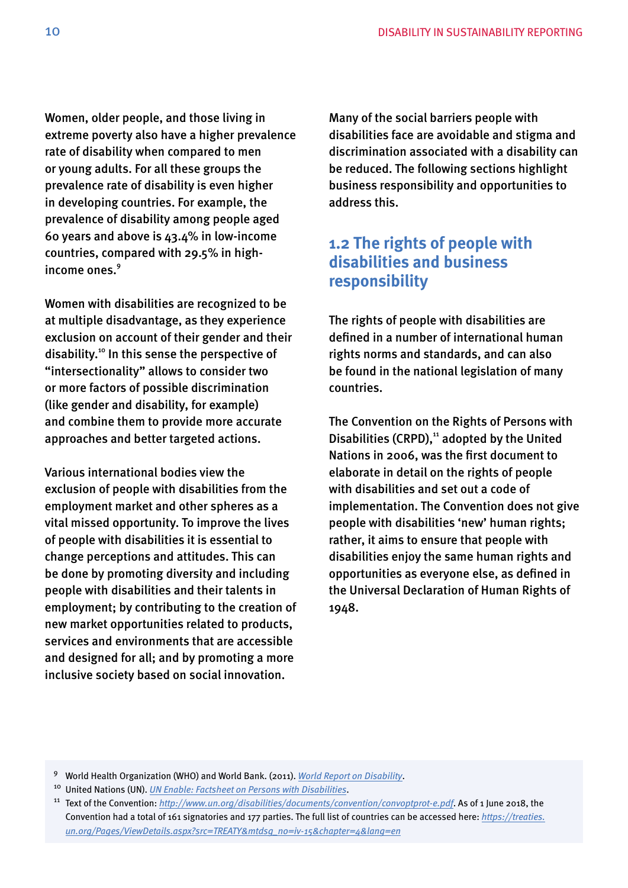Women, older people, and those living in extreme poverty also have a higher prevalence rate of disability when compared to men or young adults. For all these groups the prevalence rate of disability is even higher in developing countries. For example, the prevalence of disability among people aged 60 years and above is 43.4% in low-income countries, compared with 29.5% in high-income ones.[9]

Women with disabilities are recognized to be at multiple disadvantage, as they experience exclusion on account of their gender and their disability.[10] In this sense the perspective of "intersectionality" allows to consider two or more factors of possible discrimination (like gender and disability, for example) and combine them to provide more accurate approaches and better targeted actions.

Various international bodies view the exclusion of people with disabilities from the employment market and other spheres as a vital missed opportunity. To improve the lives of people with disabilities it is essential to change perceptions and attitudes. This can be done by promoting diversity and including people with disabilities and their talents in employment; by contributing to the creation of new market opportunities related to products, services and environments that are accessible and designed for all; and by promoting a more inclusive society based on social innovation.

Many of the social barriers people with disabilities face are avoidable and stigma and discrimination associated with a disability can be reduced. The following sections highlight business responsibility and opportunities to address this.

## 1.2 The rights of people with disabilities and business responsibility

The rights of people with disabilities are defined in a number of international human rights norms and standards, and can also be found in the national legislation of many countries.

The Convention on the Rights of Persons with Disabilities (CRPD),[11] adopted by the United Nations in 2006, was the first document to elaborate in detail on the rights of people with disabilities and set out a code of implementation. The Convention does not give people with disabilities 'new' human rights; rather, it aims to ensure that people with disabilities enjoy the same human rights and opportunities as everyone else, as defined in the Universal Declaration of Human Rights of 1948.

---

[9] World Health Organization (WHO) and World Bank. (2011). *World Report on Disability*.

[10] United Nations (UN). *UN Enable: Factsheet on Persons with Disabilities*.

[11] Text of the Convention: *http://www.un.org/disabilities/documents/convention/convoptprot-e.pdf*. As of 1 June 2018, the Convention had a total of 161 signatories and 177 parties. The full list of countries can be accessed here: *https://treaties.un.org/Pages/ViewDetails.aspx?src=TREATY&mtdsg_no=iv-15&chapter=4&lang=en*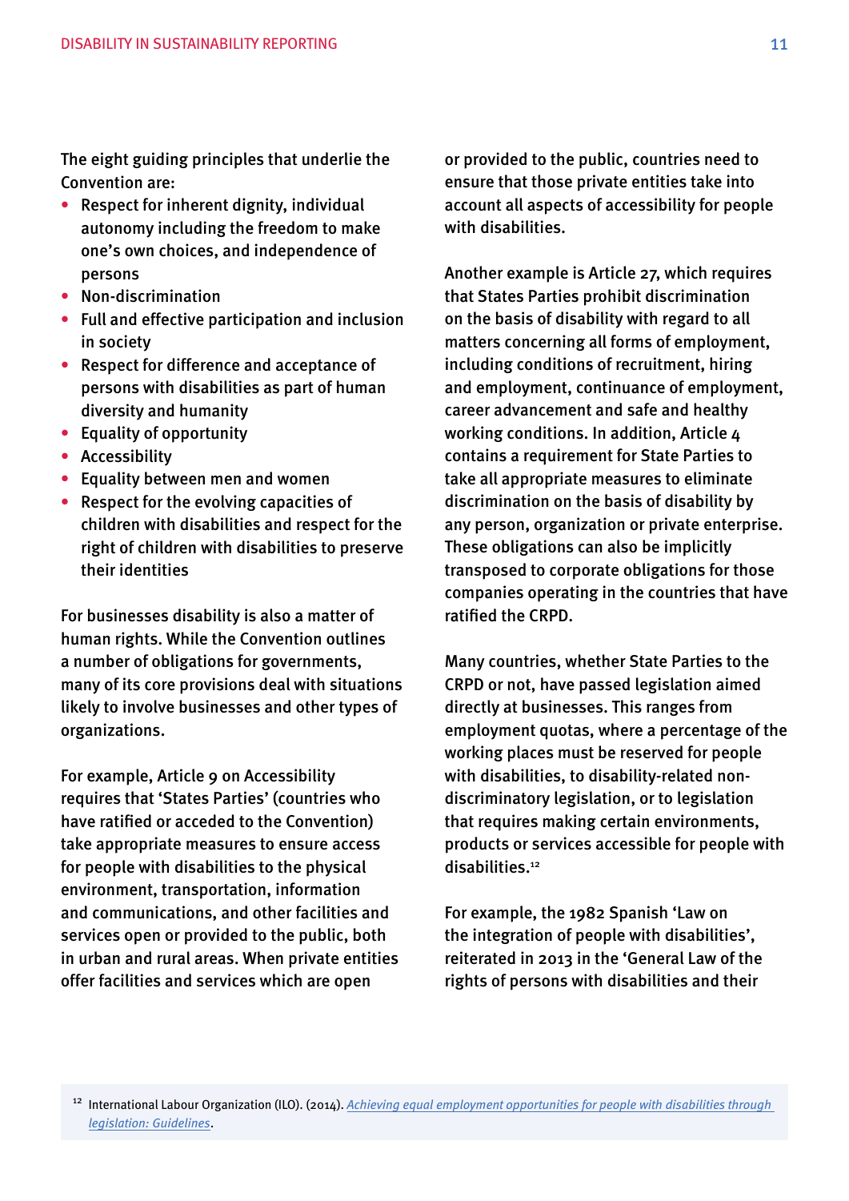The eight guiding principles that underlie the Convention are:

- Respect for inherent dignity, individual autonomy including the freedom to make one's own choices, and independence of persons
- Non-discrimination
- Full and effective participation and inclusion in society
- Respect for difference and acceptance of persons with disabilities as part of human diversity and humanity
- Equality of opportunity
- Accessibility
- Equality between men and women
- Respect for the evolving capacities of children with disabilities and respect for the right of children with disabilities to preserve their identities

For businesses disability is also a matter of human rights. While the Convention outlines a number of obligations for governments, many of its core provisions deal with situations likely to involve businesses and other types of organizations.

For example, Article 9 on Accessibility requires that 'States Parties' (countries who have ratified or acceded to the Convention) take appropriate measures to ensure access for people with disabilities to the physical environment, transportation, information and communications, and other facilities and services open or provided to the public, both in urban and rural areas. When private entities offer facilities and services which are open or provided to the public, countries need to ensure that those private entities take into account all aspects of accessibility for people with disabilities.

Another example is Article 27, which requires that States Parties prohibit discrimination on the basis of disability with regard to all matters concerning all forms of employment, including conditions of recruitment, hiring and employment, continuance of employment, career advancement and safe and healthy working conditions. In addition, Article 4 contains a requirement for State Parties to take all appropriate measures to eliminate discrimination on the basis of disability by any person, organization or private enterprise. These obligations can also be implicitly transposed to corporate obligations for those companies operating in the countries that have ratified the CRPD.

Many countries, whether State Parties to the CRPD or not, have passed legislation aimed directly at businesses. This ranges from employment quotas, where a percentage of the working places must be reserved for people with disabilities, to disability-related non-discriminatory legislation, or to legislation that requires making certain environments, products or services accessible for people with disabilities.[12]

For example, the 1982 Spanish 'Law on the integration of people with disabilities', reiterated in 2013 in the 'General Law of the rights of persons with disabilities and their

[12] International Labour Organization (ILO). (2014). *Achieving equal employment opportunities for people with disabilities through legislation: Guidelines*.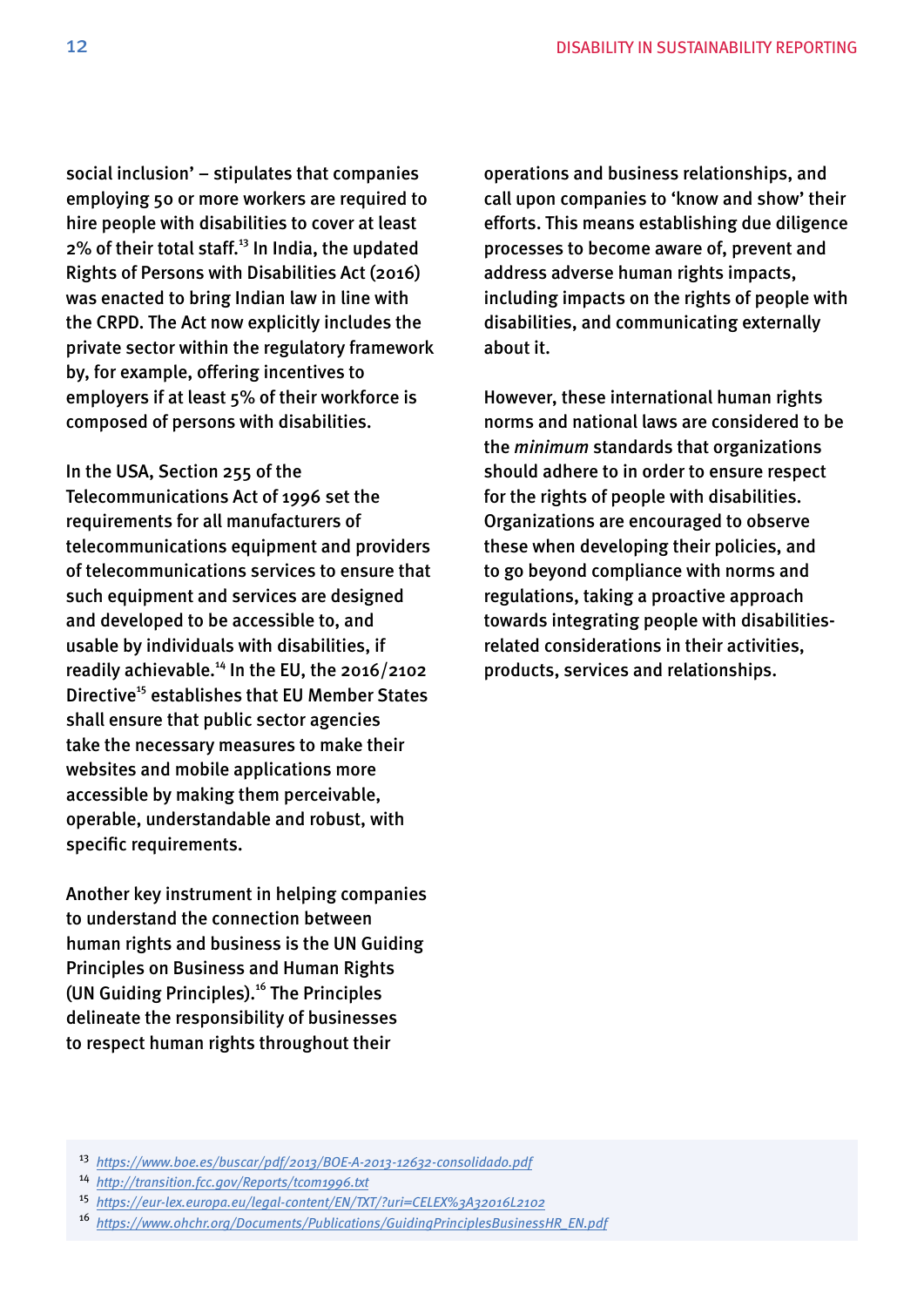social inclusion' – stipulates that companies employing 50 or more workers are required to hire people with disabilities to cover at least 2% of their total staff.[13] In India, the updated Rights of Persons with Disabilities Act (2016) was enacted to bring Indian law in line with the CRPD. The Act now explicitly includes the private sector within the regulatory framework by, for example, offering incentives to employers if at least 5% of their workforce is composed of persons with disabilities.

In the USA, Section 255 of the Telecommunications Act of 1996 set the requirements for all manufacturers of telecommunications equipment and providers of telecommunications services to ensure that such equipment and services are designed and developed to be accessible to, and usable by individuals with disabilities, if readily achievable.[14] In the EU, the 2016/2102 Directive[15] establishes that EU Member States shall ensure that public sector agencies take the necessary measures to make their websites and mobile applications more accessible by making them perceivable, operable, understandable and robust, with specific requirements.

Another key instrument in helping companies to understand the connection between human rights and business is the UN Guiding Principles on Business and Human Rights (UN Guiding Principles).[16] The Principles delineate the responsibility of businesses to respect human rights throughout their operations and business relationships, and call upon companies to 'know and show' their efforts. This means establishing due diligence processes to become aware of, prevent and address adverse human rights impacts, including impacts on the rights of people with disabilities, and communicating externally about it.

However, these international human rights norms and national laws are considered to be the *minimum* standards that organizations should adhere to in order to ensure respect for the rights of people with disabilities. Organizations are encouraged to observe these when developing their policies, and to go beyond compliance with norms and regulations, taking a proactive approach towards integrating people with disabilities-related considerations in their activities, products, services and relationships.

[13] https://www.boe.es/buscar/pdf/2013/BOE-A-2013-12632-consolidado.pdf

[14] http://transition.fcc.gov/Reports/tcom1996.txt

[15] https://eur-lex.europa.eu/legal-content/EN/TXT/?uri=CELEX%3A32016L2102

[16] https://www.ohchr.org/Documents/Publications/GuidingPrinciplesBusinessHR_EN.pdf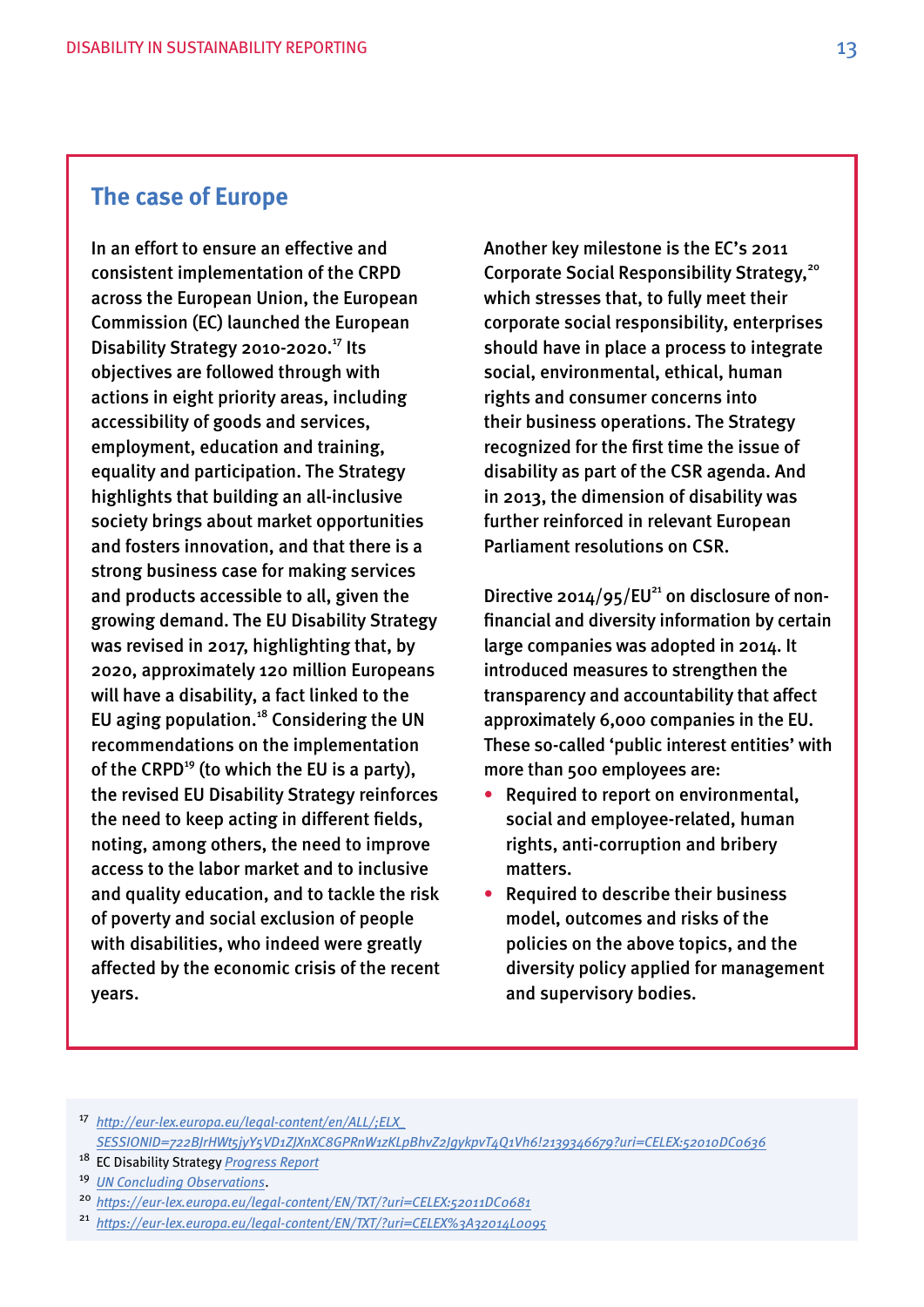## The case of Europe

In an effort to ensure an effective and consistent implementation of the CRPD across the European Union, the European Commission (EC) launched the European Disability Strategy 2010-2020.[17] Its objectives are followed through with actions in eight priority areas, including accessibility of goods and services, employment, education and training, equality and participation. The Strategy highlights that building an all-inclusive society brings about market opportunities and fosters innovation, and that there is a strong business case for making services and products accessible to all, given the growing demand. The EU Disability Strategy was revised in 2017, highlighting that, by 2020, approximately 120 million Europeans will have a disability, a fact linked to the EU aging population.[18] Considering the UN recommendations on the implementation of the CRPD[19] (to which the EU is a party), the revised EU Disability Strategy reinforces the need to keep acting in different fields, noting, among others, the need to improve access to the labor market and to inclusive and quality education, and to tackle the risk of poverty and social exclusion of people with disabilities, who indeed were greatly affected by the economic crisis of the recent years.

Another key milestone is the EC's 2011 Corporate Social Responsibility Strategy,[20] which stresses that, to fully meet their corporate social responsibility, enterprises should have in place a process to integrate social, environmental, ethical, human rights and consumer concerns into their business operations. The Strategy recognized for the first time the issue of disability as part of the CSR agenda. And in 2013, the dimension of disability was further reinforced in relevant European Parliament resolutions on CSR.

Directive 2014/95/EU[21] on disclosure of non-financial and diversity information by certain large companies was adopted in 2014. It introduced measures to strengthen the transparency and accountability that affect approximately 6,000 companies in the EU. These so-called 'public interest entities' with more than 500 employees are:

- Required to report on environmental, social and employee-related, human rights, anti-corruption and bribery matters.
- Required to describe their business model, outcomes and risks of the policies on the above topics, and the diversity policy applied for management and supervisory bodies.

---

[17] *http://eur-lex.europa.eu/legal-content/en/ALL/;ELX_SESSIONID=722BJrHWt5jyY5VD1ZJXnXC8GPRnW1zKLpBhvZ2JgykpvT4Q1Vh6!2139346679?uri=CELEX:52010DC0636*

[18] EC Disability Strategy *Progress Report*

[19] *UN Concluding Observations*.

[20] *https://eur-lex.europa.eu/legal-content/EN/TXT/?uri=CELEX:52011DC0681*

[21] *https://eur-lex.europa.eu/legal-content/EN/TXT/?uri=CELEX%3A32014L0095*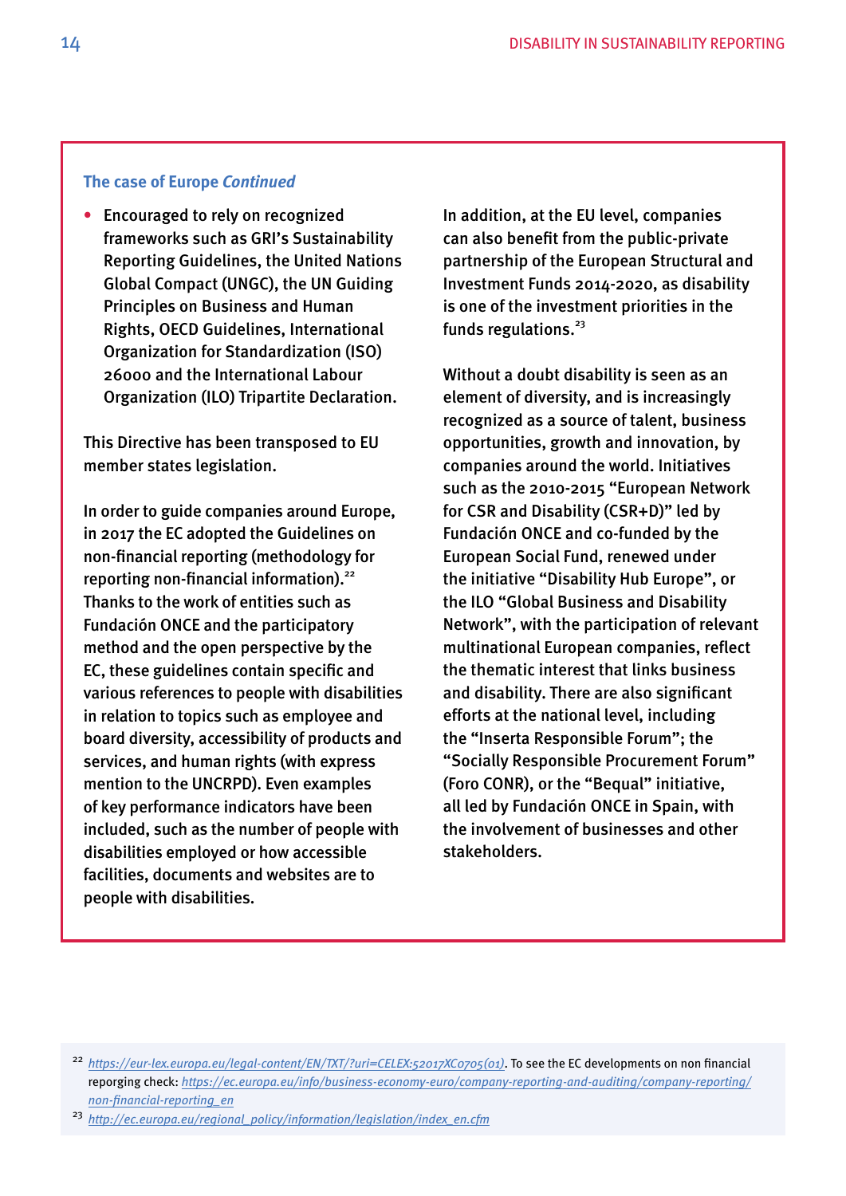### The case of Europe *Continued*

- Encouraged to rely on recognized frameworks such as GRI's Sustainability Reporting Guidelines, the United Nations Global Compact (UNGC), the UN Guiding Principles on Business and Human Rights, OECD Guidelines, International Organization for Standardization (ISO) 26000 and the International Labour Organization (ILO) Tripartite Declaration.

This Directive has been transposed to EU member states legislation.

In order to guide companies around Europe, in 2017 the EC adopted the Guidelines on non-financial reporting (methodology for reporting non-financial information).[22] Thanks to the work of entities such as Fundación ONCE and the participatory method and the open perspective by the EC, these guidelines contain specific and various references to people with disabilities in relation to topics such as employee and board diversity, accessibility of products and services, and human rights (with express mention to the UNCRPD). Even examples of key performance indicators have been included, such as the number of people with disabilities employed or how accessible facilities, documents and websites are to people with disabilities.

In addition, at the EU level, companies can also benefit from the public-private partnership of the European Structural and Investment Funds 2014-2020, as disability is one of the investment priorities in the funds regulations.[23]

Without a doubt disability is seen as an element of diversity, and is increasingly recognized as a source of talent, business opportunities, growth and innovation, by companies around the world. Initiatives such as the 2010-2015 "European Network for CSR and Disability (CSR+D)" led by Fundación ONCE and co-funded by the European Social Fund, renewed under the initiative "Disability Hub Europe", or the ILO "Global Business and Disability Network", with the participation of relevant multinational European companies, reflect the thematic interest that links business and disability. There are also significant efforts at the national level, including the "Inserta Responsible Forum"; the "Socially Responsible Procurement Forum" (Foro CONR), or the "Bequal" initiative, all led by Fundación ONCE in Spain, with the involvement of businesses and other stakeholders.

---

[22] *https://eur-lex.europa.eu/legal-content/EN/TXT/?uri=CELEX:52017XC0705(01)*. To see the EC developments on non financial reporging check: *https://ec.europa.eu/info/business-economy-euro/company-reporting-and-auditing/company-reporting/non-financial-reporting_en*

[23] *http://ec.europa.eu/regional_policy/information/legislation/index_en.cfm*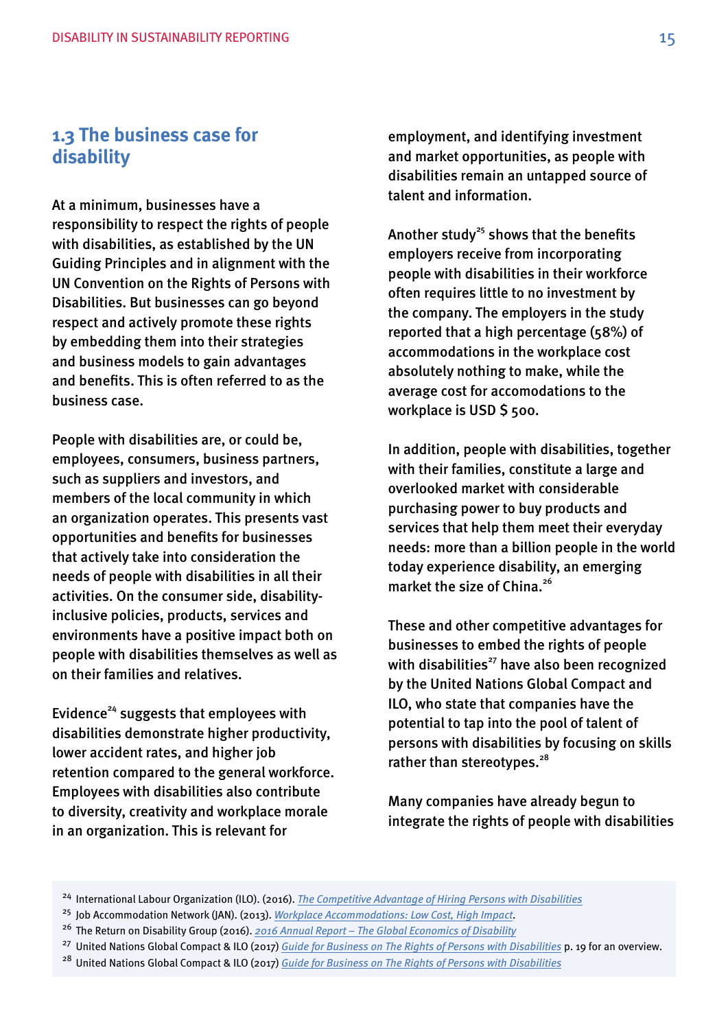## 1.3 The business case for disability

At a minimum, businesses have a responsibility to respect the rights of people with disabilities, as established by the UN Guiding Principles and in alignment with the UN Convention on the Rights of Persons with Disabilities. But businesses can go beyond respect and actively promote these rights by embedding them into their strategies and business models to gain advantages and benefits. This is often referred to as the business case.

People with disabilities are, or could be, employees, consumers, business partners, such as suppliers and investors, and members of the local community in which an organization operates. This presents vast opportunities and benefits for businesses that actively take into consideration the needs of people with disabilities in all their activities. On the consumer side, disability-inclusive policies, products, services and environments have a positive impact both on people with disabilities themselves as well as on their families and relatives.

Evidence[24] suggests that employees with disabilities demonstrate higher productivity, lower accident rates, and higher job retention compared to the general workforce. Employees with disabilities also contribute to diversity, creativity and workplace morale in an organization. This is relevant for employment, and identifying investment and market opportunities, as people with disabilities remain an untapped source of talent and information.

Another study[25] shows that the benefits employers receive from incorporating people with disabilities in their workforce often requires little to no investment by the company. The employers in the study reported that a high percentage (58%) of accommodations in the workplace cost absolutely nothing to make, while the average cost for accomodations to the workplace is USD $ 500.

In addition, people with disabilities, together with their families, constitute a large and overlooked market with considerable purchasing power to buy products and services that help them meet their everyday needs: more than a billion people in the world today experience disability, an emerging market the size of China.[26]

These and other competitive advantages for businesses to embed the rights of people with disabilities[27] have also been recognized by the United Nations Global Compact and ILO, who state that companies have the potential to tap into the pool of talent of persons with disabilities by focusing on skills rather than stereotypes.[28]

Many companies have already begun to integrate the rights of people with disabilities

---

[24] International Labour Organization (ILO). (2016). *The Competitive Advantage of Hiring Persons with Disabilities*

[25] Job Accommodation Network (JAN). (2013). *Workplace Accommodations: Low Cost, High Impact*.

[26] The Return on Disability Group (2016). *2016 Annual Report – The Global Economics of Disability*

[27] United Nations Global Compact & ILO (2017) *Guide for Business on The Rights of Persons with Disabilities* p. 19 for an overview.

[28] United Nations Global Compact & ILO (2017) *Guide for Business on The Rights of Persons with Disabilities*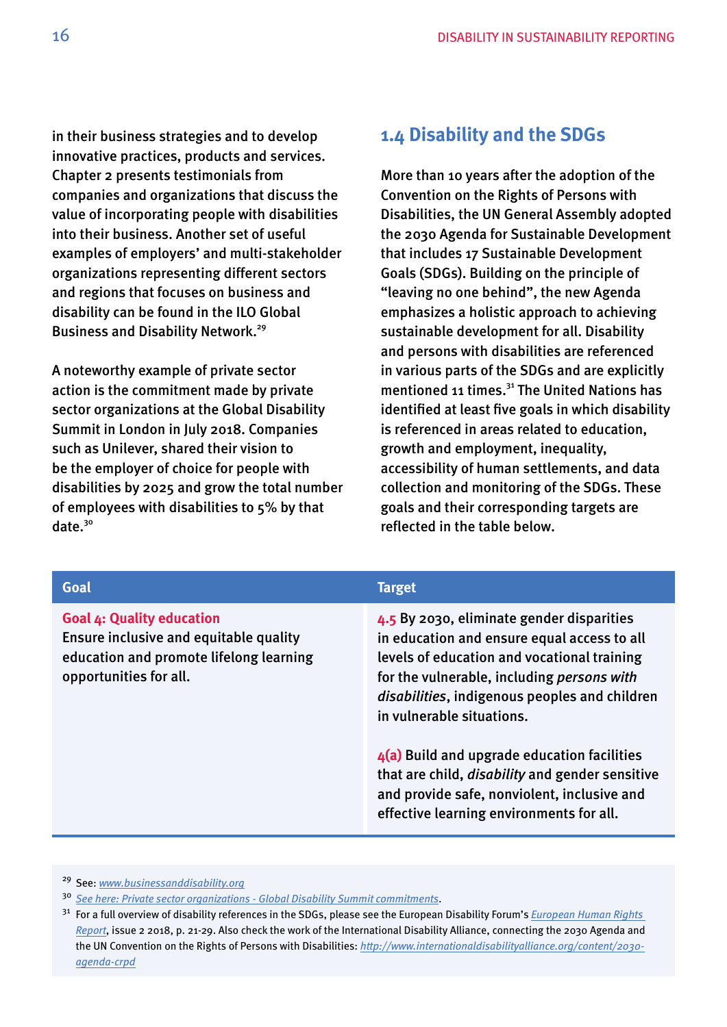in their business strategies and to develop innovative practices, products and services. Chapter 2 presents testimonials from companies and organizations that discuss the value of incorporating people with disabilities into their business. Another set of useful examples of employers' and multi-stakeholder organizations representing different sectors and regions that focuses on business and disability can be found in the ILO Global Business and Disability Network.[29]

A noteworthy example of private sector action is the commitment made by private sector organizations at the Global Disability Summit in London in July 2018. Companies such as Unilever, shared their vision to be the employer of choice for people with disabilities by 2025 and grow the total number of employees with disabilities to 5% by that date.[30]

## 1.4 Disability and the SDGs

More than 10 years after the adoption of the Convention on the Rights of Persons with Disabilities, the UN General Assembly adopted the 2030 Agenda for Sustainable Development that includes 17 Sustainable Development Goals (SDGs). Building on the principle of "leaving no one behind", the new Agenda emphasizes a holistic approach to achieving sustainable development for all. Disability and persons with disabilities are referenced in various parts of the SDGs and are explicitly mentioned 11 times.[31] The United Nations has identified at least five goals in which disability is referenced in areas related to education, growth and employment, inequality, accessibility of human settlements, and data collection and monitoring of the SDGs. These goals and their corresponding targets are reflected in the table below.

| Goal | Target |
|---|---|
| **Goal 4: Quality education**<br>Ensure inclusive and equitable quality education and promote lifelong learning opportunities for all. | **4.5** By 2030, eliminate gender disparities in education and ensure equal access to all levels of education and vocational training for the vulnerable, including *persons with disabilities*, indigenous peoples and children in vulnerable situations.<br><br>**4(a)** Build and upgrade education facilities that are child, *disability* and gender sensitive and provide safe, nonviolent, inclusive and effective learning environments for all. |

[29] See: www.businessanddisability.org

[30] See here: Private sector organizations - Global Disability Summit commitments.

[31] For a full overview of disability references in the SDGs, please see the European Disability Forum's European Human Rights Report, issue 2 2018, p. 21-29. Also check the work of the International Disability Alliance, connecting the 2030 Agenda and the UN Convention on the Rights of Persons with Disabilities: http://www.internationaldisabilityalliance.org/content/2030-agenda-crpd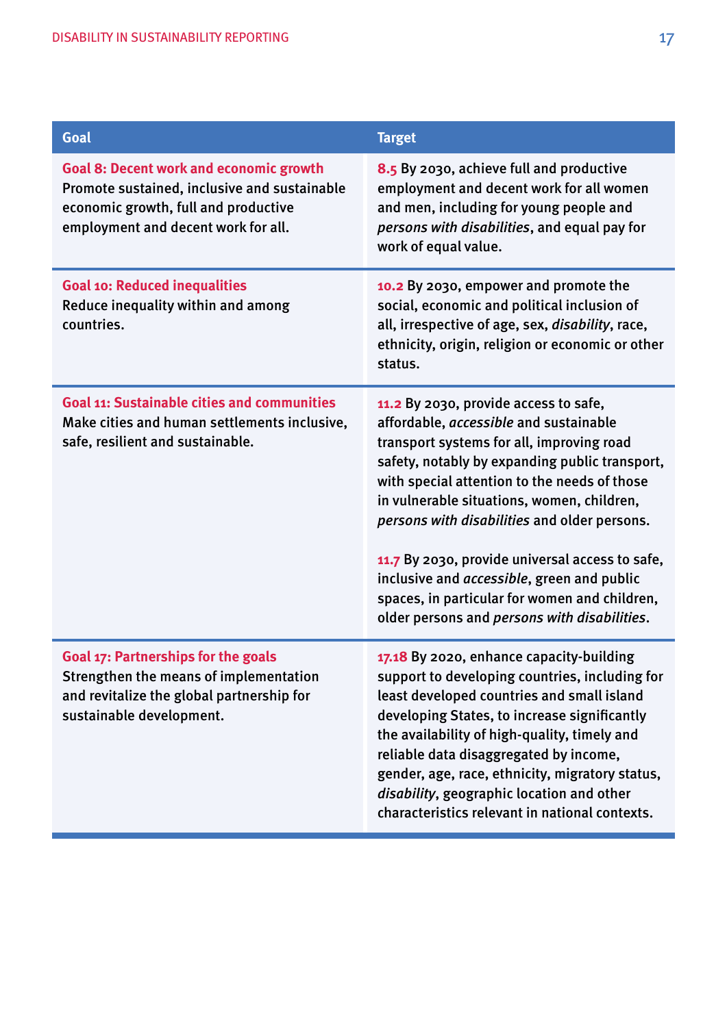| Goal | Target |
| --- | --- |
| **Goal 8: Decent work and economic growth** Promote sustained, inclusive and sustainable economic growth, full and productive employment and decent work for all. | **8.5** By 2030, achieve full and productive employment and decent work for all women and men, including for young people and *persons with disabilities*, and equal pay for work of equal value. |
| **Goal 10: Reduced inequalities** Reduce inequality within and among countries. | **10.2** By 2030, empower and promote the social, economic and political inclusion of all, irrespective of age, sex, *disability*, race, ethnicity, origin, religion or economic or other status. |
| **Goal 11: Sustainable cities and communities** Make cities and human settlements inclusive, safe, resilient and sustainable. | **11.2** By 2030, provide access to safe, affordable, *accessible* and sustainable transport systems for all, improving road safety, notably by expanding public transport, with special attention to the needs of those in vulnerable situations, women, children, *persons with disabilities* and older persons.<br><br>**11.7** By 2030, provide universal access to safe, inclusive and *accessible*, green and public spaces, in particular for women and children, older persons and *persons with disabilities*. |
| **Goal 17: Partnerships for the goals** Strengthen the means of implementation and revitalize the global partnership for sustainable development. | **17.18** By 2020, enhance capacity-building support to developing countries, including for least developed countries and small island developing States, to increase significantly the availability of high-quality, timely and reliable data disaggregated by income, gender, age, race, ethnicity, migratory status, *disability*, geographic location and other characteristics relevant in national contexts. |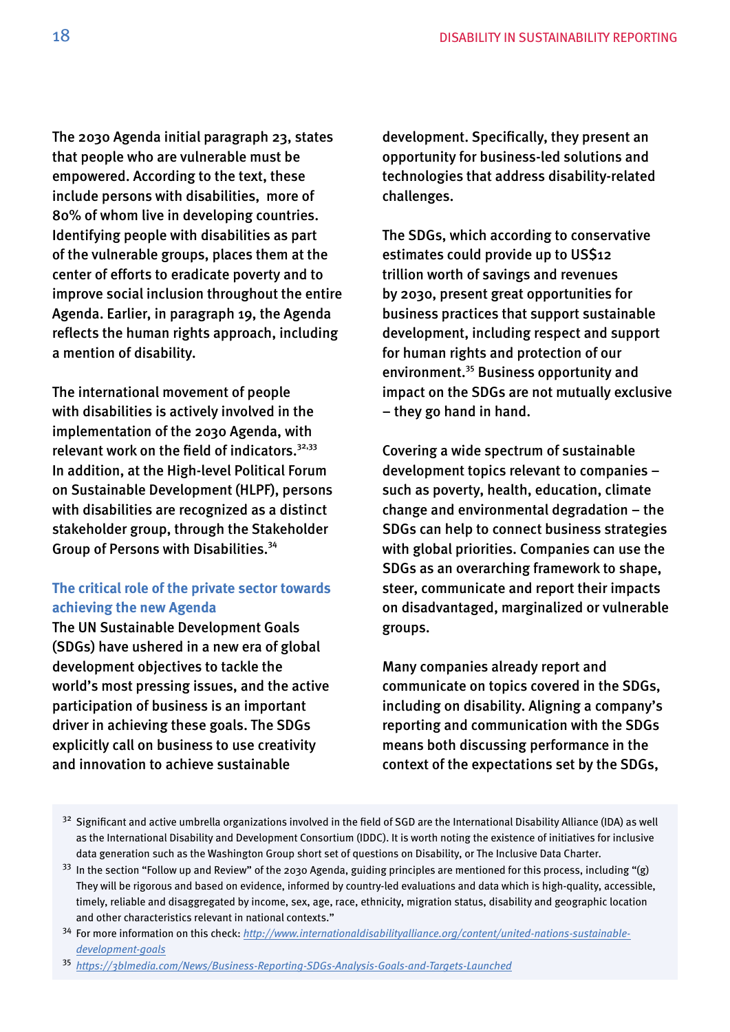The 2030 Agenda initial paragraph 23, states that people who are vulnerable must be empowered. According to the text, these include persons with disabilities, more of 80% of whom live in developing countries. Identifying people with disabilities as part of the vulnerable groups, places them at the center of efforts to eradicate poverty and to improve social inclusion throughout the entire Agenda. Earlier, in paragraph 19, the Agenda reflects the human rights approach, including a mention of disability.

The international movement of people with disabilities is actively involved in the implementation of the 2030 Agenda, with relevant work on the field of indicators.[32,33] In addition, at the High-level Political Forum on Sustainable Development (HLPF), persons with disabilities are recognized as a distinct stakeholder group, through the Stakeholder Group of Persons with Disabilities.[34]

### The critical role of the private sector towards achieving the new Agenda

The UN Sustainable Development Goals (SDGs) have ushered in a new era of global development objectives to tackle the world's most pressing issues, and the active participation of business is an important driver in achieving these goals. The SDGs explicitly call on business to use creativity and innovation to achieve sustainable development. Specifically, they present an opportunity for business-led solutions and technologies that address disability-related challenges.

The SDGs, which according to conservative estimates could provide up to US$12 trillion worth of savings and revenues by 2030, present great opportunities for business practices that support sustainable development, including respect and support for human rights and protection of our environment.[35] Business opportunity and impact on the SDGs are not mutually exclusive – they go hand in hand.

Covering a wide spectrum of sustainable development topics relevant to companies – such as poverty, health, education, climate change and environmental degradation – the SDGs can help to connect business strategies with global priorities. Companies can use the SDGs as an overarching framework to shape, steer, communicate and report their impacts on disadvantaged, marginalized or vulnerable groups.

Many companies already report and communicate on topics covered in the SDGs, including on disability. Aligning a company's reporting and communication with the SDGs means both discussing performance in the context of the expectations set by the SDGs,

---

[32] Significant and active umbrella organizations involved in the field of SGD are the International Disability Alliance (IDA) as well as the International Disability and Development Consortium (IDDC). It is worth noting the existence of initiatives for inclusive data generation such as the Washington Group short set of questions on Disability, or The Inclusive Data Charter.

[33] In the section "Follow up and Review" of the 2030 Agenda, guiding principles are mentioned for this process, including "(g) They will be rigorous and based on evidence, informed by country-led evaluations and data which is high-quality, accessible, timely, reliable and disaggregated by income, sex, age, race, ethnicity, migration status, disability and geographic location and other characteristics relevant in national contexts."

[34] For more information on this check: [http://www.internationaldisabilityalliance.org/content/united-nations-sustainable-development-goals](http://www.internationaldisabilityalliance.org/content/united-nations-sustainable-development-goals)

[35] [https://3blmedia.com/News/Business-Reporting-SDGs-Analysis-Goals-and-Targets-Launched](https://3blmedia.com/News/Business-Reporting-SDGs-Analysis-Goals-and-Targets-Launched)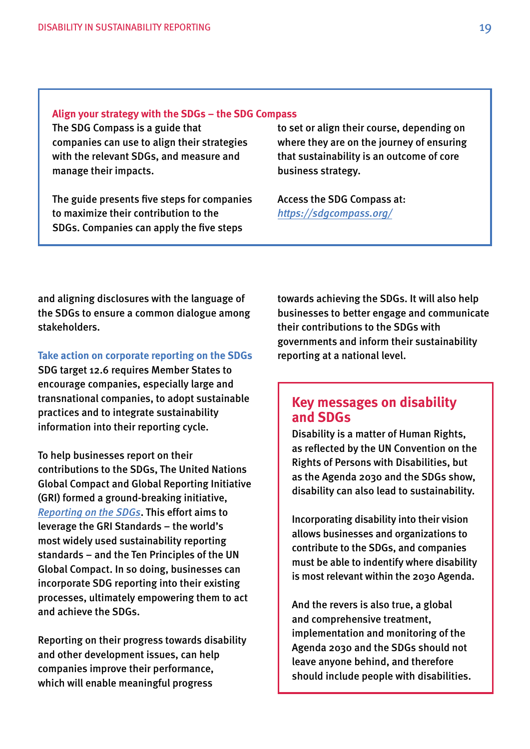### Align your strategy with the SDGs – the SDG Compass

The SDG Compass is a guide that companies can use to align their strategies with the relevant SDGs, and measure and manage their impacts.

The guide presents five steps for companies to maximize their contribution to the SDGs. Companies can apply the five steps to set or align their course, depending on where they are on the journey of ensuring that sustainability is an outcome of core business strategy.

Access the SDG Compass at: [https://sdgcompass.org/](https://sdgcompass.org/)

and aligning disclosures with the language of the SDGs to ensure a common dialogue among stakeholders.

### Take action on corporate reporting on the SDGs

SDG target 12.6 requires Member States to encourage companies, especially large and transnational companies, to adopt sustainable practices and to integrate sustainability information into their reporting cycle.

To help businesses report on their contributions to the SDGs, The United Nations Global Compact and Global Reporting Initiative (GRI) formed a ground-breaking initiative, *Reporting on the SDGs*. This effort aims to leverage the GRI Standards – the world's most widely used sustainability reporting standards – and the Ten Principles of the UN Global Compact. In so doing, businesses can incorporate SDG reporting into their existing processes, ultimately empowering them to act and achieve the SDGs.

Reporting on their progress towards disability and other development issues, can help companies improve their performance, which will enable meaningful progress towards achieving the SDGs. It will also help businesses to better engage and communicate their contributions to the SDGs with governments and inform their sustainability reporting at a national level.

## Key messages on disability and SDGs

Disability is a matter of Human Rights, as reflected by the UN Convention on the Rights of Persons with Disabilities, but as the Agenda 2030 and the SDGs show, disability can also lead to sustainability.

Incorporating disability into their vision allows businesses and organizations to contribute to the SDGs, and companies must be able to indentify where disability is most relevant within the 2030 Agenda.

And the revers is also true, a global and comprehensive treatment, implementation and monitoring of the Agenda 2030 and the SDGs should not leave anyone behind, and therefore should include people with disabilities.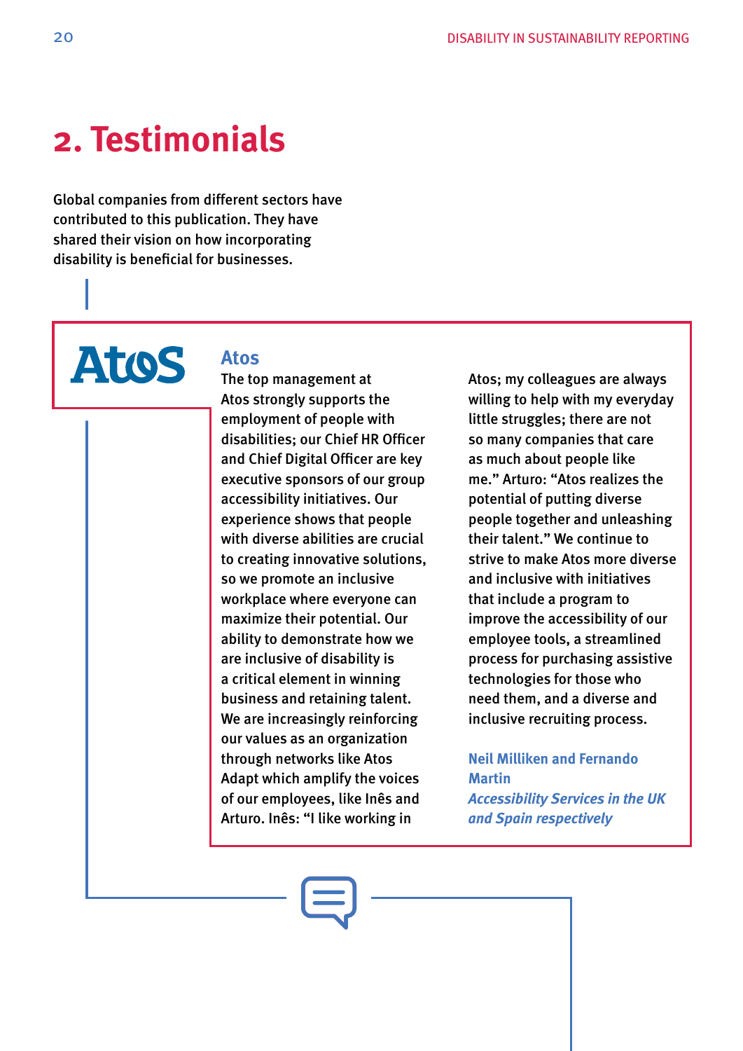# 2. Testimonials

Global companies from different sectors have contributed to this publication. They have shared their vision on how incorporating disability is beneficial for businesses.

## Atos

The top management at Atos strongly supports the employment of people with disabilities; our Chief HR Officer and Chief Digital Officer are key executive sponsors of our group accessibility initiatives. Our experience shows that people with diverse abilities are crucial to creating innovative solutions, so we promote an inclusive workplace where everyone can maximize their potential. Our ability to demonstrate how we are inclusive of disability is a critical element in winning business and retaining talent. We are increasingly reinforcing our values as an organization through networks like Atos Adapt which amplify the voices of our employees, like Inês and Arturo. Inês: "I like working in Atos; my colleagues are always willing to help with my everyday little struggles; there are not so many companies that care as much about people like me." Arturo: "Atos realizes the potential of putting diverse people together and unleashing their talent." We continue to strive to make Atos more diverse and inclusive with initiatives that include a program to improve the accessibility of our employee tools, a streamlined process for purchasing assistive technologies for those who need them, and a diverse and inclusive recruiting process.

**Neil Milliken and Fernando Martin**
***Accessibility Services in the UK and Spain respectively***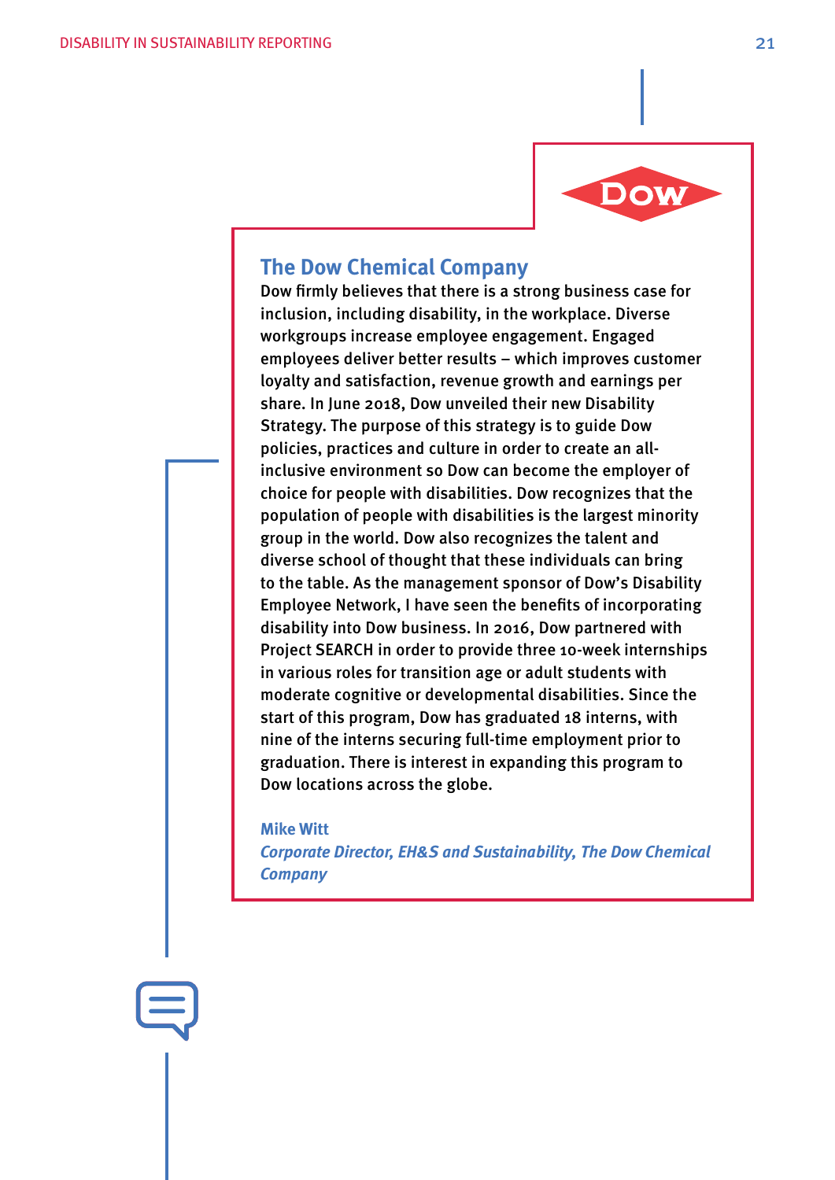## The Dow Chemical Company

Dow firmly believes that there is a strong business case for inclusion, including disability, in the workplace. Diverse workgroups increase employee engagement. Engaged employees deliver better results – which improves customer loyalty and satisfaction, revenue growth and earnings per share. In June 2018, Dow unveiled their new Disability Strategy. The purpose of this strategy is to guide Dow policies, practices and culture in order to create an all-inclusive environment so Dow can become the employer of choice for people with disabilities. Dow recognizes that the population of people with disabilities is the largest minority group in the world. Dow also recognizes the talent and diverse school of thought that these individuals can bring to the table. As the management sponsor of Dow's Disability Employee Network, I have seen the benefits of incorporating disability into Dow business. In 2016, Dow partnered with Project SEARCH in order to provide three 10-week internships in various roles for transition age or adult students with moderate cognitive or developmental disabilities. Since the start of this program, Dow has graduated 18 interns, with nine of the interns securing full-time employment prior to graduation. There is interest in expanding this program to Dow locations across the globe.

**Mike Witt**
***Corporate Director, EH&S and Sustainability, The Dow Chemical Company***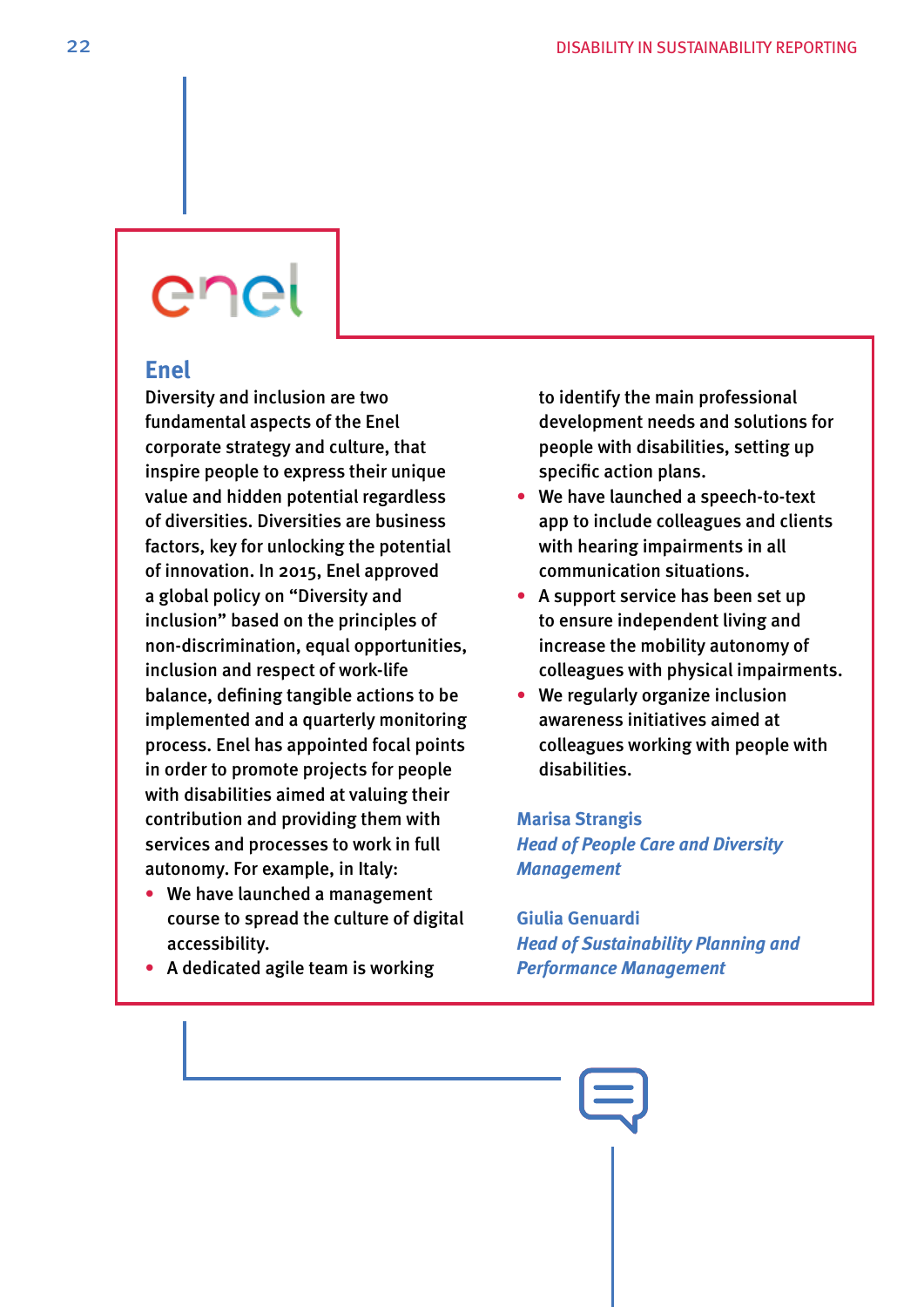## Enel

Diversity and inclusion are two fundamental aspects of the Enel corporate strategy and culture, that inspire people to express their unique value and hidden potential regardless of diversities. Diversities are business factors, key for unlocking the potential of innovation. In 2015, Enel approved a global policy on "Diversity and inclusion" based on the principles of non-discrimination, equal opportunities, inclusion and respect of work-life balance, defining tangible actions to be implemented and a quarterly monitoring process. Enel has appointed focal points in order to promote projects for people with disabilities aimed at valuing their contribution and providing them with services and processes to work in full autonomy. For example, in Italy:

- We have launched a management course to spread the culture of digital accessibility.
- A dedicated agile team is working to identify the main professional development needs and solutions for people with disabilities, setting up specific action plans.
- We have launched a speech-to-text app to include colleagues and clients with hearing impairments in all communication situations.
- A support service has been set up to ensure independent living and increase the mobility autonomy of colleagues with physical impairments.
- We regularly organize inclusion awareness initiatives aimed at colleagues working with people with disabilities.

**Marisa Strangis**
*Head of People Care and Diversity Management*

**Giulia Genuardi**
*Head of Sustainability Planning and Performance Management*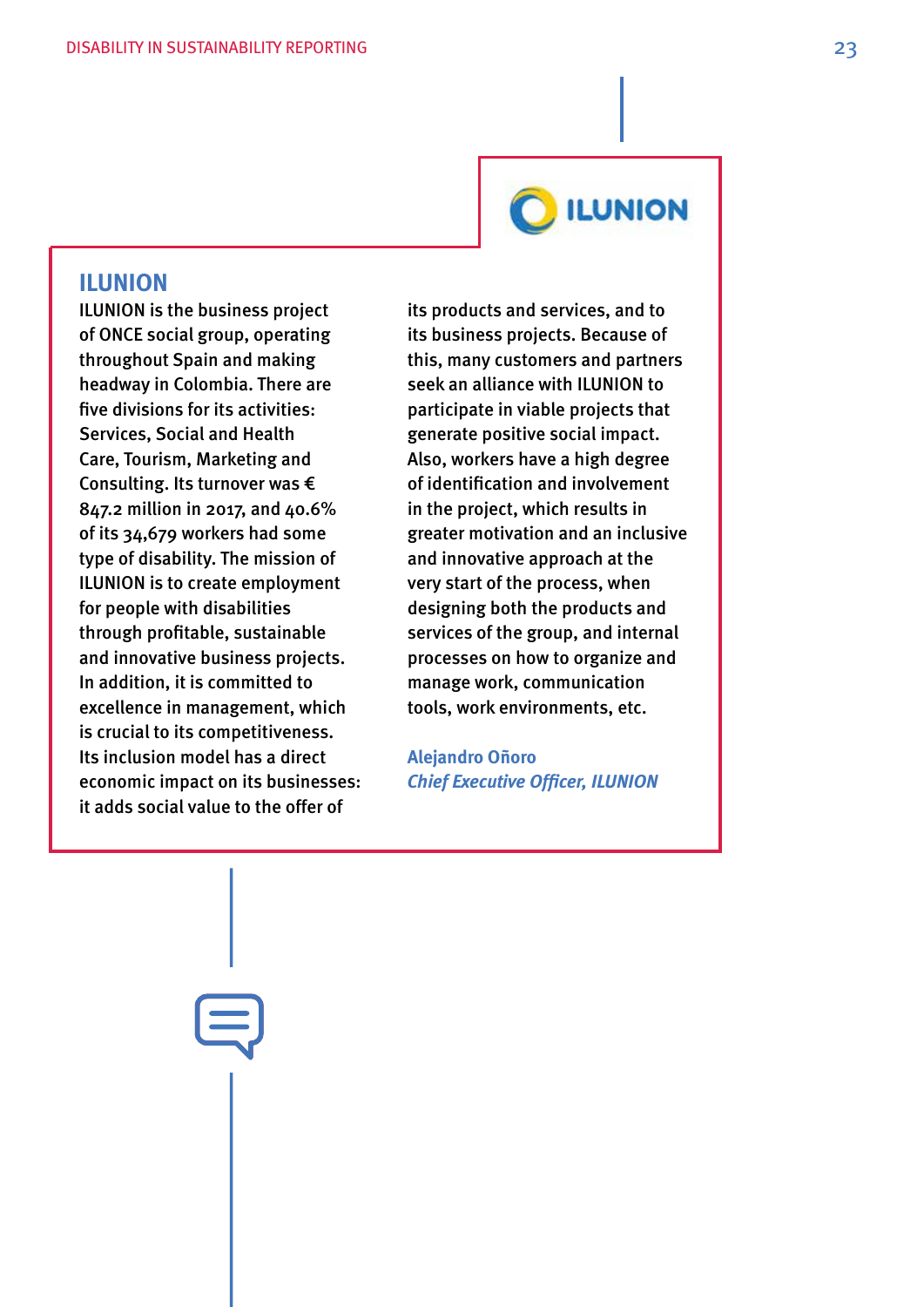## ILUNION

ILUNION is the business project of ONCE social group, operating throughout Spain and making headway in Colombia. There are five divisions for its activities: Services, Social and Health Care, Tourism, Marketing and Consulting. Its turnover was € 847.2 million in 2017, and 40.6% of its 34,679 workers had some type of disability. The mission of ILUNION is to create employment for people with disabilities through profitable, sustainable and innovative business projects. In addition, it is committed to excellence in management, which is crucial to its competitiveness. Its inclusion model has a direct economic impact on its businesses: it adds social value to the offer of its products and services, and to its business projects. Because of this, many customers and partners seek an alliance with ILUNION to participate in viable projects that generate positive social impact. Also, workers have a high degree of identification and involvement in the project, which results in greater motivation and an inclusive and innovative approach at the very start of the process, when designing both the products and services of the group, and internal processes on how to organize and manage work, communication tools, work environments, etc.

**Alejandro Oñoro**
***Chief Executive Officer, ILUNION***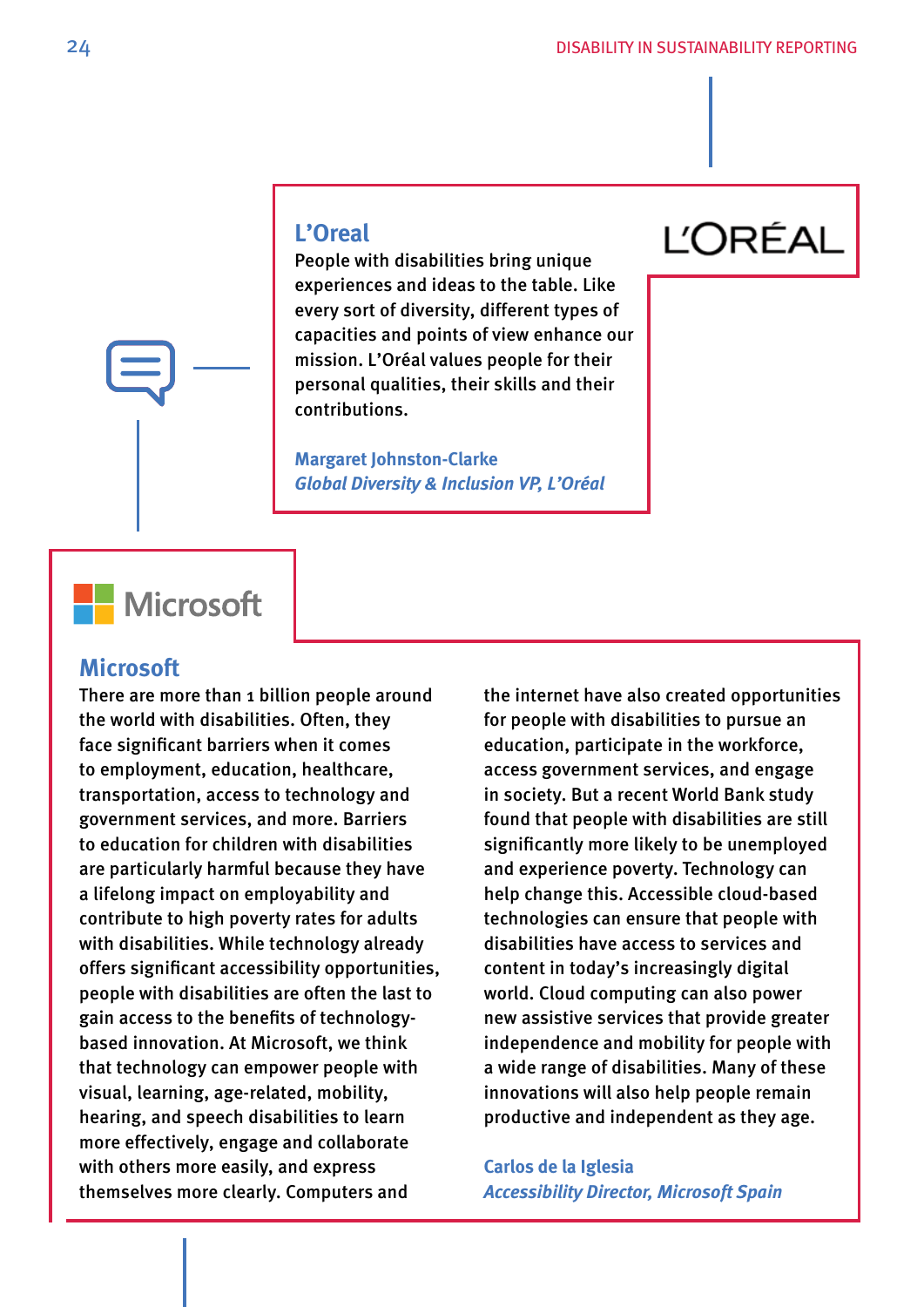## L'Oreal

People with disabilities bring unique experiences and ideas to the table. Like every sort of diversity, different types of capacities and points of view enhance our mission. L'Oréal values people for their personal qualities, their skills and their contributions.

**Margaret Johnston-Clarke**
*Global Diversity & Inclusion VP, L'Oréal*

## Microsoft

There are more than 1 billion people around the world with disabilities. Often, they face significant barriers when it comes to employment, education, healthcare, transportation, access to technology and government services, and more. Barriers to education for children with disabilities are particularly harmful because they have a lifelong impact on employability and contribute to high poverty rates for adults with disabilities. While technology already offers significant accessibility opportunities, people with disabilities are often the last to gain access to the benefits of technology-based innovation. At Microsoft, we think that technology can empower people with visual, learning, age-related, mobility, hearing, and speech disabilities to learn more effectively, engage and collaborate with others more easily, and express themselves more clearly. Computers and the internet have also created opportunities for people with disabilities to pursue an education, participate in the workforce, access government services, and engage in society. But a recent World Bank study found that people with disabilities are still significantly more likely to be unemployed and experience poverty. Technology can help change this. Accessible cloud-based technologies can ensure that people with disabilities have access to services and content in today's increasingly digital world. Cloud computing can also power new assistive services that provide greater independence and mobility for people with a wide range of disabilities. Many of these innovations will also help people remain productive and independent as they age.

**Carlos de la Iglesia**
*Accessibility Director, Microsoft Spain*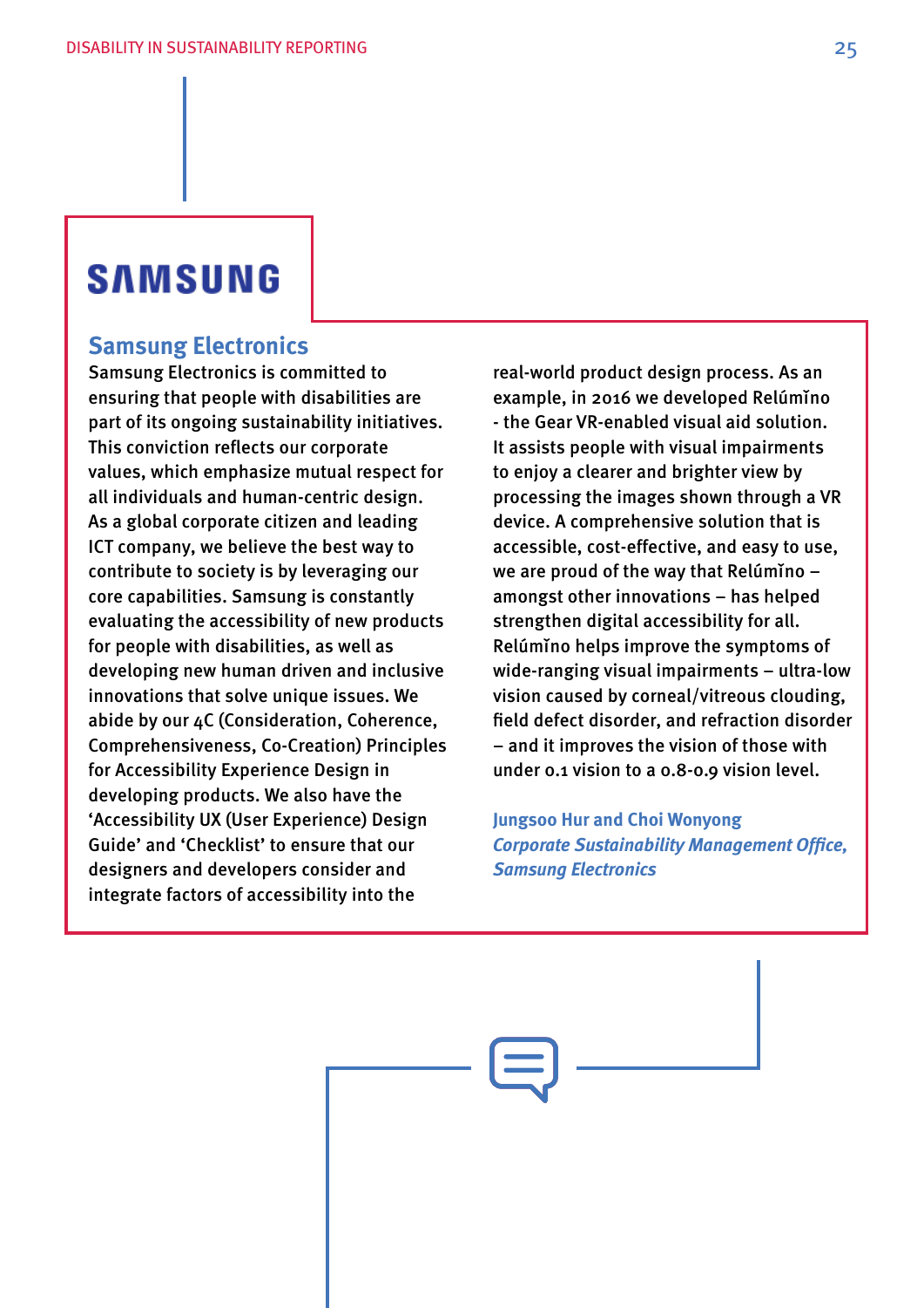SAMSUNG

## Samsung Electronics

Samsung Electronics is committed to ensuring that people with disabilities are part of its ongoing sustainability initiatives. This conviction reflects our corporate values, which emphasize mutual respect for all individuals and human-centric design. As a global corporate citizen and leading ICT company, we believe the best way to contribute to society is by leveraging our core capabilities. Samsung is constantly evaluating the accessibility of new products for people with disabilities, as well as developing new human driven and inclusive innovations that solve unique issues. We abide by our 4C (Consideration, Coherence, Comprehensiveness, Co-Creation) Principles for Accessibility Experience Design in developing products. We also have the 'Accessibility UX (User Experience) Design Guide' and 'Checklist' to ensure that our designers and developers consider and integrate factors of accessibility into the real-world product design process. As an example, in 2016 we developed Relúmĭno - the Gear VR-enabled visual aid solution. It assists people with visual impairments to enjoy a clearer and brighter view by processing the images shown through a VR device. A comprehensive solution that is accessible, cost-effective, and easy to use, we are proud of the way that Relúmĭno – amongst other innovations – has helped strengthen digital accessibility for all. Relúmĭno helps improve the symptoms of wide-ranging visual impairments – ultra-low vision caused by corneal/vitreous clouding, field defect disorder, and refraction disorder – and it improves the vision of those with under 0.1 vision to a 0.8-0.9 vision level.

**Jungsoo Hur and Choi Wonyong**
***Corporate Sustainability Management Office, Samsung Electronics***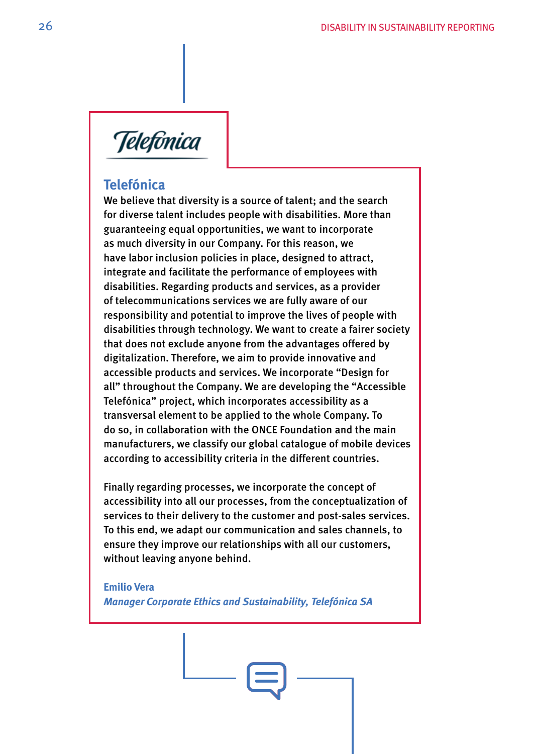## Telefónica

We believe that diversity is a source of talent; and the search for diverse talent includes people with disabilities. More than guaranteeing equal opportunities, we want to incorporate as much diversity in our Company. For this reason, we have labor inclusion policies in place, designed to attract, integrate and facilitate the performance of employees with disabilities. Regarding products and services, as a provider of telecommunications services we are fully aware of our responsibility and potential to improve the lives of people with disabilities through technology. We want to create a fairer society that does not exclude anyone from the advantages offered by digitalization. Therefore, we aim to provide innovative and accessible products and services. We incorporate "Design for all" throughout the Company. We are developing the "Accessible Telefónica" project, which incorporates accessibility as a transversal element to be applied to the whole Company. To do so, in collaboration with the ONCE Foundation and the main manufacturers, we classify our global catalogue of mobile devices according to accessibility criteria in the different countries.

Finally regarding processes, we incorporate the concept of accessibility into all our processes, from the conceptualization of services to their delivery to the customer and post-sales services. To this end, we adapt our communication and sales channels, to ensure they improve our relationships with all our customers, without leaving anyone behind.

**Emilio Vera**
***Manager Corporate Ethics and Sustainability, Telefónica SA***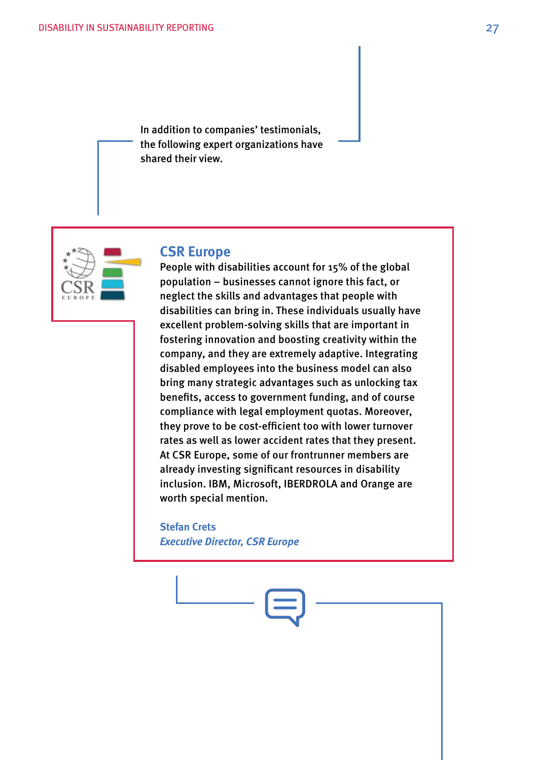In addition to companies' testimonials, the following expert organizations have shared their view.

## CSR Europe

People with disabilities account for 15% of the global population – businesses cannot ignore this fact, or neglect the skills and advantages that people with disabilities can bring in. These individuals usually have excellent problem-solving skills that are important in fostering innovation and boosting creativity within the company, and they are extremely adaptive. Integrating disabled employees into the business model can also bring many strategic advantages such as unlocking tax benefits, access to government funding, and of course compliance with legal employment quotas. Moreover, they prove to be cost-efficient too with lower turnover rates as well as lower accident rates that they present. At CSR Europe, some of our frontrunner members are already investing significant resources in disability inclusion. IBM, Microsoft, IBERDROLA and Orange are worth special mention.

**Stefan Crets**
***Executive Director, CSR Europe***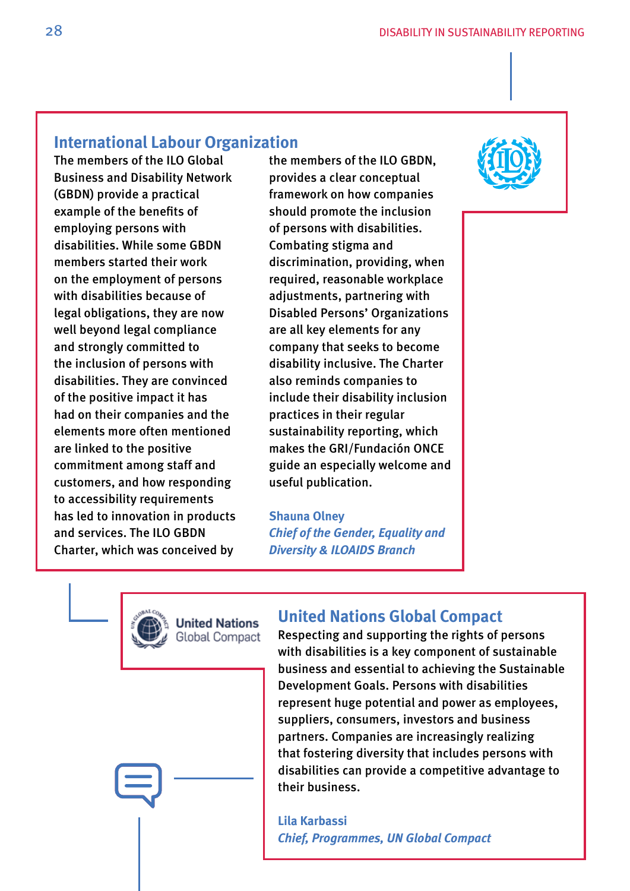## International Labour Organization

The members of the ILO Global Business and Disability Network (GBDN) provide a practical example of the benefits of employing persons with disabilities. While some GBDN members started their work on the employment of persons with disabilities because of legal obligations, they are now well beyond legal compliance and strongly committed to the inclusion of persons with disabilities. They are convinced of the positive impact it has had on their companies and the elements more often mentioned are linked to the positive commitment among staff and customers, and how responding to accessibility requirements has led to innovation in products and services. The ILO GBDN Charter, which was conceived by the members of the ILO GBDN, provides a clear conceptual framework on how companies should promote the inclusion of persons with disabilities. Combating stigma and discrimination, providing, when required, reasonable workplace adjustments, partnering with Disabled Persons' Organizations are all key elements for any company that seeks to become disability inclusive. The Charter also reminds companies to include their disability inclusion practices in their regular sustainability reporting, which makes the GRI/Fundación ONCE guide an especially welcome and useful publication.

**Shauna Olney**
***Chief of the Gender, Equality and Diversity & ILOAIDS Branch***

## United Nations Global Compact

Respecting and supporting the rights of persons with disabilities is a key component of sustainable business and essential to achieving the Sustainable Development Goals. Persons with disabilities represent huge potential and power as employees, suppliers, consumers, investors and business partners. Companies are increasingly realizing that fostering diversity that includes persons with disabilities can provide a competitive advantage to their business.

**Lila Karbassi**
***Chief, Programmes, UN Global Compact***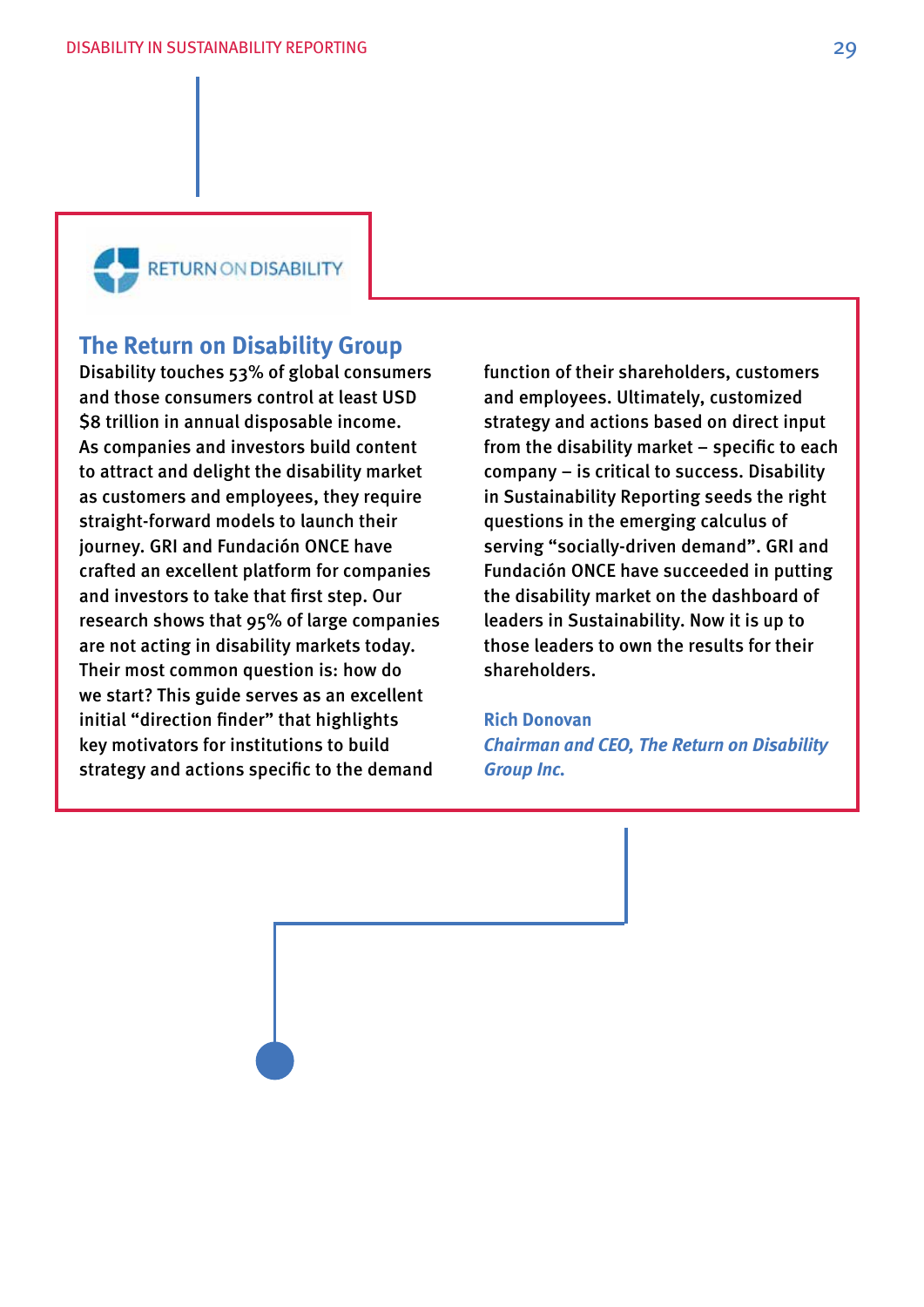RETURN ON DISABILITY

## The Return on Disability Group

Disability touches 53% of global consumers and those consumers control at least USD $8 trillion in annual disposable income. As companies and investors build content to attract and delight the disability market as customers and employees, they require straight-forward models to launch their journey. GRI and Fundación ONCE have crafted an excellent platform for companies and investors to take that first step. Our research shows that 95% of large companies are not acting in disability markets today. Their most common question is: how do we start? This guide serves as an excellent initial "direction finder" that highlights key motivators for institutions to build strategy and actions specific to the demand function of their shareholders, customers and employees. Ultimately, customized strategy and actions based on direct input from the disability market – specific to each company – is critical to success. Disability in Sustainability Reporting seeds the right questions in the emerging calculus of serving "socially-driven demand". GRI and Fundación ONCE have succeeded in putting the disability market on the dashboard of leaders in Sustainability. Now it is up to those leaders to own the results for their shareholders.

**Rich Donovan**
***Chairman and CEO, The Return on Disability Group Inc.***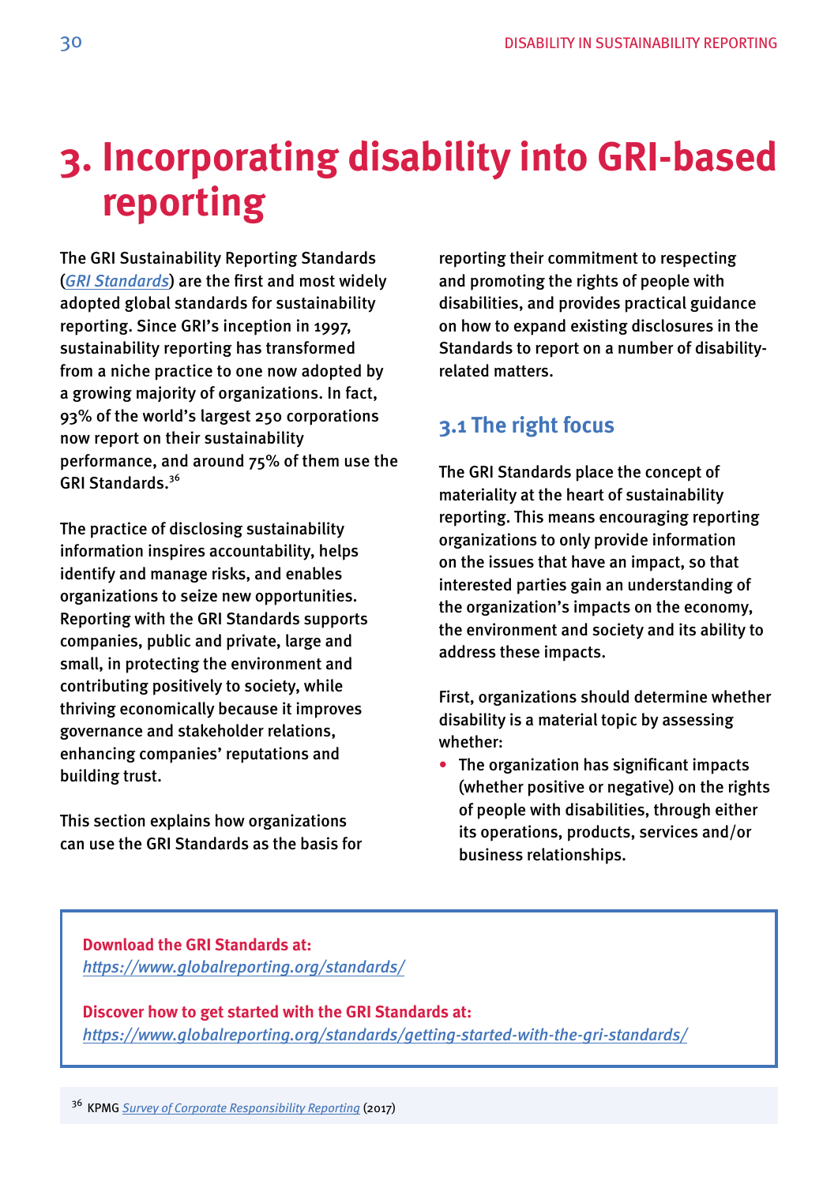# 3. Incorporating disability into GRI-based reporting

The GRI Sustainability Reporting Standards (*GRI Standards*) are the first and most widely adopted global standards for sustainability reporting. Since GRI's inception in 1997, sustainability reporting has transformed from a niche practice to one now adopted by a growing majority of organizations. In fact, 93% of the world's largest 250 corporations now report on their sustainability performance, and around 75% of them use the GRI Standards.[36]

The practice of disclosing sustainability information inspires accountability, helps identify and manage risks, and enables organizations to seize new opportunities. Reporting with the GRI Standards supports companies, public and private, large and small, in protecting the environment and contributing positively to society, while thriving economically because it improves governance and stakeholder relations, enhancing companies' reputations and building trust.

This section explains how organizations can use the GRI Standards as the basis for reporting their commitment to respecting and promoting the rights of people with disabilities, and provides practical guidance on how to expand existing disclosures in the Standards to report on a number of disability-related matters.

## 3.1 The right focus

The GRI Standards place the concept of materiality at the heart of sustainability reporting. This means encouraging reporting organizations to only provide information on the issues that have an impact, so that interested parties gain an understanding of the organization's impacts on the economy, the environment and society and its ability to address these impacts.

First, organizations should determine whether disability is a material topic by assessing whether:

- The organization has significant impacts (whether positive or negative) on the rights of people with disabilities, through either its operations, products, services and/or business relationships.

**Download the GRI Standards at:**
*https://www.globalreporting.org/standards/*

**Discover how to get started with the GRI Standards at:**
*https://www.globalreporting.org/standards/getting-started-with-the-gri-standards/*

[36] KPMG *Survey of Corporate Responsibility Reporting* (2017)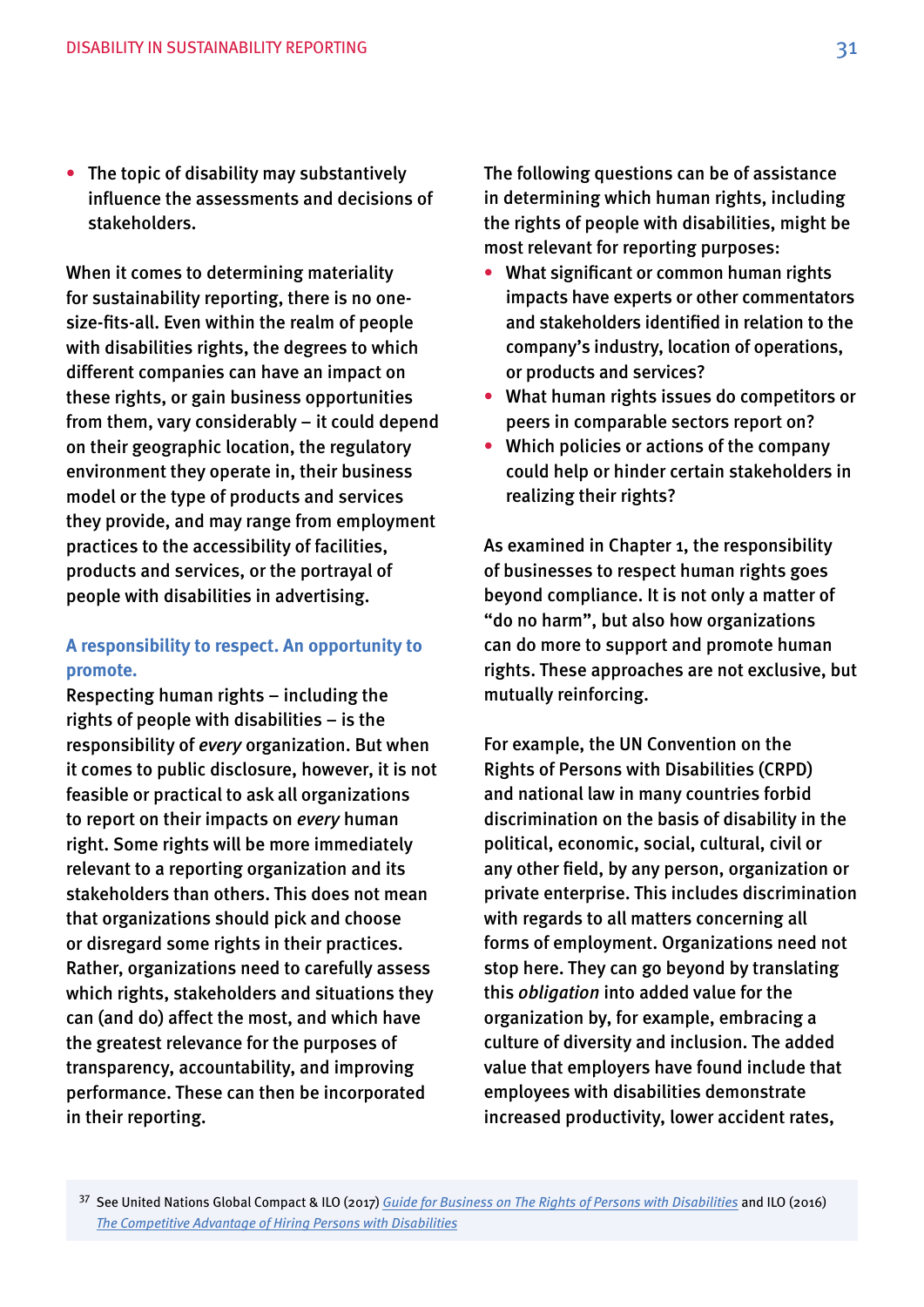- The topic of disability may substantively influence the assessments and decisions of stakeholders.

When it comes to determining materiality for sustainability reporting, there is no one-size-fits-all. Even within the realm of people with disabilities rights, the degrees to which different companies can have an impact on these rights, or gain business opportunities from them, vary considerably – it could depend on their geographic location, the regulatory environment they operate in, their business model or the type of products and services they provide, and may range from employment practices to the accessibility of facilities, products and services, or the portrayal of people with disabilities in advertising.

### A responsibility to respect. An opportunity to promote.

Respecting human rights – including the rights of people with disabilities – is the responsibility of *every* organization. But when it comes to public disclosure, however, it is not feasible or practical to ask all organizations to report on their impacts on *every* human right. Some rights will be more immediately relevant to a reporting organization and its stakeholders than others. This does not mean that organizations should pick and choose or disregard some rights in their practices. Rather, organizations need to carefully assess which rights, stakeholders and situations they can (and do) affect the most, and which have the greatest relevance for the purposes of transparency, accountability, and improving performance. These can then be incorporated in their reporting.

The following questions can be of assistance in determining which human rights, including the rights of people with disabilities, might be most relevant for reporting purposes:

- What significant or common human rights impacts have experts or other commentators and stakeholders identified in relation to the company's industry, location of operations, or products and services?
- What human rights issues do competitors or peers in comparable sectors report on?
- Which policies or actions of the company could help or hinder certain stakeholders in realizing their rights?

As examined in Chapter 1, the responsibility of businesses to respect human rights goes beyond compliance. It is not only a matter of "do no harm", but also how organizations can do more to support and promote human rights. These approaches are not exclusive, but mutually reinforcing.

For example, the UN Convention on the Rights of Persons with Disabilities (CRPD) and national law in many countries forbid discrimination on the basis of disability in the political, economic, social, cultural, civil or any other field, by any person, organization or private enterprise. This includes discrimination with regards to all matters concerning all forms of employment. Organizations need not stop here. They can go beyond by translating this *obligation* into added value for the organization by, for example, embracing a culture of diversity and inclusion. The added value that employers have found include that employees with disabilities demonstrate increased productivity, lower accident rates,

[37] See United Nations Global Compact & ILO (2017) *Guide for Business on The Rights of Persons with Disabilities* and ILO (2016) *The Competitive Advantage of Hiring Persons with Disabilities*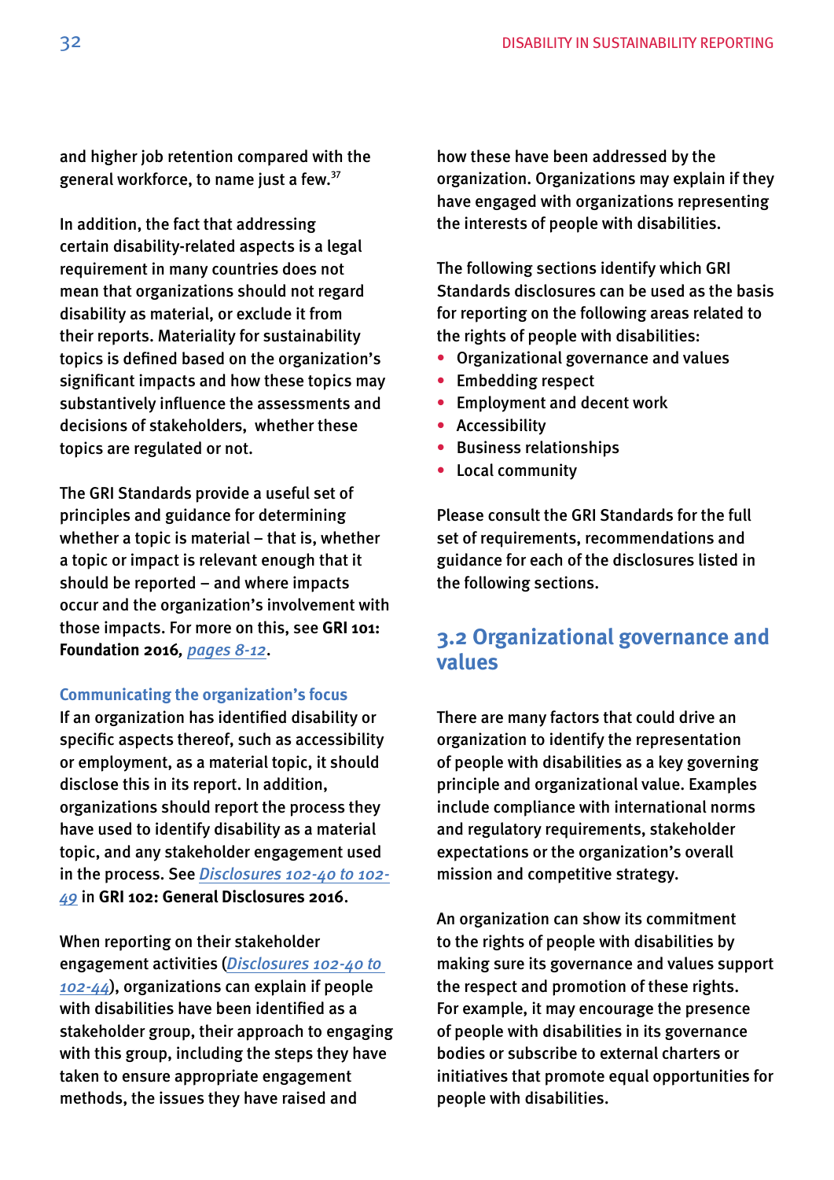and higher job retention compared with the general workforce, to name just a few.[37]

In addition, the fact that addressing certain disability-related aspects is a legal requirement in many countries does not mean that organizations should not regard disability as material, or exclude it from their reports. Materiality for sustainability topics is defined based on the organization's significant impacts and how these topics may substantively influence the assessments and decisions of stakeholders, whether these topics are regulated or not.

The GRI Standards provide a useful set of principles and guidance for determining whether a topic is material – that is, whether a topic or impact is relevant enough that it should be reported – and where impacts occur and the organization's involvement with those impacts. For more on this, see **GRI 101: Foundation 2016**, *pages 8-12*.

### Communicating the organization's focus

If an organization has identified disability or specific aspects thereof, such as accessibility or employment, as a material topic, it should disclose this in its report. In addition, organizations should report the process they have used to identify disability as a material topic, and any stakeholder engagement used in the process. See *Disclosures 102-40 to 102-49* in **GRI 102: General Disclosures 2016**.

When reporting on their stakeholder engagement activities (*Disclosures 102-40 to 102-44*), organizations can explain if people with disabilities have been identified as a stakeholder group, their approach to engaging with this group, including the steps they have taken to ensure appropriate engagement methods, the issues they have raised and how these have been addressed by the organization. Organizations may explain if they have engaged with organizations representing the interests of people with disabilities.

The following sections identify which GRI Standards disclosures can be used as the basis for reporting on the following areas related to the rights of people with disabilities:

- Organizational governance and values
- Embedding respect
- Employment and decent work
- Accessibility
- Business relationships
- Local community

Please consult the GRI Standards for the full set of requirements, recommendations and guidance for each of the disclosures listed in the following sections.

## 3.2 Organizational governance and values

There are many factors that could drive an organization to identify the representation of people with disabilities as a key governing principle and organizational value. Examples include compliance with international norms and regulatory requirements, stakeholder expectations or the organization's overall mission and competitive strategy.

An organization can show its commitment to the rights of people with disabilities by making sure its governance and values support the respect and promotion of these rights. For example, it may encourage the presence of people with disabilities in its governance bodies or subscribe to external charters or initiatives that promote equal opportunities for people with disabilities.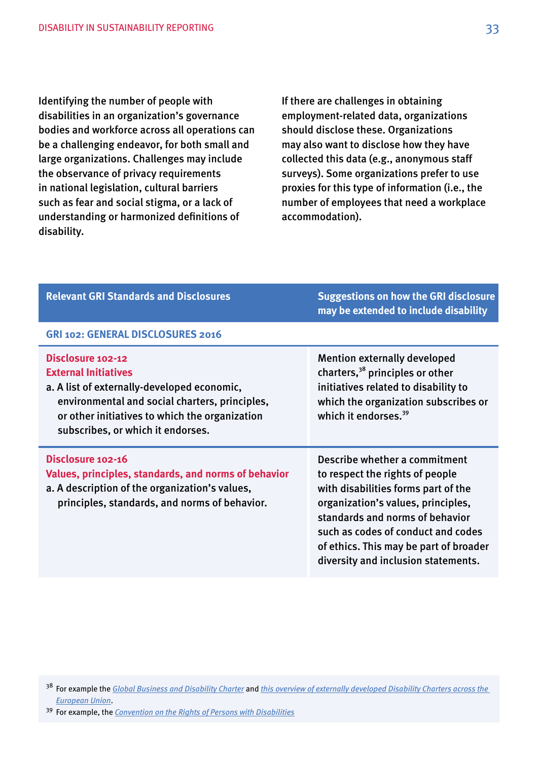Identifying the number of people with disabilities in an organization's governance bodies and workforce across all operations can be a challenging endeavor, for both small and large organizations. Challenges may include the observance of privacy requirements in national legislation, cultural barriers such as fear and social stigma, or a lack of understanding or harmonized definitions of disability.

If there are challenges in obtaining employment-related data, organizations should disclose these. Organizations may also want to disclose how they have collected this data (e.g., anonymous staff surveys). Some organizations prefer to use proxies for this type of information (i.e., the number of employees that need a workplace accommodation).

| Relevant GRI Standards and Disclosures | Suggestions on how the GRI disclosure may be extended to include disability |
|---|---|
| **GRI 102: GENERAL DISCLOSURES 2016** | |
| **Disclosure 102-12**<br>**External Initiatives**<br>a. A list of externally-developed economic, environmental and social charters, principles, or other initiatives to which the organization subscribes, or which it endorses. | Mention externally developed charters,[38] principles or other initiatives related to disability to which the organization subscribes or which it endorses.[39] |
| **Disclosure 102-16**<br>**Values, principles, standards, and norms of behavior**<br>a. A description of the organization's values, principles, standards, and norms of behavior. | Describe whether a commitment to respect the rights of people with disabilities forms part of the organization's values, principles, standards and norms of behavior such as codes of conduct and codes of ethics. This may be part of broader diversity and inclusion statements. |

[38] For example the *Global Business and Disability Charter* and *this overview of externally developed Disability Charters across the European Union*.

[39] For example, the *Convention on the Rights of Persons with Disabilities*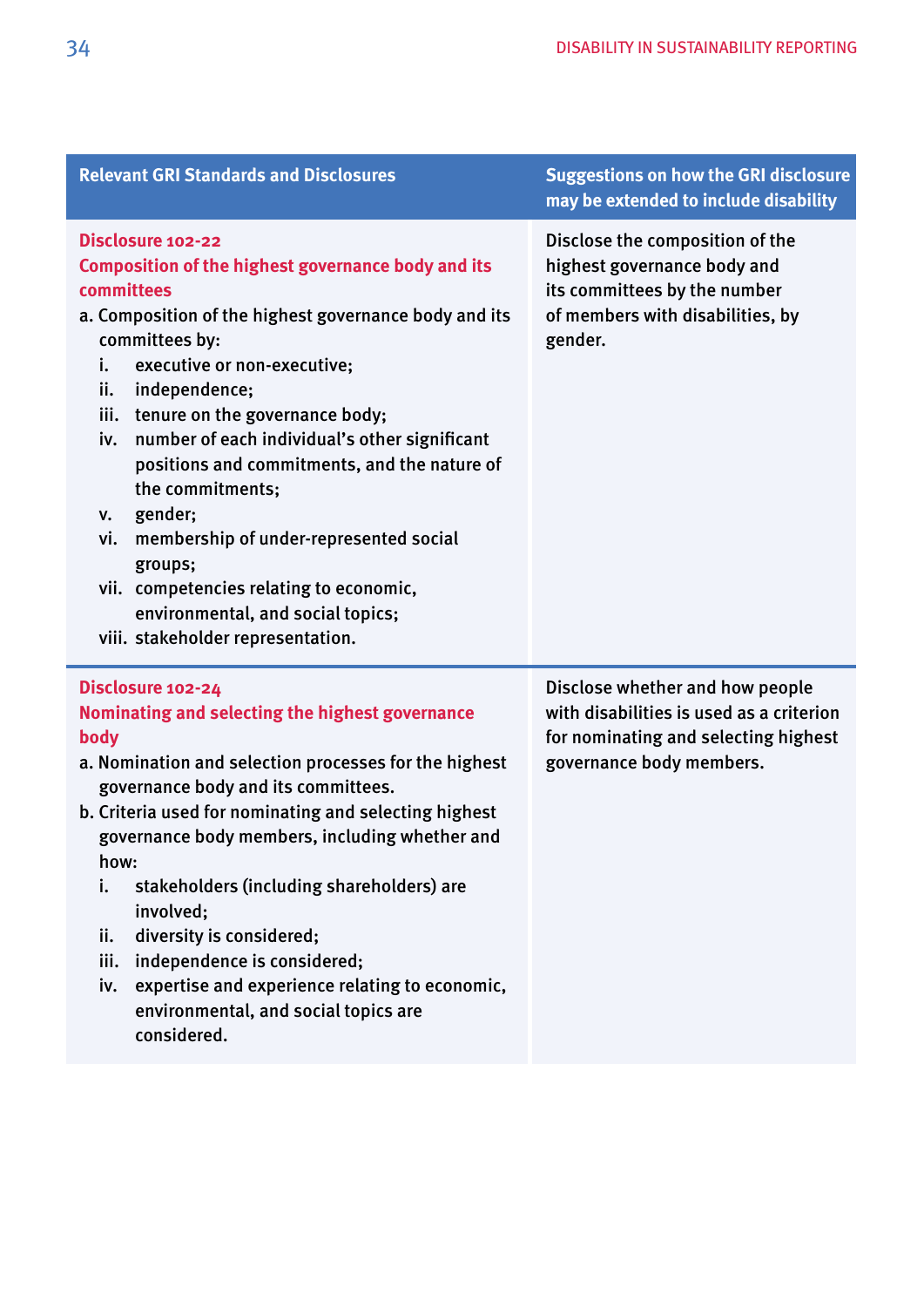| Relevant GRI Standards and Disclosures | Suggestions on how the GRI disclosure may be extended to include disability |
|---|---|
| **Disclosure 102-22**<br>**Composition of the highest governance body and its committees**<br>a. Composition of the highest governance body and its committees by:<br>i. executive or non-executive;<br>ii. independence;<br>iii. tenure on the governance body;<br>iv. number of each individual's other significant positions and commitments, and the nature of the commitments;<br>v. gender;<br>vi. membership of under-represented social groups;<br>vii. competencies relating to economic, environmental, and social topics;<br>viii. stakeholder representation. | Disclose the composition of the highest governance body and its committees by the number of members with disabilities, by gender. |
| **Disclosure 102-24**<br>**Nominating and selecting the highest governance body**<br>a. Nomination and selection processes for the highest governance body and its committees.<br>b. Criteria used for nominating and selecting highest governance body members, including whether and how:<br>i. stakeholders (including shareholders) are involved;<br>ii. diversity is considered;<br>iii. independence is considered;<br>iv. expertise and experience relating to economic, environmental, and social topics are considered. | Disclose whether and how people with disabilities is used as a criterion for nominating and selecting highest governance body members. |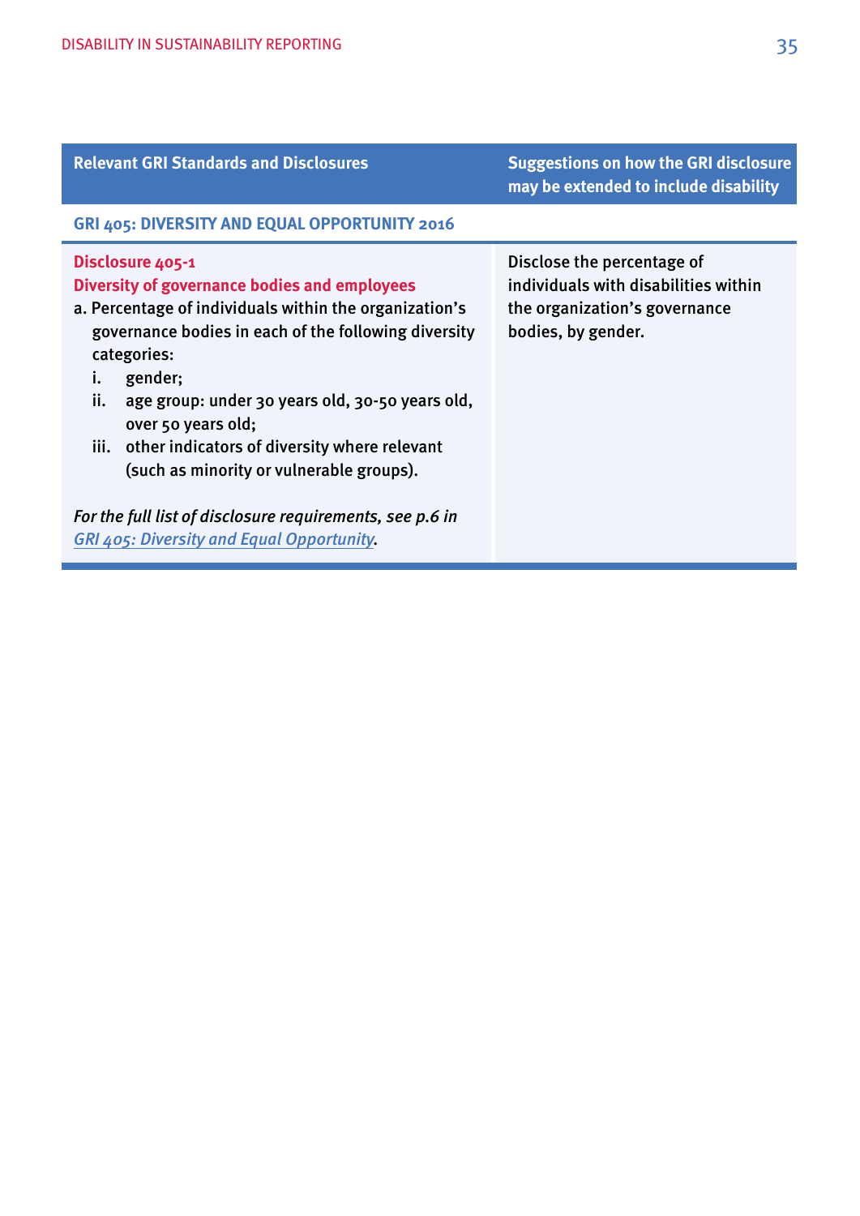| Relevant GRI Standards and Disclosures | Suggestions on how the GRI disclosure may be extended to include disability |
|---|---|
| **GRI 405: DIVERSITY AND EQUAL OPPORTUNITY 2016** | |
| **Disclosure 405-1**<br>**Diversity of governance bodies and employees**<br>a. Percentage of individuals within the organization's governance bodies in each of the following diversity categories:<br>i. gender;<br>ii. age group: under 30 years old, 30-50 years old, over 50 years old;<br>iii. other indicators of diversity where relevant (such as minority or vulnerable groups).<br><br>*For the full list of disclosure requirements, see p.6 in [GRI 405: Diversity and Equal Opportunity](GRI 405: Diversity and Equal Opportunity).* | Disclose the percentage of individuals with disabilities within the organization's governance bodies, by gender. |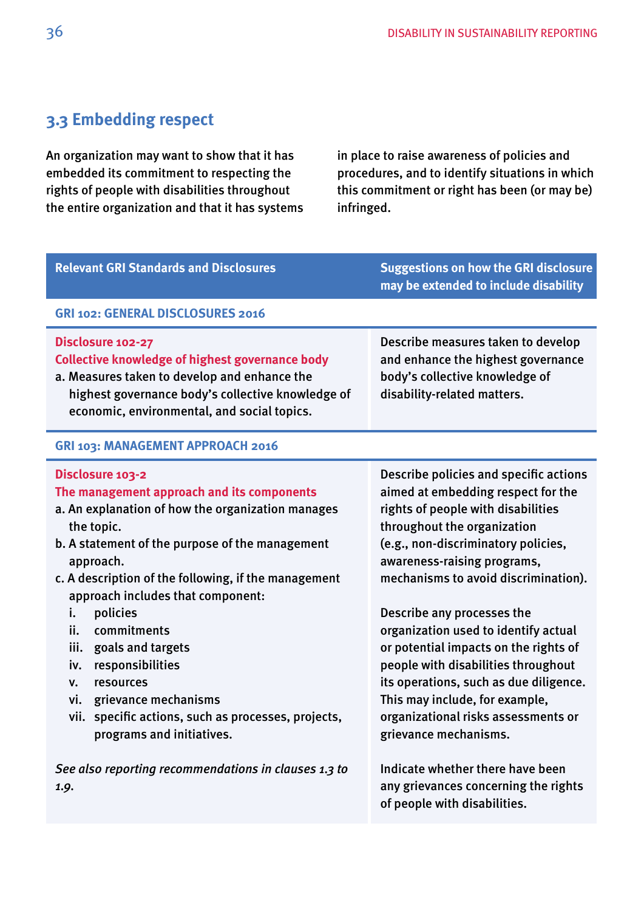## 3.3 Embedding respect

An organization may want to show that it has embedded its commitment to respecting the rights of people with disabilities throughout the entire organization and that it has systems in place to raise awareness of policies and procedures, and to identify situations in which this commitment or right has been (or may be) infringed.

| Relevant GRI Standards and Disclosures | Suggestions on how the GRI disclosure may be extended to include disability |
|---|---|
| **GRI 102: GENERAL DISCLOSURES 2016** | |
| **Disclosure 102-27**<br>**Collective knowledge of highest governance body**<br>a. Measures taken to develop and enhance the highest governance body's collective knowledge of economic, environmental, and social topics. | Describe measures taken to develop and enhance the highest governance body's collective knowledge of disability-related matters. |
| **GRI 103: MANAGEMENT APPROACH 2016** | |
| **Disclosure 103-2**<br>**The management approach and its components**<br>a. An explanation of how the organization manages the topic.<br>b. A statement of the purpose of the management approach.<br>c. A description of the following, if the management approach includes that component:<br>i. policies<br>ii. commitments<br>iii. goals and targets<br>iv. responsibilities<br>v. resources<br>vi. grievance mechanisms<br>vii. specific actions, such as processes, projects, programs and initiatives.<br><br>*See also reporting recommendations in clauses 1.3 to 1.9.* | Describe policies and specific actions aimed at embedding respect for the rights of people with disabilities throughout the organization (e.g., non-discriminatory policies, awareness-raising programs, mechanisms to avoid discrimination).<br><br>Describe any processes the organization used to identify actual or potential impacts on the rights of people with disabilities throughout its operations, such as due diligence. This may include, for example, organizational risks assessments or grievance mechanisms.<br><br>Indicate whether there have been any grievances concerning the rights of people with disabilities. |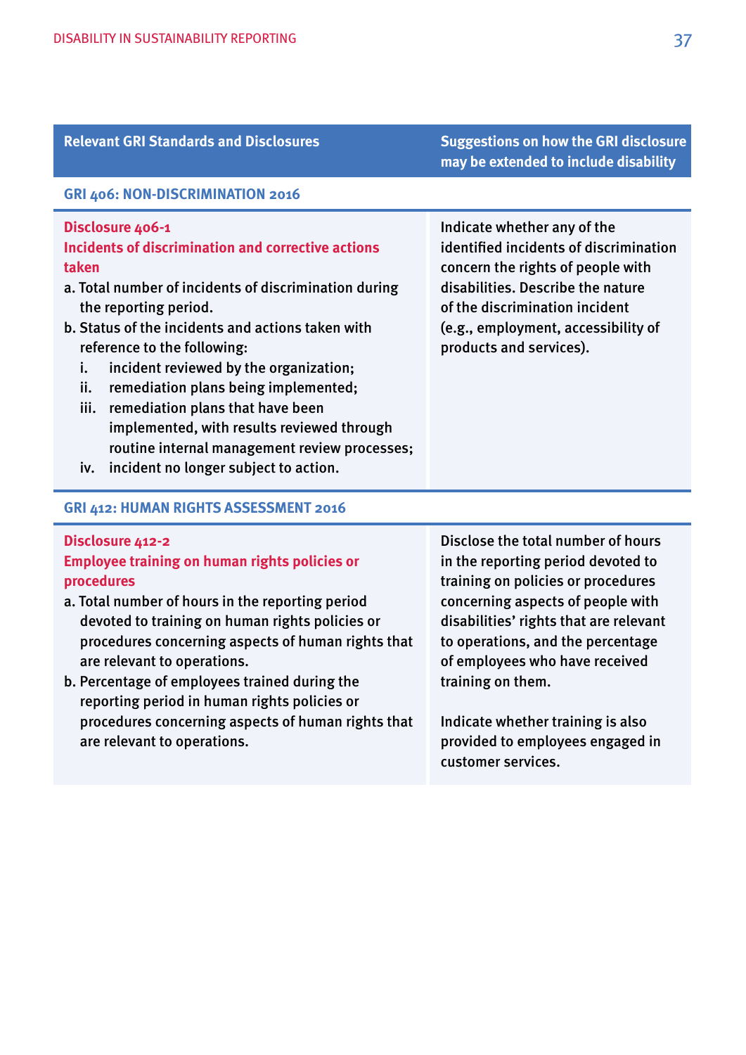| Relevant GRI Standards and Disclosures | Suggestions on how the GRI disclosure may be extended to include disability |
|---|---|
| **GRI 406: NON-DISCRIMINATION 2016** | |
| **Disclosure 406-1**<br>**Incidents of discrimination and corrective actions taken**<br>a. Total number of incidents of discrimination during the reporting period.<br>b. Status of the incidents and actions taken with reference to the following:<br>i. incident reviewed by the organization;<br>ii. remediation plans being implemented;<br>iii. remediation plans that have been implemented, with results reviewed through routine internal management review processes;<br>iv. incident no longer subject to action. | Indicate whether any of the identified incidents of discrimination concern the rights of people with disabilities. Describe the nature of the discrimination incident (e.g., employment, accessibility of products and services). |
| **GRI 412: HUMAN RIGHTS ASSESSMENT 2016** | |
| **Disclosure 412-2**<br>**Employee training on human rights policies or procedures**<br>a. Total number of hours in the reporting period devoted to training on human rights policies or procedures concerning aspects of human rights that are relevant to operations.<br>b. Percentage of employees trained during the reporting period in human rights policies or procedures concerning aspects of human rights that are relevant to operations. | Disclose the total number of hours in the reporting period devoted to training on policies or procedures concerning aspects of people with disabilities' rights that are relevant to operations, and the percentage of employees who have received training on them.<br><br>Indicate whether training is also provided to employees engaged in customer services. |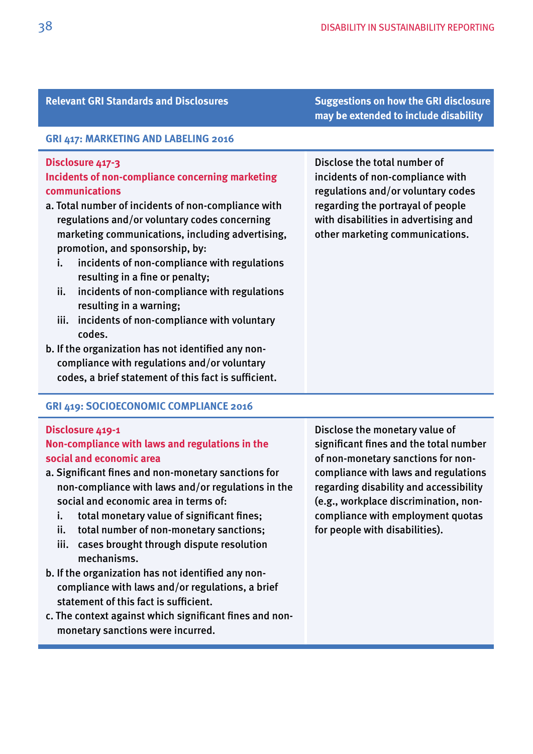| Relevant GRI Standards and Disclosures | Suggestions on how the GRI disclosure may be extended to include disability |
|---|---|
| **GRI 417: MARKETING AND LABELING 2016** | |
| **Disclosure 417-3**<br>**Incidents of non-compliance concerning marketing communications**<br>a. Total number of incidents of non-compliance with regulations and/or voluntary codes concerning marketing communications, including advertising, promotion, and sponsorship, by:<br>i. incidents of non-compliance with regulations resulting in a fine or penalty;<br>ii. incidents of non-compliance with regulations resulting in a warning;<br>iii. incidents of non-compliance with voluntary codes.<br>b. If the organization has not identified any non-compliance with regulations and/or voluntary codes, a brief statement of this fact is sufficient. | Disclose the total number of incidents of non-compliance with regulations and/or voluntary codes regarding the portrayal of people with disabilities in advertising and other marketing communications. |
| **GRI 419: SOCIOECONOMIC COMPLIANCE 2016** | |
| **Disclosure 419-1**<br>**Non-compliance with laws and regulations in the social and economic area**<br>a. Significant fines and non-monetary sanctions for non-compliance with laws and/or regulations in the social and economic area in terms of:<br>i. total monetary value of significant fines;<br>ii. total number of non-monetary sanctions;<br>iii. cases brought through dispute resolution mechanisms.<br>b. If the organization has not identified any non-compliance with laws and/or regulations, a brief statement of this fact is sufficient.<br>c. The context against which significant fines and non-monetary sanctions were incurred. | Disclose the monetary value of significant fines and the total number of non-monetary sanctions for non-compliance with laws and regulations regarding disability and accessibility (e.g., workplace discrimination, non-compliance with employment quotas for people with disabilities). |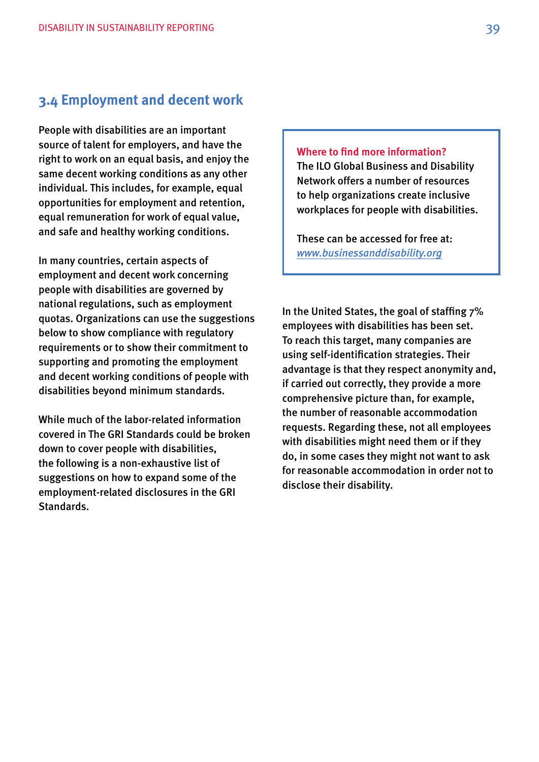## 3.4 Employment and decent work

People with disabilities are an important source of talent for employers, and have the right to work on an equal basis, and enjoy the same decent working conditions as any other individual. This includes, for example, equal opportunities for employment and retention, equal remuneration for work of equal value, and safe and healthy working conditions.

In many countries, certain aspects of employment and decent work concerning people with disabilities are governed by national regulations, such as employment quotas. Organizations can use the suggestions below to show compliance with regulatory requirements or to show their commitment to supporting and promoting the employment and decent working conditions of people with disabilities beyond minimum standards.

While much of the labor-related information covered in The GRI Standards could be broken down to cover people with disabilities, the following is a non-exhaustive list of suggestions on how to expand some of the employment-related disclosures in the GRI Standards.

**Where to find more information?**
The ILO Global Business and Disability Network offers a number of resources to help organizations create inclusive workplaces for people with disabilities.

These can be accessed for free at: *www.businessanddisability.org*

In the United States, the goal of staffing 7% employees with disabilities has been set. To reach this target, many companies are using self-identification strategies. Their advantage is that they respect anonymity and, if carried out correctly, they provide a more comprehensive picture than, for example, the number of reasonable accommodation requests. Regarding these, not all employees with disabilities might need them or if they do, in some cases they might not want to ask for reasonable accommodation in order not to disclose their disability.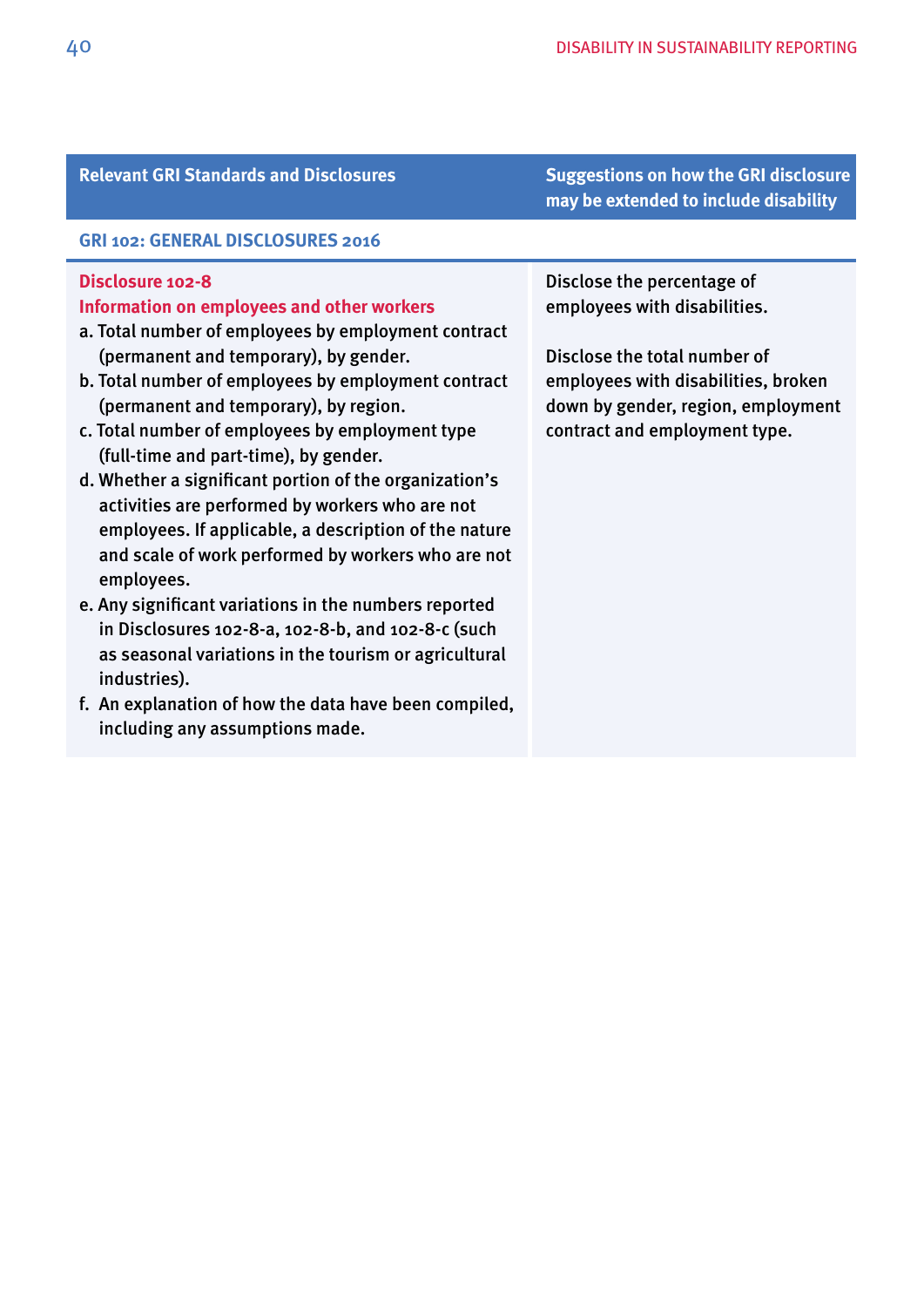| Relevant GRI Standards and Disclosures | Suggestions on how the GRI disclosure may be extended to include disability |
|---|---|
| **GRI 102: GENERAL DISCLOSURES 2016** | |
| **Disclosure 102-8**<br>**Information on employees and other workers**<br>a. Total number of employees by employment contract (permanent and temporary), by gender.<br>b. Total number of employees by employment contract (permanent and temporary), by region.<br>c. Total number of employees by employment type (full-time and part-time), by gender.<br>d. Whether a significant portion of the organization's activities are performed by workers who are not employees. If applicable, a description of the nature and scale of work performed by workers who are not employees.<br>e. Any significant variations in the numbers reported in Disclosures 102-8-a, 102-8-b, and 102-8-c (such as seasonal variations in the tourism or agricultural industries).<br>f. An explanation of how the data have been compiled, including any assumptions made. | Disclose the percentage of employees with disabilities.<br><br>Disclose the total number of employees with disabilities, broken down by gender, region, employment contract and employment type. |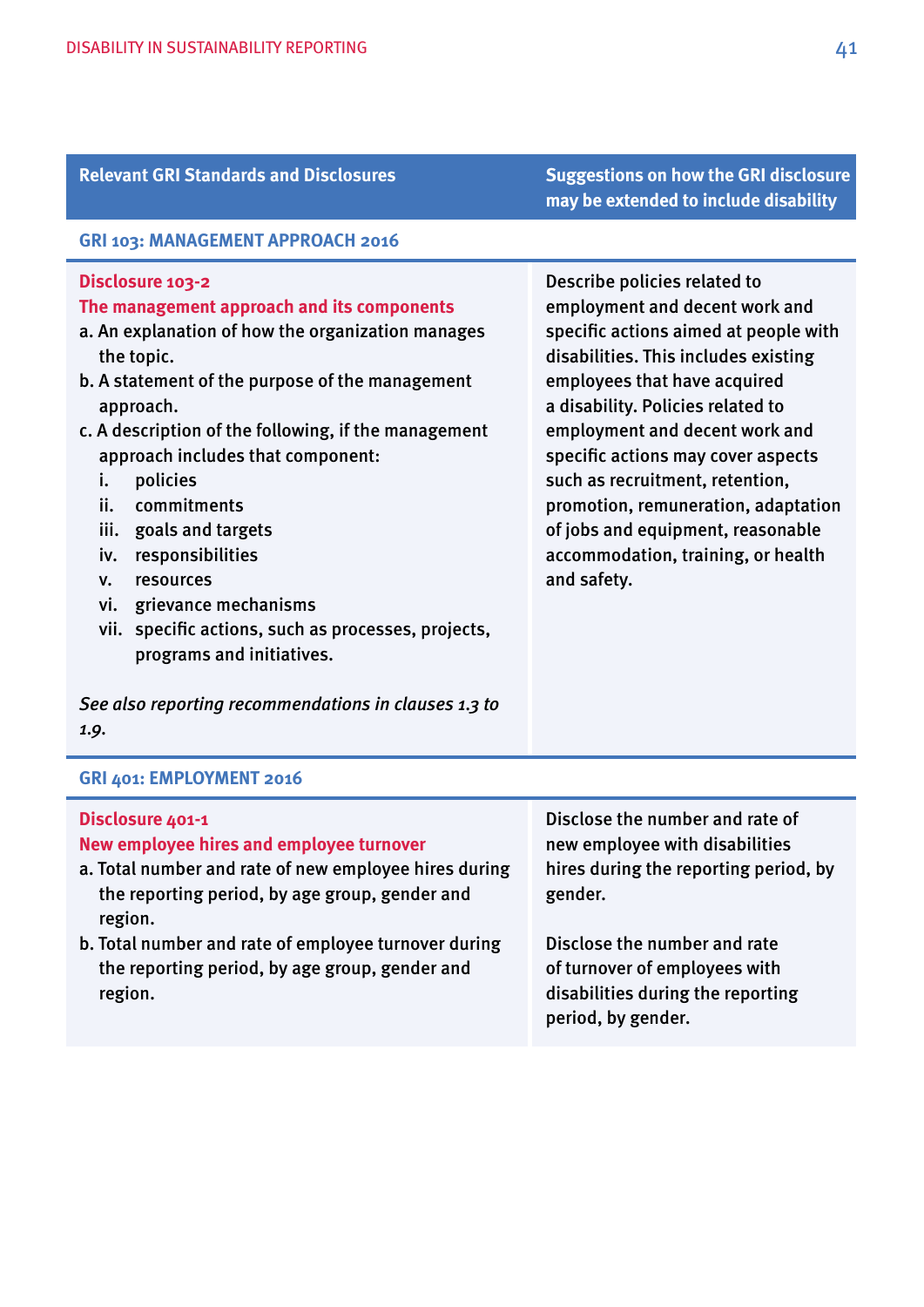| Relevant GRI Standards and Disclosures | Suggestions on how the GRI disclosure may be extended to include disability |
|---|---|
| **GRI 103: MANAGEMENT APPROACH 2016** | |
| **Disclosure 103-2**<br>**The management approach and its components**<br>a. An explanation of how the organization manages the topic.<br>b. A statement of the purpose of the management approach.<br>c. A description of the following, if the management approach includes that component:<br>i. policies<br>ii. commitments<br>iii. goals and targets<br>iv. responsibilities<br>v. resources<br>vi. grievance mechanisms<br>vii. specific actions, such as processes, projects, programs and initiatives.<br><br>*See also reporting recommendations in clauses 1.3 to 1.9.* | Describe policies related to employment and decent work and specific actions aimed at people with disabilities. This includes existing employees that have acquired a disability. Policies related to employment and decent work and specific actions may cover aspects such as recruitment, retention, promotion, remuneration, adaptation of jobs and equipment, reasonable accommodation, training, or health and safety. |
| **GRI 401: EMPLOYMENT 2016** | |
| **Disclosure 401-1**<br>**New employee hires and employee turnover**<br>a. Total number and rate of new employee hires during the reporting period, by age group, gender and region.<br>b. Total number and rate of employee turnover during the reporting period, by age group, gender and region. | Disclose the number and rate of new employee with disabilities hires during the reporting period, by gender.<br><br>Disclose the number and rate of turnover of employees with disabilities during the reporting period, by gender. |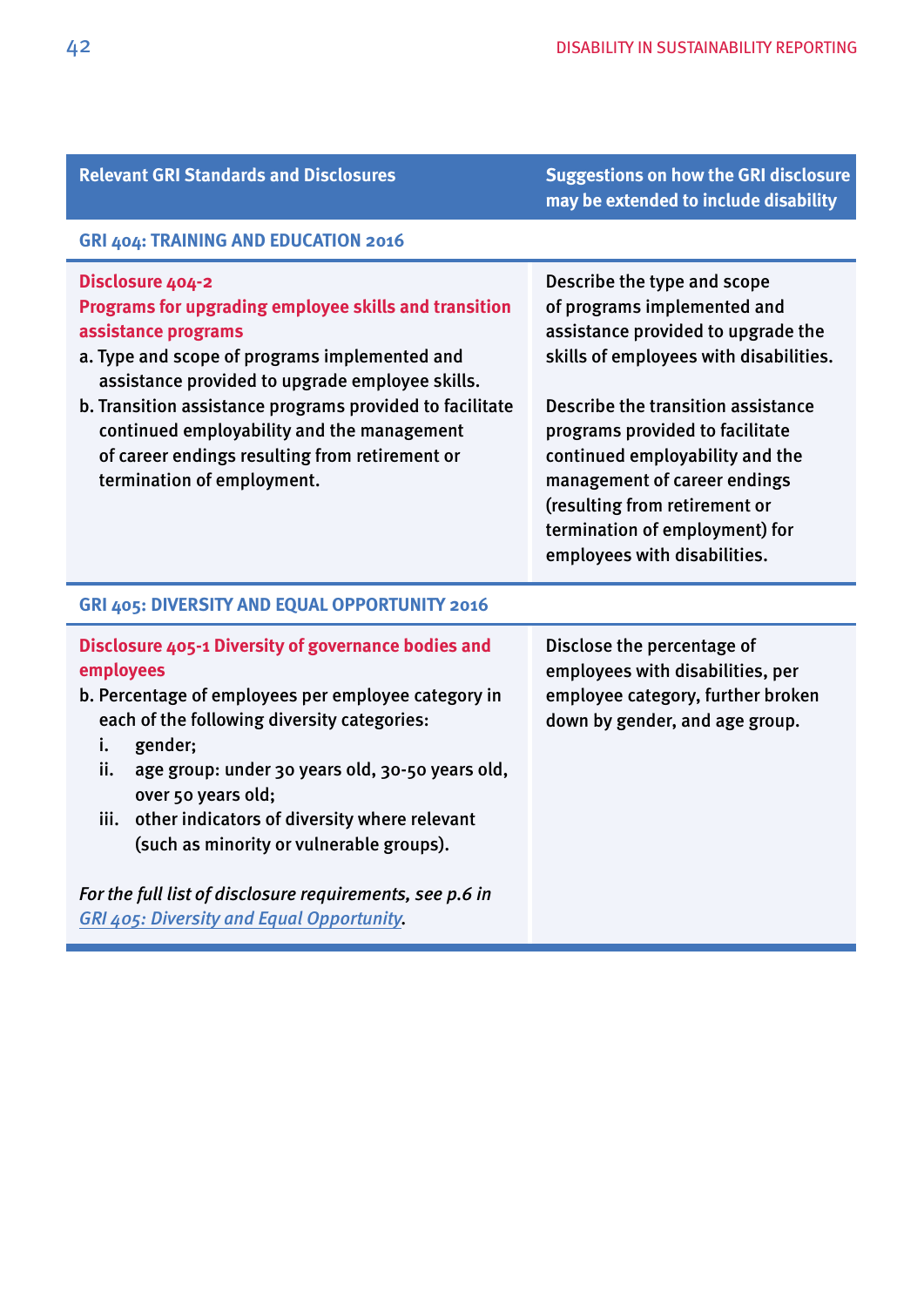| Relevant GRI Standards and Disclosures | Suggestions on how the GRI disclosure may be extended to include disability |
|---|---|
| **GRI 404: TRAINING AND EDUCATION 2016** | |
| **Disclosure 404-2**<br>**Programs for upgrading employee skills and transition assistance programs**<br>a. Type and scope of programs implemented and assistance provided to upgrade employee skills.<br>b. Transition assistance programs provided to facilitate continued employability and the management of career endings resulting from retirement or termination of employment. | Describe the type and scope of programs implemented and assistance provided to upgrade the skills of employees with disabilities.<br><br>Describe the transition assistance programs provided to facilitate continued employability and the management of career endings (resulting from retirement or termination of employment) for employees with disabilities. |
| **GRI 405: DIVERSITY AND EQUAL OPPORTUNITY 2016** | |
| **Disclosure 405-1 Diversity of governance bodies and employees**<br>b. Percentage of employees per employee category in each of the following diversity categories:<br>i. gender;<br>ii. age group: under 30 years old, 30-50 years old, over 50 years old;<br>iii. other indicators of diversity where relevant (such as minority or vulnerable groups).<br><br>*For the full list of disclosure requirements, see p.6 in GRI 405: Diversity and Equal Opportunity.* | Disclose the percentage of employees with disabilities, per employee category, further broken down by gender, and age group. |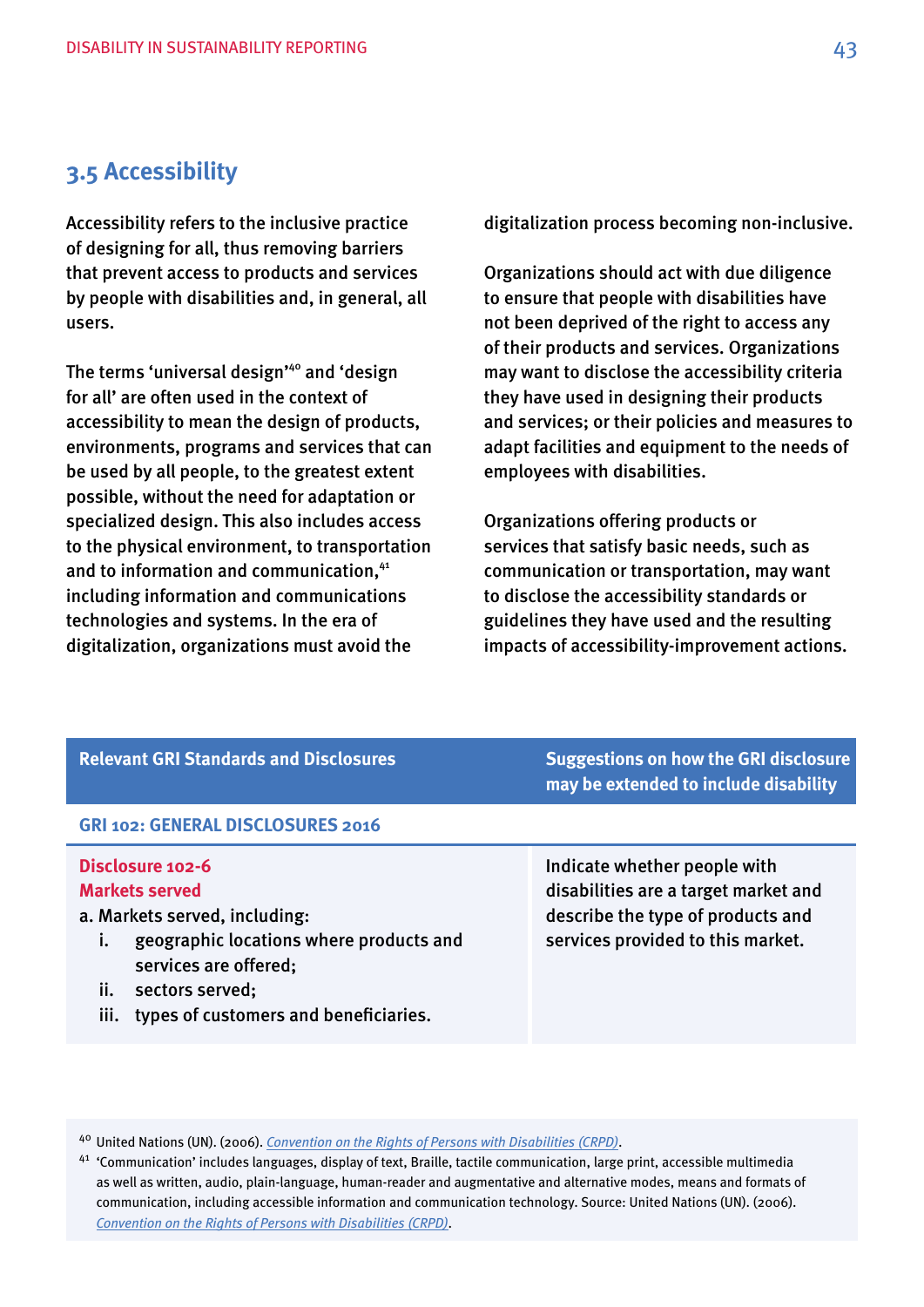## 3.5 Accessibility

Accessibility refers to the inclusive practice of designing for all, thus removing barriers that prevent access to products and services by people with disabilities and, in general, all users.

The terms 'universal design'[40] and 'design for all' are often used in the context of accessibility to mean the design of products, environments, programs and services that can be used by all people, to the greatest extent possible, without the need for adaptation or specialized design. This also includes access to the physical environment, to transportation and to information and communication,[41] including information and communications technologies and systems. In the era of digitalization, organizations must avoid the digitalization process becoming non-inclusive.

Organizations should act with due diligence to ensure that people with disabilities have not been deprived of the right to access any of their products and services. Organizations may want to disclose the accessibility criteria they have used in designing their products and services; or their policies and measures to adapt facilities and equipment to the needs of employees with disabilities.

Organizations offering products or services that satisfy basic needs, such as communication or transportation, may want to disclose the accessibility standards or guidelines they have used and the resulting impacts of accessibility-improvement actions.

| Relevant GRI Standards and Disclosures | Suggestions on how the GRI disclosure may be extended to include disability |
|---|---|
| **GRI 102: GENERAL DISCLOSURES 2016** | |
| **Disclosure 102-6**<br>**Markets served**<br>a. Markets served, including:<br>i. geographic locations where products and services are offered;<br>ii. sectors served;<br>iii. types of customers and beneficiaries. | Indicate whether people with disabilities are a target market and describe the type of products and services provided to this market. |

[40] United Nations (UN). (2006). *Convention on the Rights of Persons with Disabilities (CRPD)*.

[41] 'Communication' includes languages, display of text, Braille, tactile communication, large print, accessible multimedia as well as written, audio, plain-language, human-reader and augmentative and alternative modes, means and formats of communication, including accessible information and communication technology. Source: United Nations (UN). (2006). *Convention on the Rights of Persons with Disabilities (CRPD)*.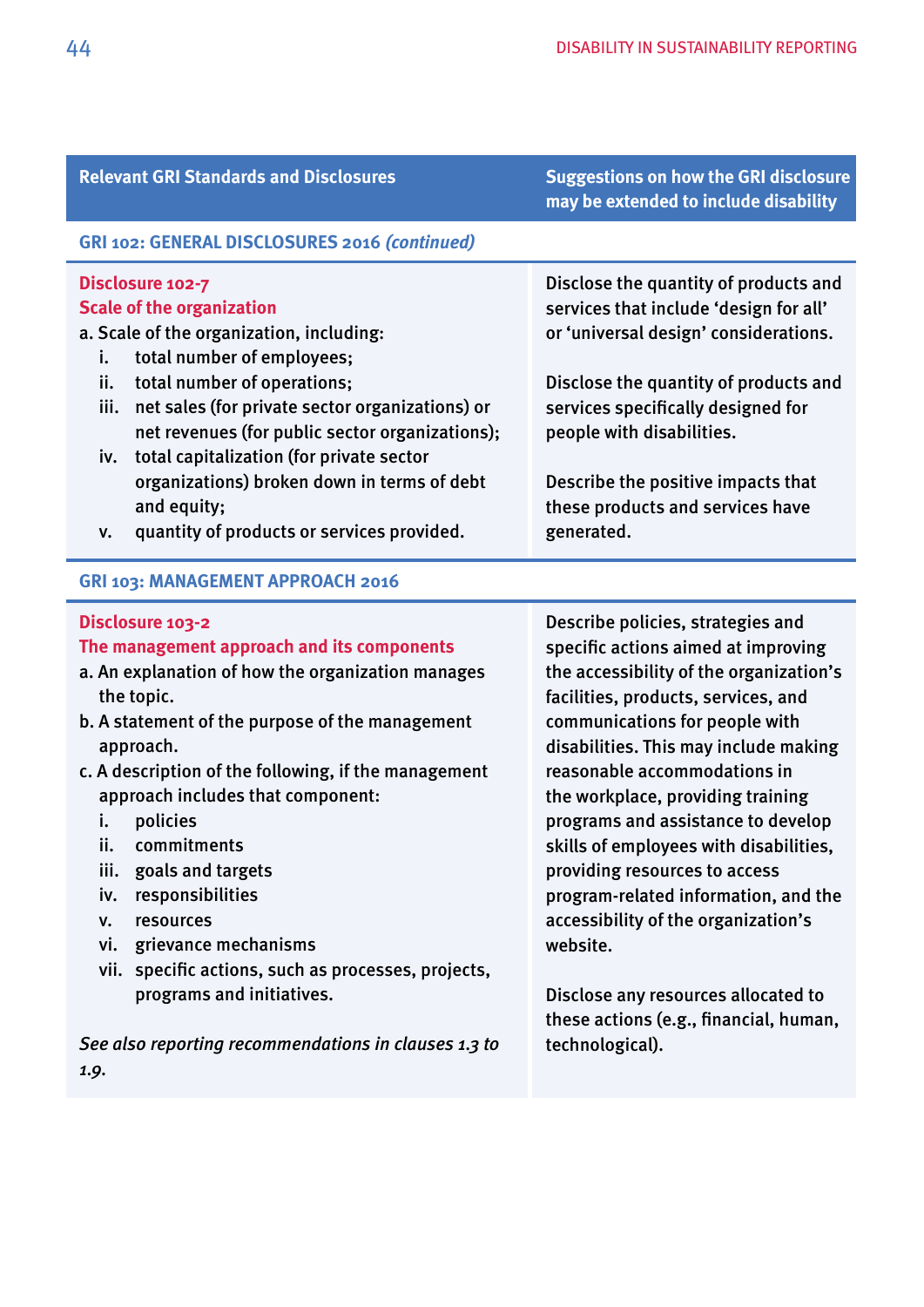| Relevant GRI Standards and Disclosures | Suggestions on how the GRI disclosure may be extended to include disability |
|---|---|
| **GRI 102: GENERAL DISCLOSURES 2016 *(continued)*** | |
| **Disclosure 102-7**<br>**Scale of the organization**<br>a. Scale of the organization, including:<br>i. total number of employees;<br>ii. total number of operations;<br>iii. net sales (for private sector organizations) or net revenues (for public sector organizations);<br>iv. total capitalization (for private sector organizations) broken down in terms of debt and equity;<br>v. quantity of products or services provided. | Disclose the quantity of products and services that include 'design for all' or 'universal design' considerations.<br><br>Disclose the quantity of products and services specifically designed for people with disabilities.<br><br>Describe the positive impacts that these products and services have generated. |
| **GRI 103: MANAGEMENT APPROACH 2016** | |
| **Disclosure 103-2**<br>**The management approach and its components**<br>a. An explanation of how the organization manages the topic.<br>b. A statement of the purpose of the management approach.<br>c. A description of the following, if the management approach includes that component:<br>i. policies<br>ii. commitments<br>iii. goals and targets<br>iv. responsibilities<br>v. resources<br>vi. grievance mechanisms<br>vii. specific actions, such as processes, projects, programs and initiatives.<br><br>*See also reporting recommendations in clauses 1.3 to 1.9.* | Describe policies, strategies and specific actions aimed at improving the accessibility of the organization's facilities, products, services, and communications for people with disabilities. This may include making reasonable accommodations in the workplace, providing training programs and assistance to develop skills of employees with disabilities, providing resources to access program-related information, and the accessibility of the organization's website.<br><br>Disclose any resources allocated to these actions (e.g., financial, human, technological). |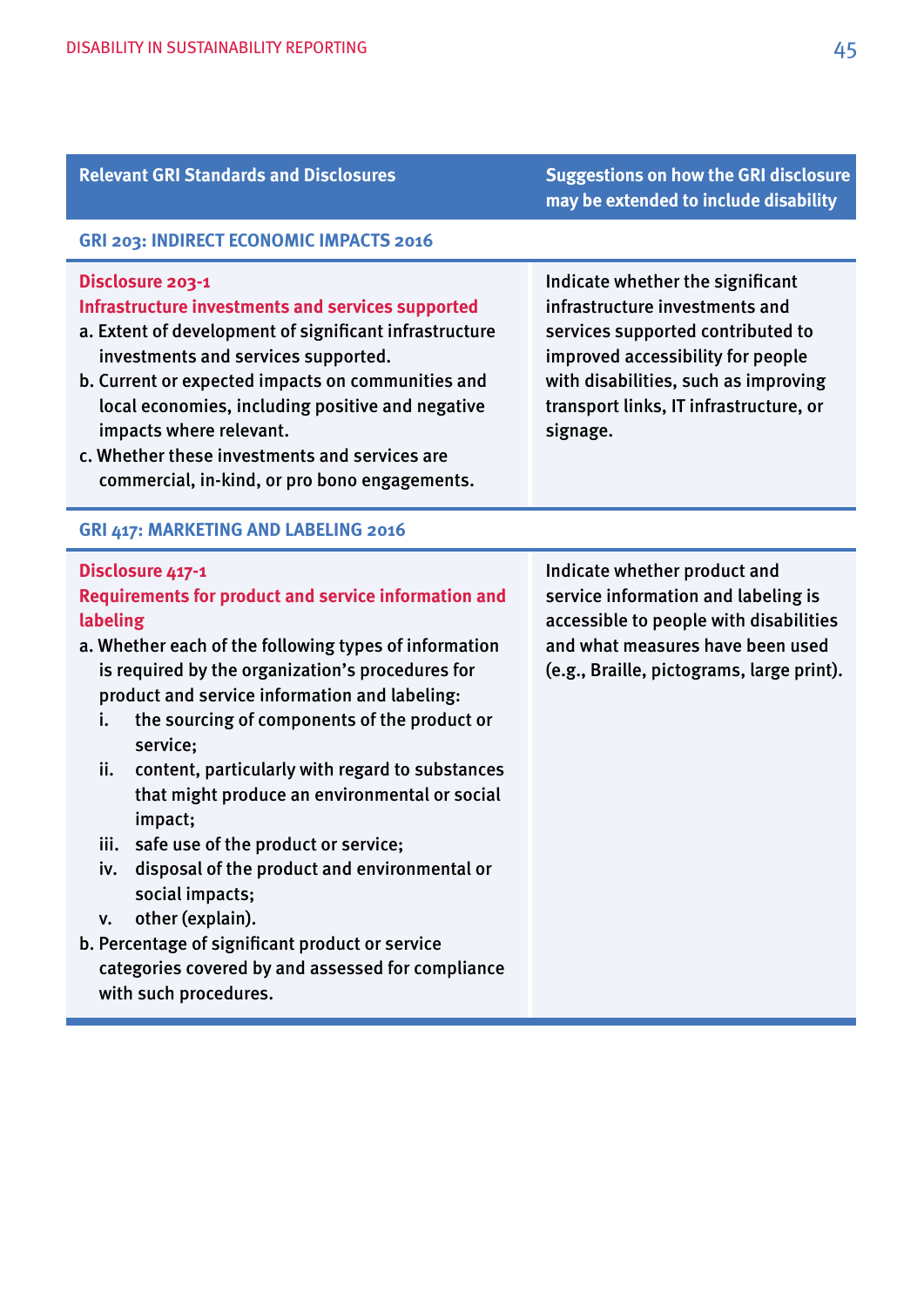| Relevant GRI Standards and Disclosures | Suggestions on how the GRI disclosure may be extended to include disability |
| --- | --- |
| **GRI 203: INDIRECT ECONOMIC IMPACTS 2016** | |
| **Disclosure 203-1**<br>**Infrastructure investments and services supported**<br>a. Extent of development of significant infrastructure investments and services supported.<br>b. Current or expected impacts on communities and local economies, including positive and negative impacts where relevant.<br>c. Whether these investments and services are commercial, in-kind, or pro bono engagements. | Indicate whether the significant infrastructure investments and services supported contributed to improved accessibility for people with disabilities, such as improving transport links, IT infrastructure, or signage. |
| **GRI 417: MARKETING AND LABELING 2016** | |
| **Disclosure 417-1**<br>**Requirements for product and service information and labeling**<br>a. Whether each of the following types of information is required by the organization's procedures for product and service information and labeling:<br>i. the sourcing of components of the product or service;<br>ii. content, particularly with regard to substances that might produce an environmental or social impact;<br>iii. safe use of the product or service;<br>iv. disposal of the product and environmental or social impacts;<br>v. other (explain).<br>b. Percentage of significant product or service categories covered by and assessed for compliance with such procedures. | Indicate whether product and service information and labeling is accessible to people with disabilities and what measures have been used (e.g., Braille, pictograms, large print). |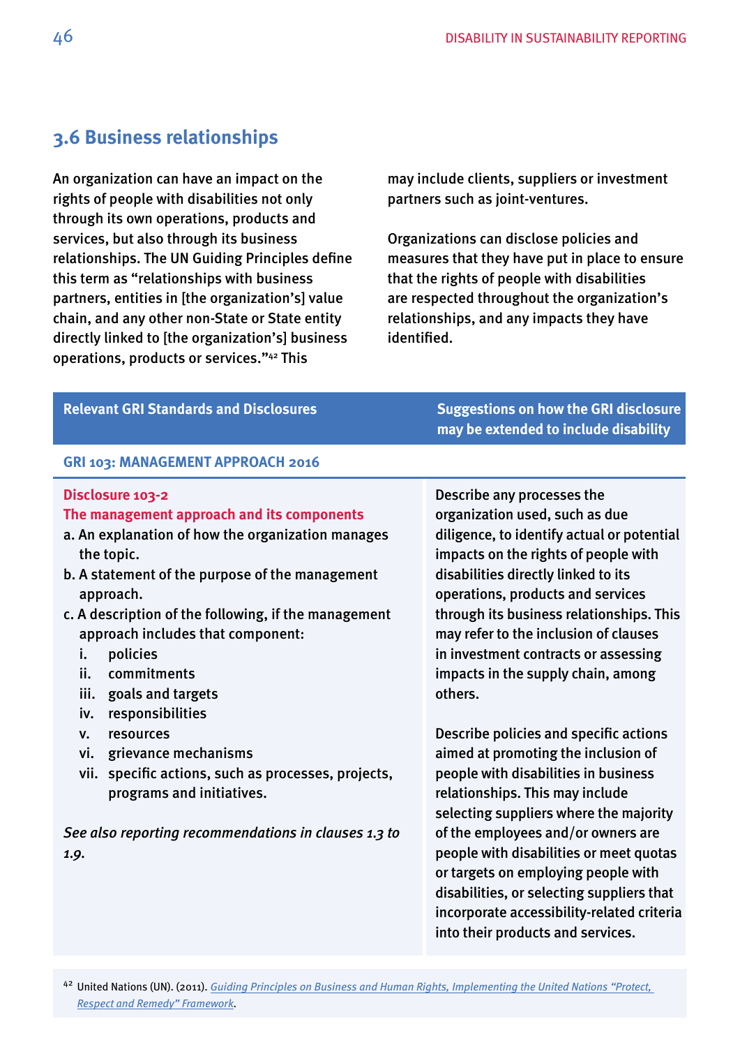## 3.6 Business relationships

An organization can have an impact on the rights of people with disabilities not only through its own operations, products and services, but also through its business relationships. The UN Guiding Principles define this term as "relationships with business partners, entities in [the organization's] value chain, and any other non-State or State entity directly linked to [the organization's] business operations, products or services."[42] This may include clients, suppliers or investment partners such as joint-ventures.

Organizations can disclose policies and measures that they have put in place to ensure that the rights of people with disabilities are respected throughout the organization's relationships, and any impacts they have identified.

| Relevant GRI Standards and Disclosures | Suggestions on how the GRI disclosure may be extended to include disability |
|---|---|
| **GRI 103: MANAGEMENT APPROACH 2016** | |
| **Disclosure 103-2**<br>**The management approach and its components**<br>a. An explanation of how the organization manages the topic.<br>b. A statement of the purpose of the management approach.<br>c. A description of the following, if the management approach includes that component:<br>i. policies<br>ii. commitments<br>iii. goals and targets<br>iv. responsibilities<br>v. resources<br>vi. grievance mechanisms<br>vii. specific actions, such as processes, projects, programs and initiatives.<br><br>*See also reporting recommendations in clauses 1.3 to 1.9.* | Describe any processes the organization used, such as due diligence, to identify actual or potential impacts on the rights of people with disabilities directly linked to its operations, products and services through its business relationships. This may refer to the inclusion of clauses in investment contracts or assessing impacts in the supply chain, among others.<br><br>Describe policies and specific actions aimed at promoting the inclusion of people with disabilities in business relationships. This may include selecting suppliers where the majority of the employees and/or owners are people with disabilities or meet quotas or targets on employing people with disabilities, or selecting suppliers that incorporate accessibility-related criteria into their products and services. |

[42] United Nations (UN). (2011). *Guiding Principles on Business and Human Rights, Implementing the United Nations "Protect, Respect and Remedy" Framework*.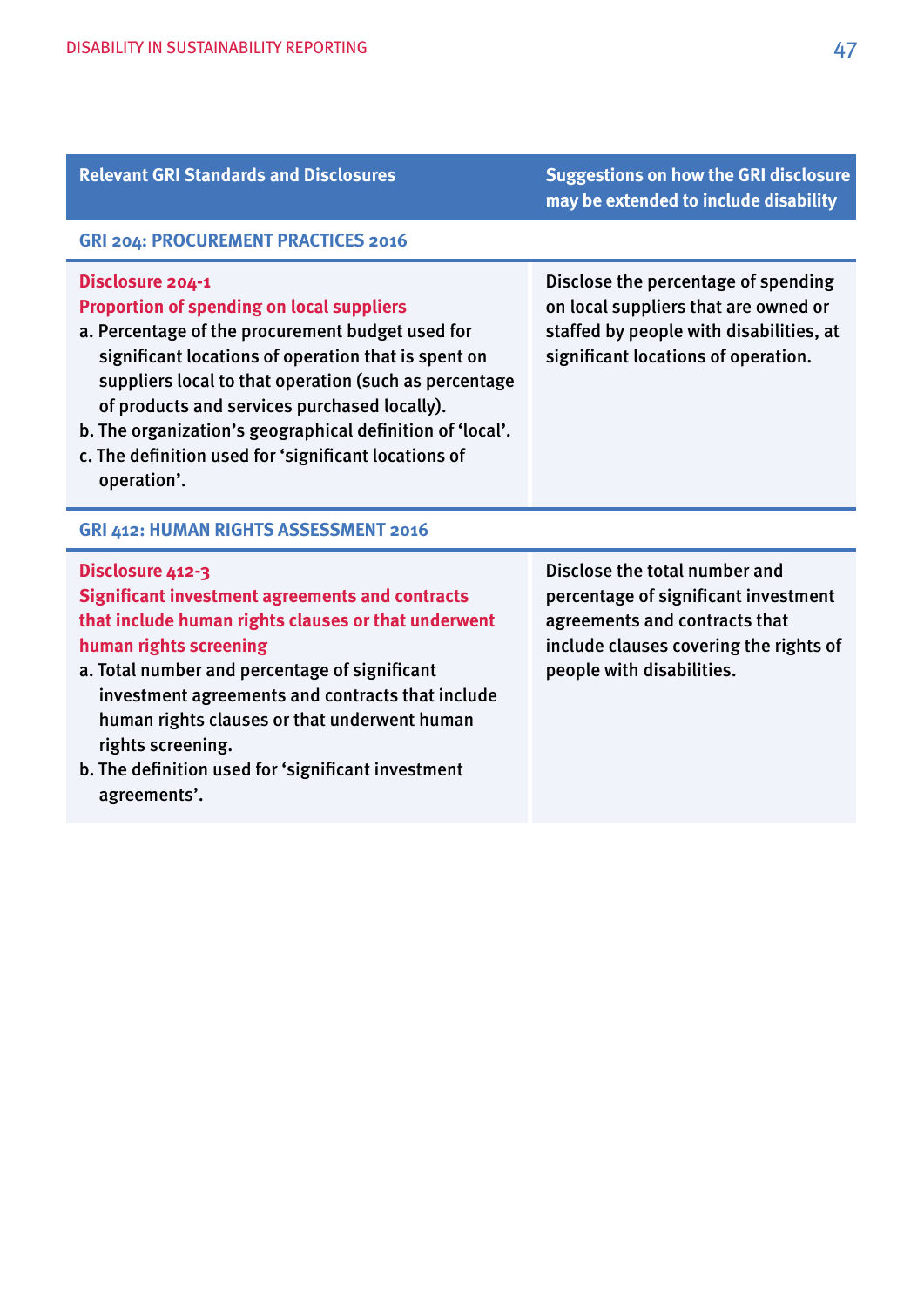| Relevant GRI Standards and Disclosures | Suggestions on how the GRI disclosure may be extended to include disability |
|---|---|
| **GRI 204: PROCUREMENT PRACTICES 2016** | |
| **Disclosure 204-1**<br>**Proportion of spending on local suppliers**<br>a. Percentage of the procurement budget used for significant locations of operation that is spent on suppliers local to that operation (such as percentage of products and services purchased locally).<br>b. The organization's geographical definition of 'local'.<br>c. The definition used for 'significant locations of operation'. | Disclose the percentage of spending on local suppliers that are owned or staffed by people with disabilities, at significant locations of operation. |
| **GRI 412: HUMAN RIGHTS ASSESSMENT 2016** | |
| **Disclosure 412-3**<br>**Significant investment agreements and contracts that include human rights clauses or that underwent human rights screening**<br>a. Total number and percentage of significant investment agreements and contracts that include human rights clauses or that underwent human rights screening.<br>b. The definition used for 'significant investment agreements'. | Disclose the total number and percentage of significant investment agreements and contracts that include clauses covering the rights of people with disabilities. |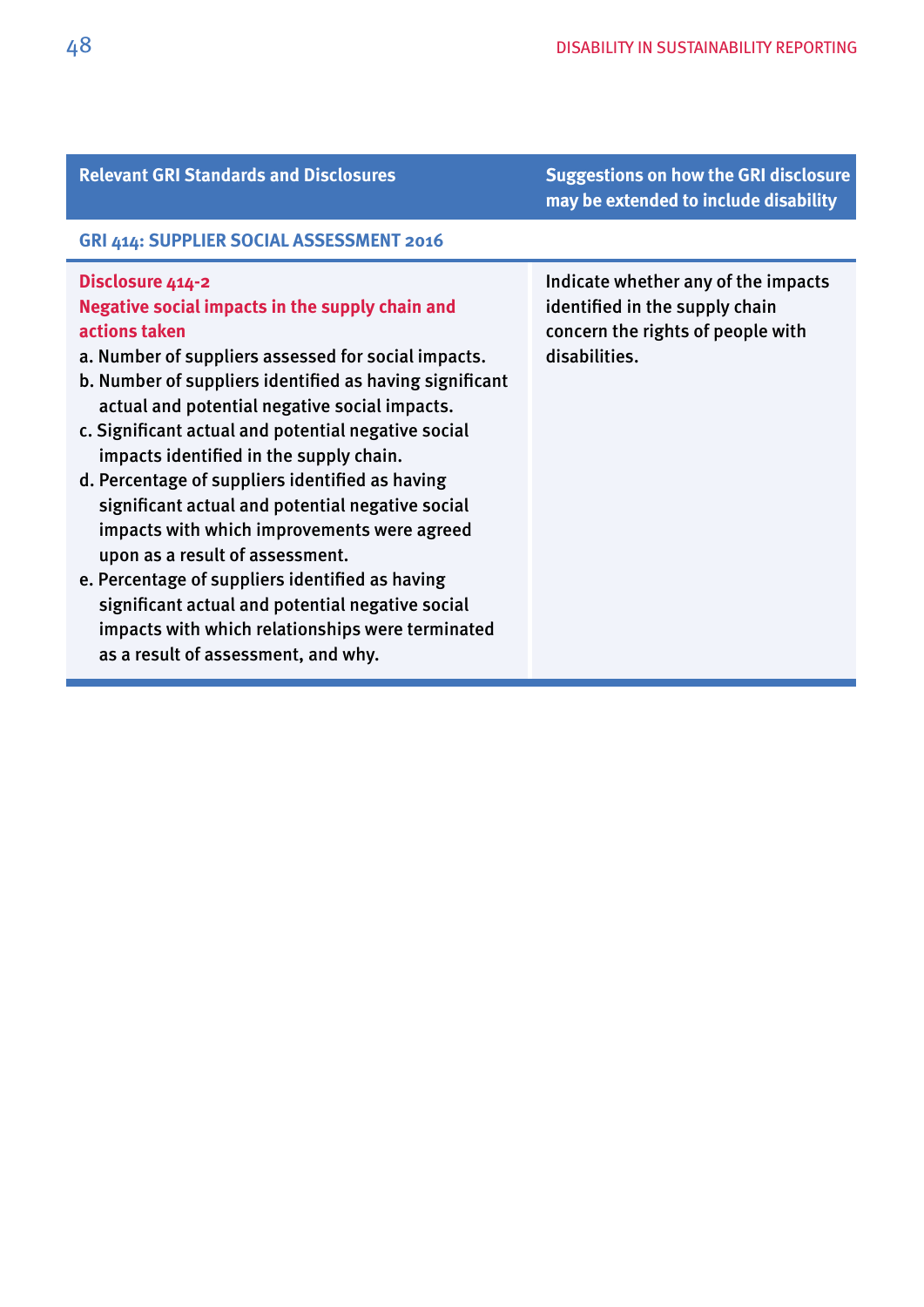| Relevant GRI Standards and Disclosures | Suggestions on how the GRI disclosure may be extended to include disability |
|---|---|
| **GRI 414: SUPPLIER SOCIAL ASSESSMENT 2016** | |
| **Disclosure 414-2**<br>**Negative social impacts in the supply chain and actions taken**<br>a. Number of suppliers assessed for social impacts.<br>b. Number of suppliers identified as having significant actual and potential negative social impacts.<br>c. Significant actual and potential negative social impacts identified in the supply chain.<br>d. Percentage of suppliers identified as having significant actual and potential negative social impacts with which improvements were agreed upon as a result of assessment.<br>e. Percentage of suppliers identified as having significant actual and potential negative social impacts with which relationships were terminated as a result of assessment, and why. | Indicate whether any of the impacts identified in the supply chain concern the rights of people with disabilities. |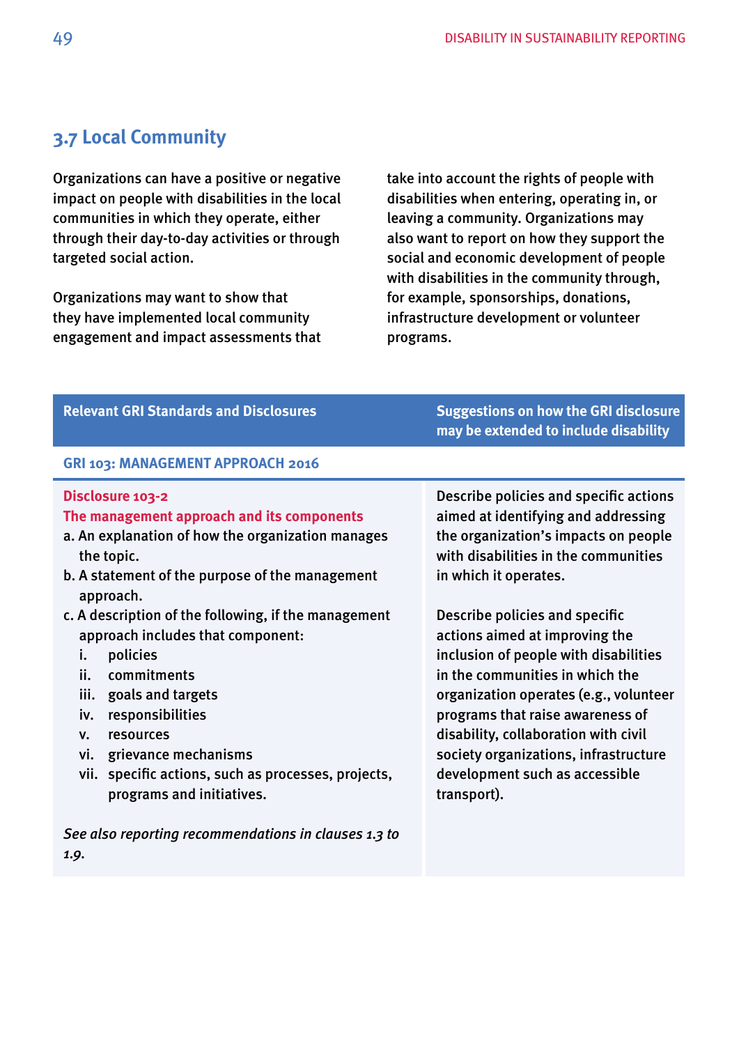## 3.7 Local Community

Organizations can have a positive or negative impact on people with disabilities in the local communities in which they operate, either through their day-to-day activities or through targeted social action.

Organizations may want to show that they have implemented local community engagement and impact assessments that take into account the rights of people with disabilities when entering, operating in, or leaving a community. Organizations may also want to report on how they support the social and economic development of people with disabilities in the community through, for example, sponsorships, donations, infrastructure development or volunteer programs.

| Relevant GRI Standards and Disclosures | Suggestions on how the GRI disclosure may be extended to include disability |
|---|---|
| **GRI 103: MANAGEMENT APPROACH 2016** | |
| **Disclosure 103-2**<br>**The management approach and its components**<br>a. An explanation of how the organization manages the topic.<br>b. A statement of the purpose of the management approach.<br>c. A description of the following, if the management approach includes that component:<br>i. policies<br>ii. commitments<br>iii. goals and targets<br>iv. responsibilities<br>v. resources<br>vi. grievance mechanisms<br>vii. specific actions, such as processes, projects, programs and initiatives.<br><br>*See also reporting recommendations in clauses 1.3 to 1.9.* | Describe policies and specific actions aimed at identifying and addressing the organization's impacts on people with disabilities in the communities in which it operates.<br><br>Describe policies and specific actions aimed at improving the inclusion of people with disabilities in the communities in which the organization operates (e.g., volunteer programs that raise awareness of disability, collaboration with civil society organizations, infrastructure development such as accessible transport). |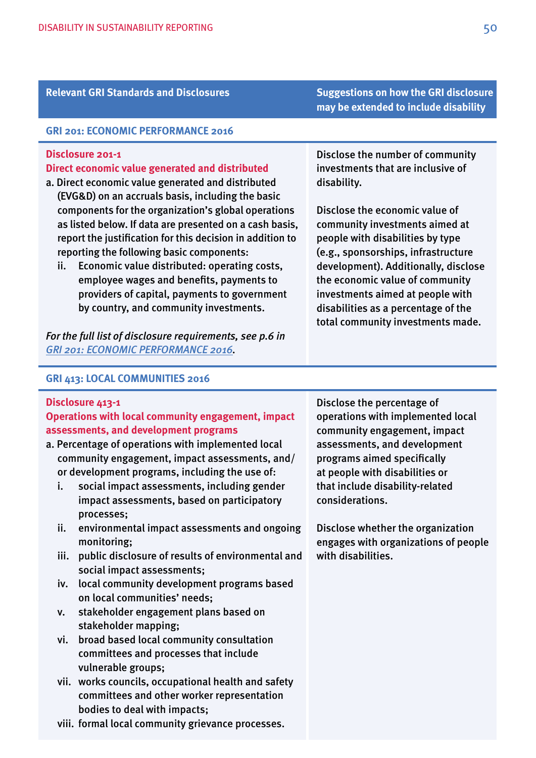| Relevant GRI Standards and Disclosures | Suggestions on how the GRI disclosure may be extended to include disability |
|---|---|
| **GRI 201: ECONOMIC PERFORMANCE 2016** | |
| **Disclosure 201-1**<br>**Direct economic value generated and distributed**<br>a. Direct economic value generated and distributed (EVG&D) on an accruals basis, including the basic components for the organization's global operations as listed below. If data are presented on a cash basis, report the justification for this decision in addition to reporting the following basic components:<br>ii. Economic value distributed: operating costs, employee wages and benefits, payments to providers of capital, payments to government by country, and community investments.<br><br>*For the full list of disclosure requirements, see p.6 in [GRI 201: ECONOMIC PERFORMANCE 2016](GRI 201: ECONOMIC PERFORMANCE 2016).* | Disclose the number of community investments that are inclusive of disability.<br><br>Disclose the economic value of community investments aimed at people with disabilities by type (e.g., sponsorships, infrastructure development). Additionally, disclose the economic value of community investments aimed at people with disabilities as a percentage of the total community investments made. |
| **GRI 413: LOCAL COMMUNITIES 2016** | |
| **Disclosure 413-1**<br>**Operations with local community engagement, impact assessments, and development programs**<br>a. Percentage of operations with implemented local community engagement, impact assessments, and/or development programs, including the use of:<br>i. social impact assessments, including gender impact assessments, based on participatory processes;<br>ii. environmental impact assessments and ongoing monitoring;<br>iii. public disclosure of results of environmental and social impact assessments;<br>iv. local community development programs based on local communities' needs;<br>v. stakeholder engagement plans based on stakeholder mapping;<br>vi. broad based local community consultation committees and processes that include vulnerable groups;<br>vii. works councils, occupational health and safety committees and other worker representation bodies to deal with impacts;<br>viii. formal local community grievance processes. | Disclose the percentage of operations with implemented local community engagement, impact assessments, and development programs aimed specifically at people with disabilities or that include disability-related considerations.<br><br>Disclose whether the organization engages with organizations of people with disabilities. |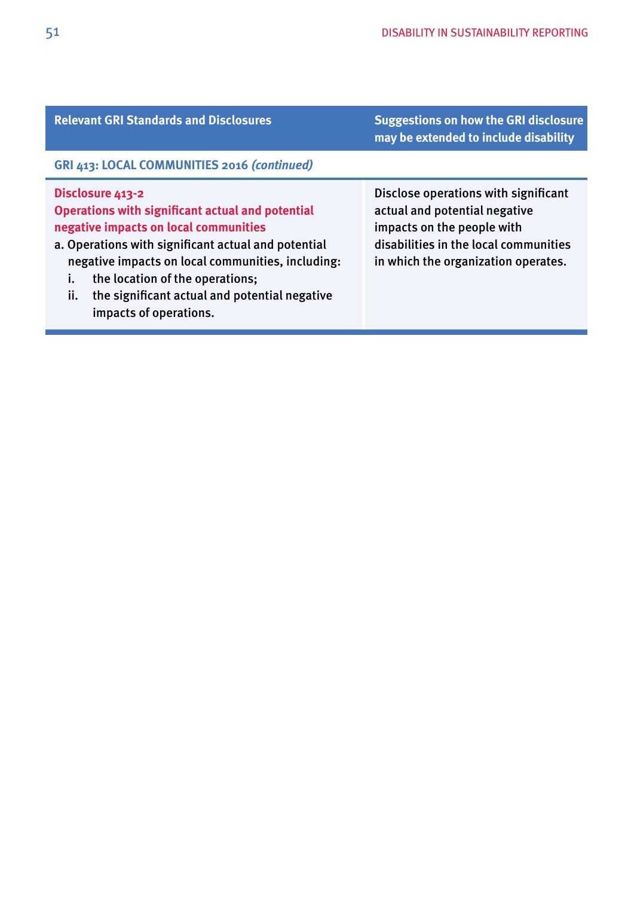| Relevant GRI Standards and Disclosures | Suggestions on how the GRI disclosure may be extended to include disability |
| --- | --- |
| **GRI 413: LOCAL COMMUNITIES 2016** ***(continued)*** | |
| **Disclosure 413-2**<br>**Operations with significant actual and potential negative impacts on local communities**<br>a. Operations with significant actual and potential negative impacts on local communities, including:<br>i. the location of the operations;<br>ii. the significant actual and potential negative impacts of operations. | Disclose operations with significant actual and potential negative impacts on the people with disabilities in the local communities in which the organization operates. |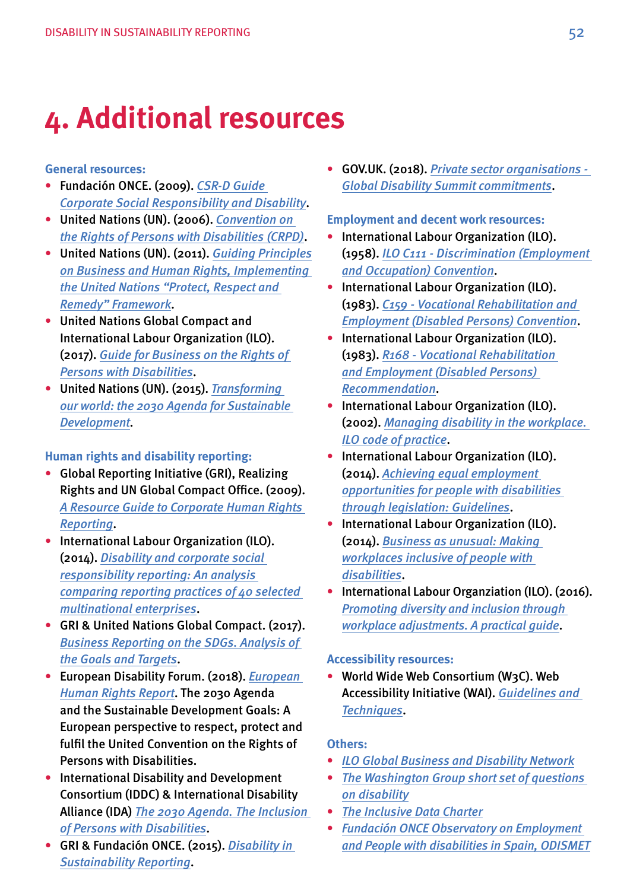# 4. Additional resources

**General resources:**

- Fundación ONCE. (2009). *CSR-D Guide Corporate Social Responsibility and Disability*.
- United Nations (UN). (2006). *Convention on the Rights of Persons with Disabilities (CRPD)*.
- United Nations (UN). (2011). *Guiding Principles on Business and Human Rights, Implementing the United Nations "Protect, Respect and Remedy" Framework*.
- United Nations Global Compact and International Labour Organization (ILO). (2017). *Guide for Business on the Rights of Persons with Disabilities*.
- United Nations (UN). (2015). *Transforming our world: the 2030 Agenda for Sustainable Development*.

**Human rights and disability reporting:**

- Global Reporting Initiative (GRI), Realizing Rights and UN Global Compact Office. (2009). *A Resource Guide to Corporate Human Rights Reporting*.
- International Labour Organization (ILO). (2014). *Disability and corporate social responsibility reporting: An analysis comparing reporting practices of 40 selected multinational enterprises*.
- GRI & United Nations Global Compact. (2017). *Business Reporting on the SDGs. Analysis of the Goals and Targets*.
- European Disability Forum. (2018). *European Human Rights Report*. The 2030 Agenda and the Sustainable Development Goals: A European perspective to respect, protect and fulfil the United Convention on the Rights of Persons with Disabilities.
- International Disability and Development Consortium (IDDC) & International Disability Alliance (IDA) *The 2030 Agenda. The Inclusion of Persons with Disabilities*.
- GRI & Fundación ONCE. (2015). *Disability in Sustainability Reporting*.
- GOV.UK. (2018). *Private sector organisations - Global Disability Summit commitments*.

**Employment and decent work resources:**

- International Labour Organization (ILO). (1958). *ILO C111 - Discrimination (Employment and Occupation) Convention*.
- International Labour Organization (ILO). (1983). *C159 - Vocational Rehabilitation and Employment (Disabled Persons) Convention*.
- International Labour Organization (ILO). (1983). *R168 - Vocational Rehabilitation and Employment (Disabled Persons) Recommendation*.
- International Labour Organization (ILO). (2002). *Managing disability in the workplace. ILO code of practice*.
- International Labour Organization (ILO). (2014). *Achieving equal employment opportunities for people with disabilities through legislation: Guidelines*.
- International Labour Organization (ILO). (2014). *Business as unusual: Making workplaces inclusive of people with disabilities*.
- International Labour Organziation (ILO). (2016). *Promoting diversity and inclusion through workplace adjustments. A practical guide*.

**Accessibility resources:**

- World Wide Web Consortium (W3C). Web Accessibility Initiative (WAI). *Guidelines and Techniques*.

**Others:**

- *ILO Global Business and Disability Network*
- *The Washington Group short set of questions on disability*
- *The Inclusive Data Charter*
- *Fundación ONCE Observatory on Employment and People with disabilities in Spain, ODISMET*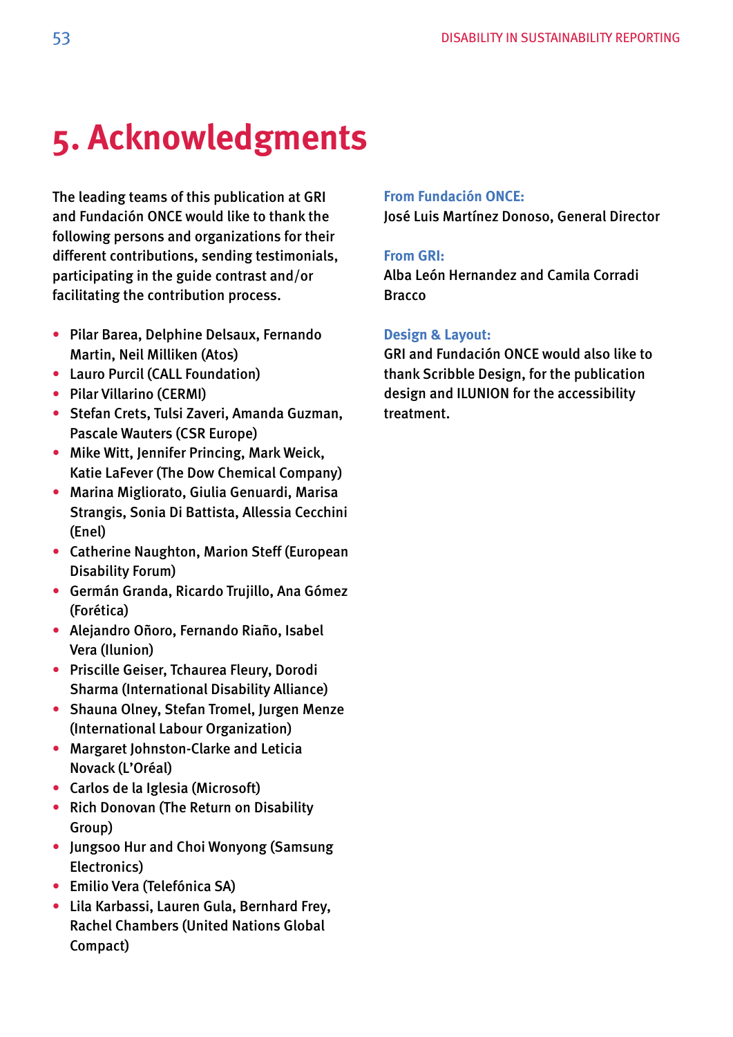# 5. Acknowledgments

The leading teams of this publication at GRI and Fundación ONCE would like to thank the following persons and organizations for their different contributions, sending testimonials, participating in the guide contrast and/or facilitating the contribution process.

- Pilar Barea, Delphine Delsaux, Fernando Martin, Neil Milliken (Atos)
- Lauro Purcil (CALL Foundation)
- Pilar Villarino (CERMI)
- Stefan Crets, Tulsi Zaveri, Amanda Guzman, Pascale Wauters (CSR Europe)
- Mike Witt, Jennifer Princing, Mark Weick, Katie LaFever (The Dow Chemical Company)
- Marina Migliorato, Giulia Genuardi, Marisa Strangis, Sonia Di Battista, Allessia Cecchini (Enel)
- Catherine Naughton, Marion Steff (European Disability Forum)
- Germán Granda, Ricardo Trujillo, Ana Gómez (Forética)
- Alejandro Oñoro, Fernando Riaño, Isabel Vera (Ilunion)
- Priscille Geiser, Tchaurea Fleury, Dorodi Sharma (International Disability Alliance)
- Shauna Olney, Stefan Tromel, Jurgen Menze (International Labour Organization)
- Margaret Johnston-Clarke and Leticia Novack (L'Oréal)
- Carlos de la Iglesia (Microsoft)
- Rich Donovan (The Return on Disability Group)
- Jungsoo Hur and Choi Wonyong (Samsung Electronics)
- Emilio Vera (Telefónica SA)
- Lila Karbassi, Lauren Gula, Bernhard Frey, Rachel Chambers (United Nations Global Compact)

**From Fundación ONCE:**
José Luis Martínez Donoso, General Director

**From GRI:**
Alba León Hernandez and Camila Corradi Bracco

**Design & Layout:**
GRI and Fundación ONCE would also like to thank Scribble Design, for the publication design and ILUNION for the accessibility treatment.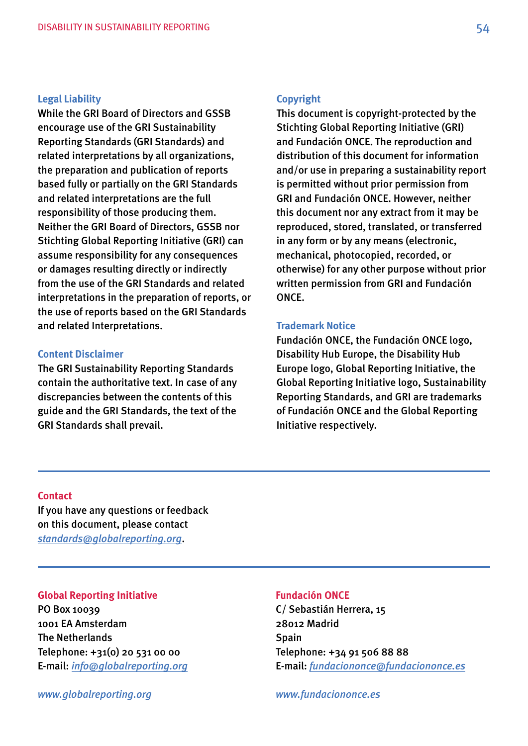### Legal Liability

While the GRI Board of Directors and GSSB encourage use of the GRI Sustainability Reporting Standards (GRI Standards) and related interpretations by all organizations, the preparation and publication of reports based fully or partially on the GRI Standards and related interpretations are the full responsibility of those producing them. Neither the GRI Board of Directors, GSSB nor Stichting Global Reporting Initiative (GRI) can assume responsibility for any consequences or damages resulting directly or indirectly from the use of the GRI Standards and related interpretations in the preparation of reports, or the use of reports based on the GRI Standards and related Interpretations.

### Content Disclaimer

The GRI Sustainability Reporting Standards contain the authoritative text. In case of any discrepancies between the contents of this guide and the GRI Standards, the text of the GRI Standards shall prevail.

### Copyright

This document is copyright-protected by the Stichting Global Reporting Initiative (GRI) and Fundación ONCE. The reproduction and distribution of this document for information and/or use in preparing a sustainability report is permitted without prior permission from GRI and Fundación ONCE. However, neither this document nor any extract from it may be reproduced, stored, translated, or transferred in any form or by any means (electronic, mechanical, photocopied, recorded, or otherwise) for any other purpose without prior written permission from GRI and Fundación ONCE.

### Trademark Notice

Fundación ONCE, the Fundación ONCE logo, Disability Hub Europe, the Disability Hub Europe logo, Global Reporting Initiative, the Global Reporting Initiative logo, Sustainability Reporting Standards, and GRI are trademarks of Fundación ONCE and the Global Reporting Initiative respectively.

---

### Contact

If you have any questions or feedback on this document, please contact *standards@globalreporting.org*.

---

### Global Reporting Initiative

PO Box 10039
1001 EA Amsterdam
The Netherlands
Telephone: +31(0) 20 531 00 00
E-mail: *info@globalreporting.org*

*www.globalreporting.org*

### Fundación ONCE

C/ Sebastián Herrera, 15
28012 Madrid
Spain
Telephone: +34 91 506 88 88
E-mail: *fundaciononce@fundaciononce.es*

*www.fundaciononce.es*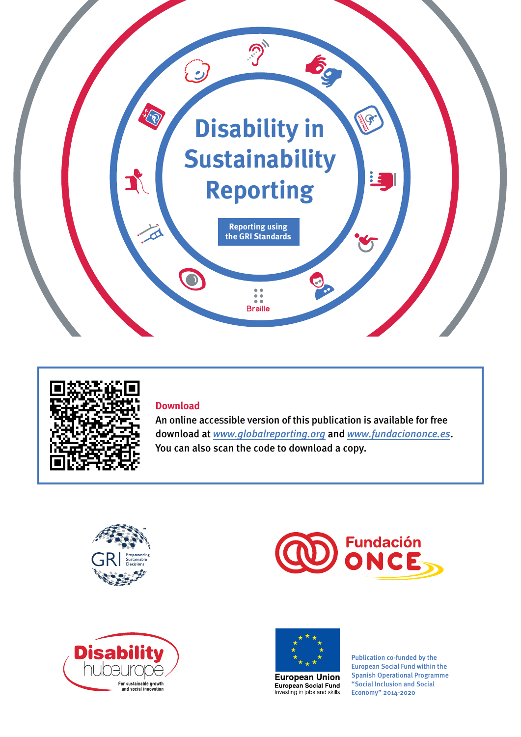# Disability in Sustainability Reporting

Reporting using the GRI Standards

Braille

**Download**

An online accessible version of this publication is available for free download at *www.globalreporting.org* and *www.fundaciononce.es*. You can also scan the code to download a copy.

GRI Empowering Sustainable Decisions

Fundación ONCE

Disability hubeurope For sustainable growth and social innovation

European Union
European Social Fund
Investing in jobs and skills

Publication co-funded by the European Social Fund within the Spanish Operational Programme "Social Inclusion and Social Economy" 2014-2020